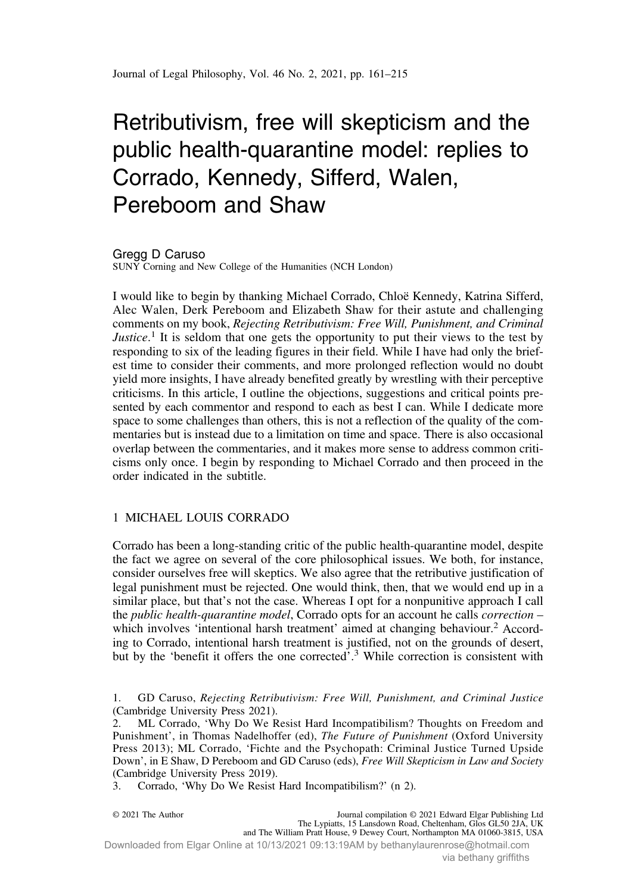# Retributivism, free will skepticism and the public health-quarantine model: replies to Corrado, Kennedy, Sifferd, Walen, Pereboom and Shaw

Gregg D Caruso
SUNY Corning and New College of the Humanities (NCH London)

I would like to begin by thanking Michael Corrado, Chloë Kennedy, Katrina Sifferd, Alec Walen, Derk Pereboom and Elizabeth Shaw for their astute and challenging comments on my book, *Rejecting Retributivism: Free Will, Punishment, and Criminal Justice*.[1] It is seldom that one gets the opportunity to put their views to the test by responding to six of the leading figures in their field. While I have had only the briefest time to consider their comments, and more prolonged reflection would no doubt yield more insights, I have already benefited greatly by wrestling with their perceptive criticisms. In this article, I outline the objections, suggestions and critical points presented by each commentor and respond to each as best I can. While I dedicate more space to some challenges than others, this is not a reflection of the quality of the commentaries but is instead due to a limitation on time and space. There is also occasional overlap between the commentaries, and it makes more sense to address common criticisms only once. I begin by responding to Michael Corrado and then proceed in the order indicated in the subtitle.

## 1 MICHAEL LOUIS CORRADO

Corrado has been a long-standing critic of the public health-quarantine model, despite the fact we agree on several of the core philosophical issues. We both, for instance, consider ourselves free will skeptics. We also agree that the retributive justification of legal punishment must be rejected. One would think, then, that we would end up in a similar place, but that's not the case. Whereas I opt for a nonpunitive approach I call the *public health-quarantine model*, Corrado opts for an account he calls *correction* – which involves 'intentional harsh treatment' aimed at changing behaviour.[2] According to Corrado, intentional harsh treatment is justified, not on the grounds of desert, but by the 'benefit it offers the one corrected'.[3] While correction is consistent with

1. GD Caruso, *Rejecting Retributivism: Free Will, Punishment, and Criminal Justice* (Cambridge University Press 2021).
2. ML Corrado, 'Why Do We Resist Hard Incompatibilism? Thoughts on Freedom and Punishment', in Thomas Nadelhoffer (ed), *The Future of Punishment* (Oxford University Press 2013); ML Corrado, 'Fichte and the Psychopath: Criminal Justice Turned Upside Down', in E Shaw, D Pereboom and GD Caruso (eds), *Free Will Skepticism in Law and Society* (Cambridge University Press 2019).
3. Corrado, 'Why Do We Resist Hard Incompatibilism?' (n 2).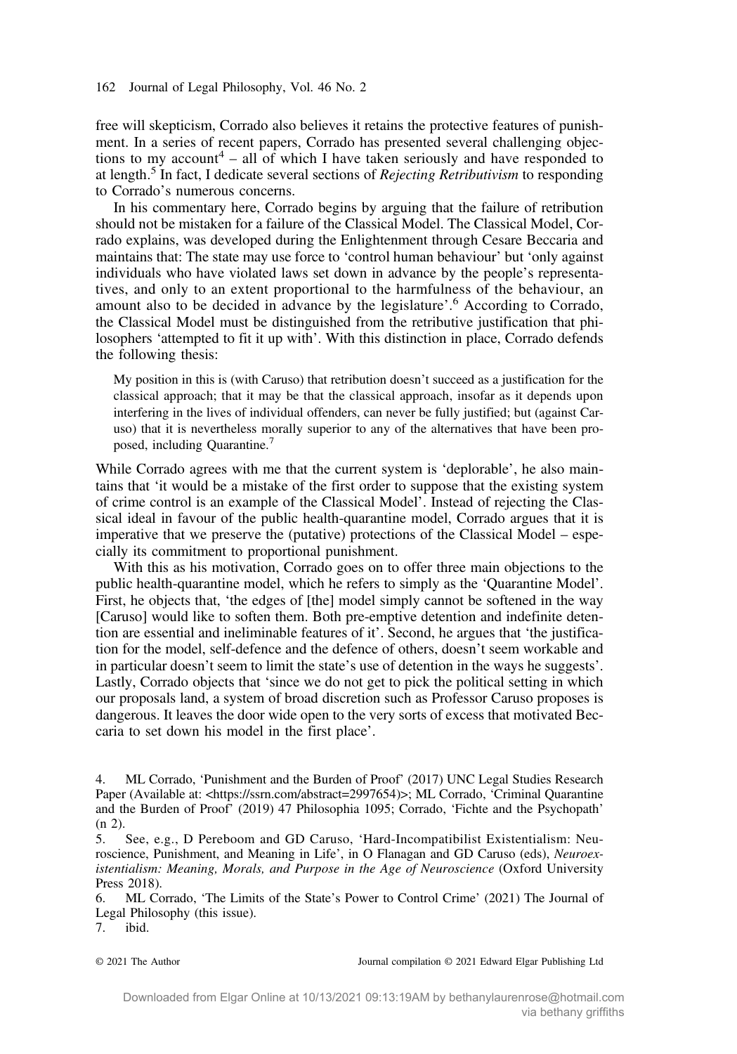free will skepticism, Corrado also believes it retains the protective features of punishment. In a series of recent papers, Corrado has presented several challenging objections to my account[4] – all of which I have taken seriously and have responded to at length.[5] In fact, I dedicate several sections of *Rejecting Retributivism* to responding to Corrado's numerous concerns.

In his commentary here, Corrado begins by arguing that the failure of retribution should not be mistaken for a failure of the Classical Model. The Classical Model, Corrado explains, was developed during the Enlightenment through Cesare Beccaria and maintains that: The state may use force to 'control human behaviour' but 'only against individuals who have violated laws set down in advance by the people's representatives, and only to an extent proportional to the harmfulness of the behaviour, an amount also to be decided in advance by the legislature'.[6] According to Corrado, the Classical Model must be distinguished from the retributive justification that philosophers 'attempted to fit it up with'. With this distinction in place, Corrado defends the following thesis:

> My position in this is (with Caruso) that retribution doesn't succeed as a justification for the classical approach; that it may be that the classical approach, insofar as it depends upon interfering in the lives of individual offenders, can never be fully justified; but (against Caruso) that it is nevertheless morally superior to any of the alternatives that have been proposed, including Quarantine.[7]

While Corrado agrees with me that the current system is 'deplorable', he also maintains that 'it would be a mistake of the first order to suppose that the existing system of crime control is an example of the Classical Model'. Instead of rejecting the Classical ideal in favour of the public health-quarantine model, Corrado argues that it is imperative that we preserve the (putative) protections of the Classical Model – especially its commitment to proportional punishment.

With this as his motivation, Corrado goes on to offer three main objections to the public health-quarantine model, which he refers to simply as the 'Quarantine Model'. First, he objects that, 'the edges of [the] model simply cannot be softened in the way [Caruso] would like to soften them. Both pre-emptive detention and indefinite detention are essential and ineliminable features of it'. Second, he argues that 'the justification for the model, self-defence and the defence of others, doesn't seem workable and in particular doesn't seem to limit the state's use of detention in the ways he suggests'. Lastly, Corrado objects that 'since we do not get to pick the political setting in which our proposals land, a system of broad discretion such as Professor Caruso proposes is dangerous. It leaves the door wide open to the very sorts of excess that motivated Beccaria to set down his model in the first place'.

4. ML Corrado, 'Punishment and the Burden of Proof' (2017) UNC Legal Studies Research Paper (Available at: <https://ssrn.com/abstract=2997654)>; ML Corrado, 'Criminal Quarantine and the Burden of Proof' (2019) 47 Philosophia 1095; Corrado, 'Fichte and the Psychopath' (n 2).

5. See, e.g., D Pereboom and GD Caruso, 'Hard-Incompatibilist Existentialism: Neuroscience, Punishment, and Meaning in Life', in O Flanagan and GD Caruso (eds), *Neuroexistentialism: Meaning, Morals, and Purpose in the Age of Neuroscience* (Oxford University Press 2018).

6. ML Corrado, 'The Limits of the State's Power to Control Crime' (2021) The Journal of Legal Philosophy (this issue).

7. ibid.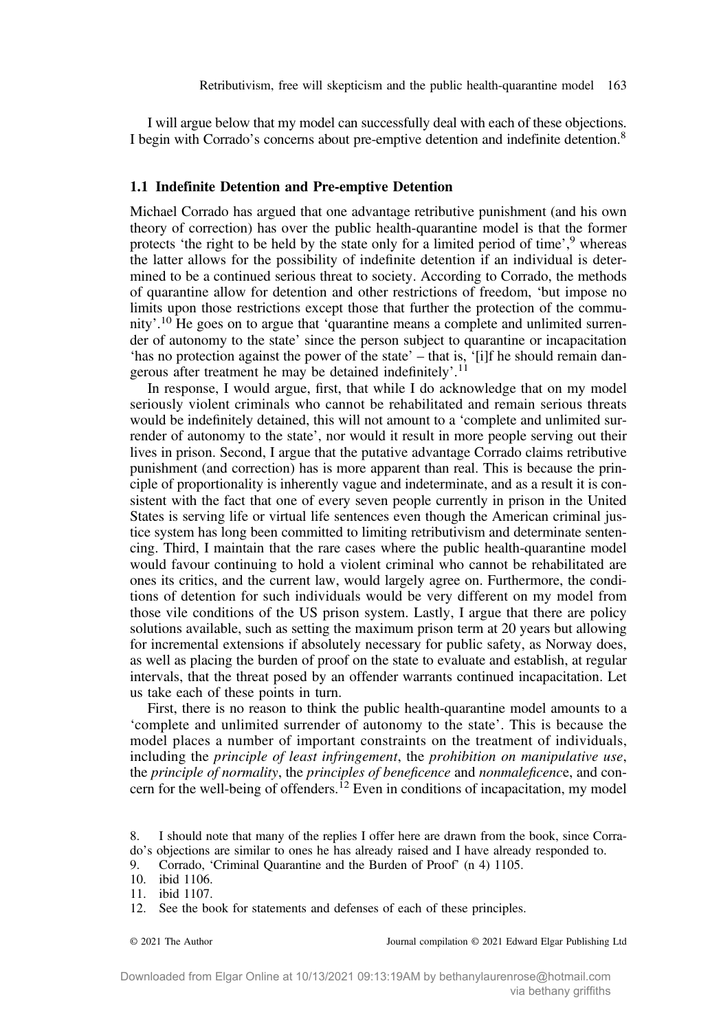I will argue below that my model can successfully deal with each of these objections. I begin with Corrado's concerns about pre-emptive detention and indefinite detention.[8]

### 1.1 Indefinite Detention and Pre-emptive Detention

Michael Corrado has argued that one advantage retributive punishment (and his own theory of correction) has over the public health-quarantine model is that the former protects 'the right to be held by the state only for a limited period of time',[9] whereas the latter allows for the possibility of indefinite detention if an individual is determined to be a continued serious threat to society. According to Corrado, the methods of quarantine allow for detention and other restrictions of freedom, 'but impose no limits upon those restrictions except those that further the protection of the community'.[10] He goes on to argue that 'quarantine means a complete and unlimited surrender of autonomy to the state' since the person subject to quarantine or incapacitation 'has no protection against the power of the state' – that is, '[i]f he should remain dangerous after treatment he may be detained indefinitely'.[11]

In response, I would argue, first, that while I do acknowledge that on my model seriously violent criminals who cannot be rehabilitated and remain serious threats would be indefinitely detained, this will not amount to a 'complete and unlimited surrender of autonomy to the state', nor would it result in more people serving out their lives in prison. Second, I argue that the putative advantage Corrado claims retributive punishment (and correction) has is more apparent than real. This is because the principle of proportionality is inherently vague and indeterminate, and as a result it is consistent with the fact that one of every seven people currently in prison in the United States is serving life or virtual life sentences even though the American criminal justice system has long been committed to limiting retributivism and determinate sentencing. Third, I maintain that the rare cases where the public health-quarantine model would favour continuing to hold a violent criminal who cannot be rehabilitated are ones its critics, and the current law, would largely agree on. Furthermore, the conditions of detention for such individuals would be very different on my model from those vile conditions of the US prison system. Lastly, I argue that there are policy solutions available, such as setting the maximum prison term at 20 years but allowing for incremental extensions if absolutely necessary for public safety, as Norway does, as well as placing the burden of proof on the state to evaluate and establish, at regular intervals, that the threat posed by an offender warrants continued incapacitation. Let us take each of these points in turn.

First, there is no reason to think the public health-quarantine model amounts to a 'complete and unlimited surrender of autonomy to the state'. This is because the model places a number of important constraints on the treatment of individuals, including the *principle of least infringement*, the *prohibition on manipulative use*, the *principle of normality*, the *principles of beneficence* and *nonmaleficenc*e, and concern for the well-being of offenders.[12] Even in conditions of incapacitation, my model

8. I should note that many of the replies I offer here are drawn from the book, since Corrado's objections are similar to ones he has already raised and I have already responded to.
9. Corrado, 'Criminal Quarantine and the Burden of Proof' (n 4) 1105.
10. ibid 1106.
11. ibid 1107.
12. See the book for statements and defenses of each of these principles.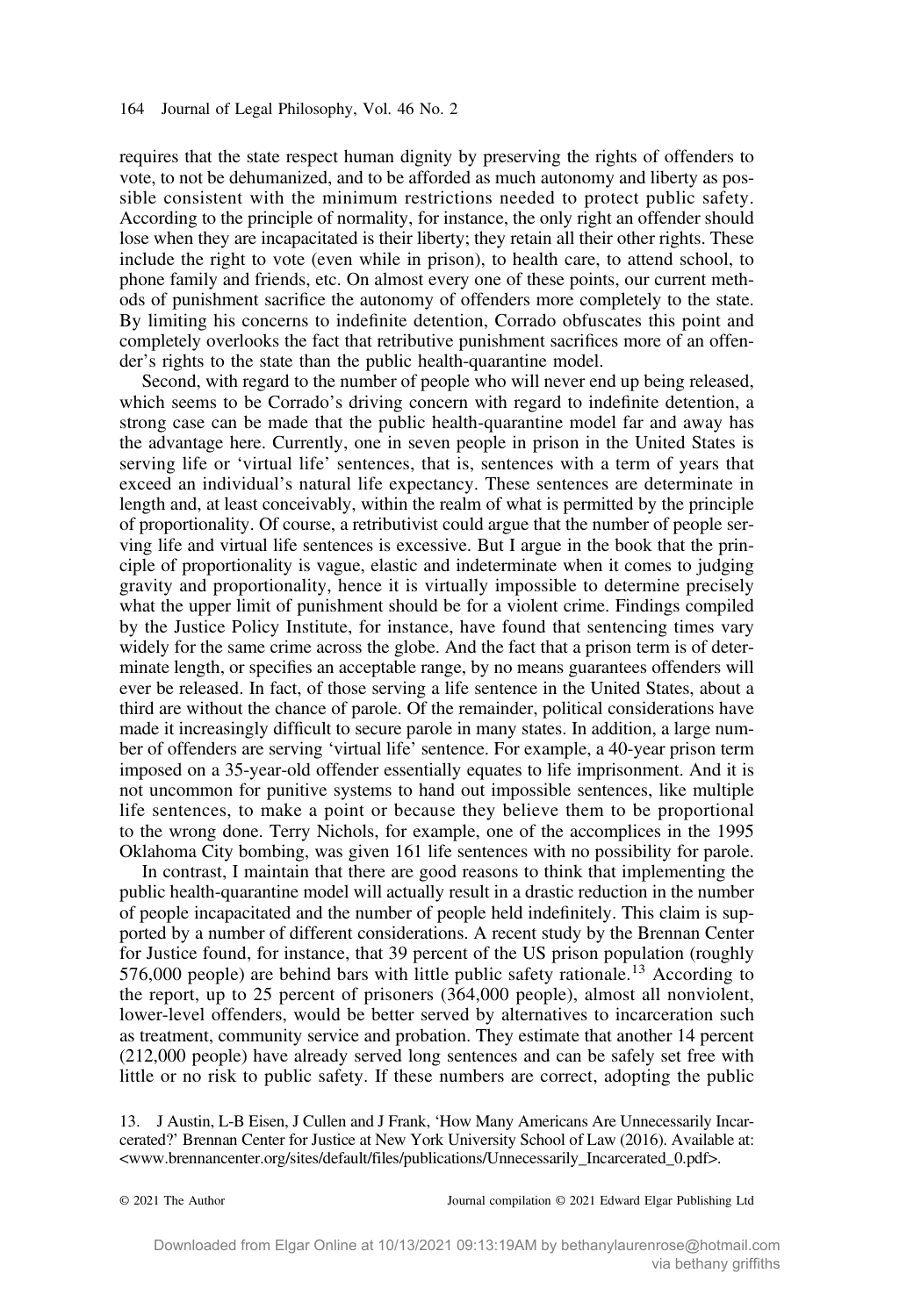requires that the state respect human dignity by preserving the rights of offenders to vote, to not be dehumanized, and to be afforded as much autonomy and liberty as possible consistent with the minimum restrictions needed to protect public safety. According to the principle of normality, for instance, the only right an offender should lose when they are incapacitated is their liberty; they retain all their other rights. These include the right to vote (even while in prison), to health care, to attend school, to phone family and friends, etc. On almost every one of these points, our current methods of punishment sacrifice the autonomy of offenders more completely to the state. By limiting his concerns to indefinite detention, Corrado obfuscates this point and completely overlooks the fact that retributive punishment sacrifices more of an offender's rights to the state than the public health-quarantine model.

Second, with regard to the number of people who will never end up being released, which seems to be Corrado's driving concern with regard to indefinite detention, a strong case can be made that the public health-quarantine model far and away has the advantage here. Currently, one in seven people in prison in the United States is serving life or 'virtual life' sentences, that is, sentences with a term of years that exceed an individual's natural life expectancy. These sentences are determinate in length and, at least conceivably, within the realm of what is permitted by the principle of proportionality. Of course, a retributivist could argue that the number of people serving life and virtual life sentences is excessive. But I argue in the book that the principle of proportionality is vague, elastic and indeterminate when it comes to judging gravity and proportionality, hence it is virtually impossible to determine precisely what the upper limit of punishment should be for a violent crime. Findings compiled by the Justice Policy Institute, for instance, have found that sentencing times vary widely for the same crime across the globe. And the fact that a prison term is of determinate length, or specifies an acceptable range, by no means guarantees offenders will ever be released. In fact, of those serving a life sentence in the United States, about a third are without the chance of parole. Of the remainder, political considerations have made it increasingly difficult to secure parole in many states. In addition, a large number of offenders are serving 'virtual life' sentence. For example, a 40-year prison term imposed on a 35-year-old offender essentially equates to life imprisonment. And it is not uncommon for punitive systems to hand out impossible sentences, like multiple life sentences, to make a point or because they believe them to be proportional to the wrong done. Terry Nichols, for example, one of the accomplices in the 1995 Oklahoma City bombing, was given 161 life sentences with no possibility for parole.

In contrast, I maintain that there are good reasons to think that implementing the public health-quarantine model will actually result in a drastic reduction in the number of people incapacitated and the number of people held indefinitely. This claim is supported by a number of different considerations. A recent study by the Brennan Center for Justice found, for instance, that 39 percent of the US prison population (roughly 576,000 people) are behind bars with little public safety rationale.[13] According to the report, up to 25 percent of prisoners (364,000 people), almost all nonviolent, lower-level offenders, would be better served by alternatives to incarceration such as treatment, community service and probation. They estimate that another 14 percent (212,000 people) have already served long sentences and can be safely set free with little or no risk to public safety. If these numbers are correct, adopting the public

13. J Austin, L-B Eisen, J Cullen and J Frank, 'How Many Americans Are Unnecessarily Incarcerated?' Brennan Center for Justice at New York University School of Law (2016). Available at: <www.brennancenter.org/sites/default/files/publications/Unnecessarily_Incarcerated_0.pdf>.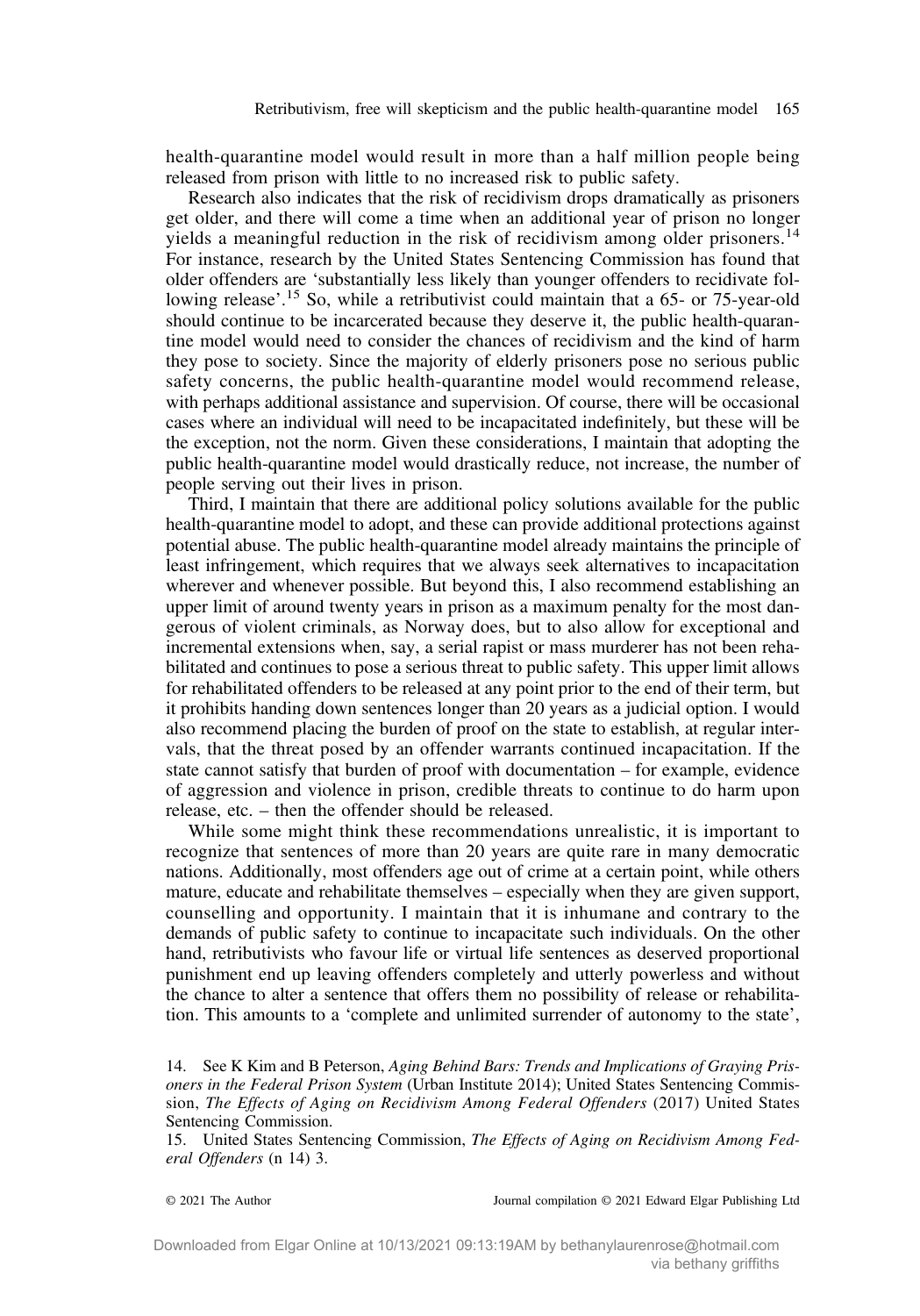health-quarantine model would result in more than a half million people being released from prison with little to no increased risk to public safety.

Research also indicates that the risk of recidivism drops dramatically as prisoners get older, and there will come a time when an additional year of prison no longer yields a meaningful reduction in the risk of recidivism among older prisoners.[14] For instance, research by the United States Sentencing Commission has found that older offenders are 'substantially less likely than younger offenders to recidivate following release'.[15] So, while a retributivist could maintain that a 65- or 75-year-old should continue to be incarcerated because they deserve it, the public health-quarantine model would need to consider the chances of recidivism and the kind of harm they pose to society. Since the majority of elderly prisoners pose no serious public safety concerns, the public health-quarantine model would recommend release, with perhaps additional assistance and supervision. Of course, there will be occasional cases where an individual will need to be incapacitated indefinitely, but these will be the exception, not the norm. Given these considerations, I maintain that adopting the public health-quarantine model would drastically reduce, not increase, the number of people serving out their lives in prison.

Third, I maintain that there are additional policy solutions available for the public health-quarantine model to adopt, and these can provide additional protections against potential abuse. The public health-quarantine model already maintains the principle of least infringement, which requires that we always seek alternatives to incapacitation wherever and whenever possible. But beyond this, I also recommend establishing an upper limit of around twenty years in prison as a maximum penalty for the most dangerous of violent criminals, as Norway does, but to also allow for exceptional and incremental extensions when, say, a serial rapist or mass murderer has not been rehabilitated and continues to pose a serious threat to public safety. This upper limit allows for rehabilitated offenders to be released at any point prior to the end of their term, but it prohibits handing down sentences longer than 20 years as a judicial option. I would also recommend placing the burden of proof on the state to establish, at regular intervals, that the threat posed by an offender warrants continued incapacitation. If the state cannot satisfy that burden of proof with documentation – for example, evidence of aggression and violence in prison, credible threats to continue to do harm upon release, etc. – then the offender should be released.

While some might think these recommendations unrealistic, it is important to recognize that sentences of more than 20 years are quite rare in many democratic nations. Additionally, most offenders age out of crime at a certain point, while others mature, educate and rehabilitate themselves – especially when they are given support, counselling and opportunity. I maintain that it is inhumane and contrary to the demands of public safety to continue to incapacitate such individuals. On the other hand, retributivists who favour life or virtual life sentences as deserved proportional punishment end up leaving offenders completely and utterly powerless and without the chance to alter a sentence that offers them no possibility of release or rehabilitation. This amounts to a 'complete and unlimited surrender of autonomy to the state',

14. See K Kim and B Peterson, *Aging Behind Bars: Trends and Implications of Graying Prisoners in the Federal Prison System* (Urban Institute 2014); United States Sentencing Commission, *The Effects of Aging on Recidivism Among Federal Offenders* (2017) United States Sentencing Commission.

15. United States Sentencing Commission, *The Effects of Aging on Recidivism Among Federal Offenders* (n 14) 3.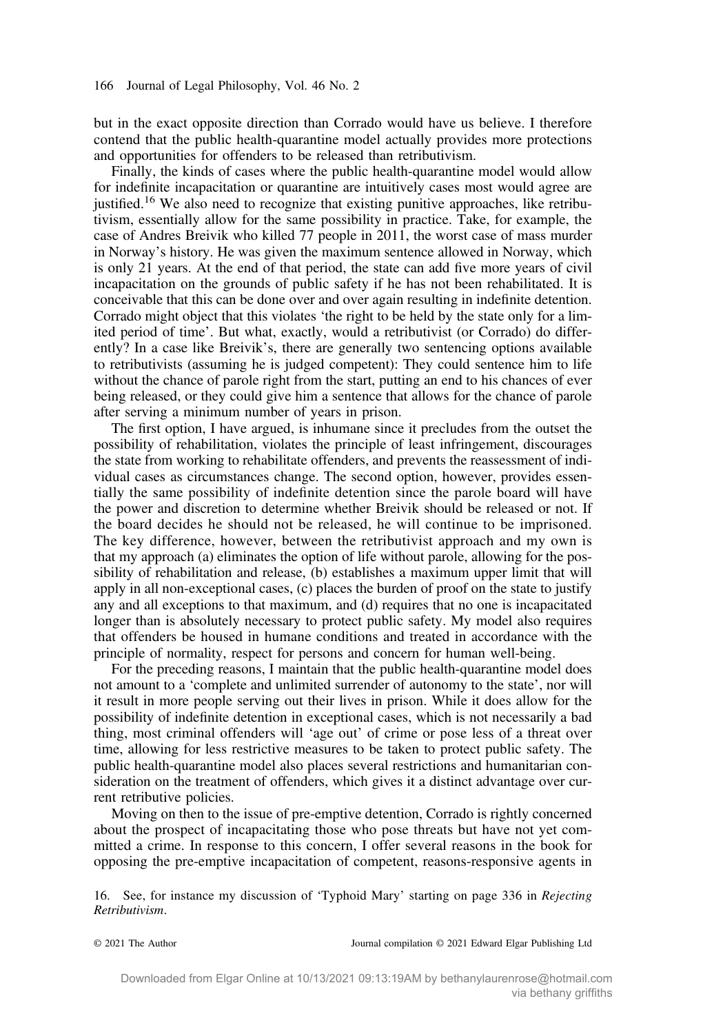but in the exact opposite direction than Corrado would have us believe. I therefore contend that the public health-quarantine model actually provides more protections and opportunities for offenders to be released than retributivism.

Finally, the kinds of cases where the public health-quarantine model would allow for indefinite incapacitation or quarantine are intuitively cases most would agree are justified.[16] We also need to recognize that existing punitive approaches, like retributivism, essentially allow for the same possibility in practice. Take, for example, the case of Andres Breivik who killed 77 people in 2011, the worst case of mass murder in Norway's history. He was given the maximum sentence allowed in Norway, which is only 21 years. At the end of that period, the state can add five more years of civil incapacitation on the grounds of public safety if he has not been rehabilitated. It is conceivable that this can be done over and over again resulting in indefinite detention. Corrado might object that this violates 'the right to be held by the state only for a limited period of time'. But what, exactly, would a retributivist (or Corrado) do differently? In a case like Breivik's, there are generally two sentencing options available to retributivists (assuming he is judged competent): They could sentence him to life without the chance of parole right from the start, putting an end to his chances of ever being released, or they could give him a sentence that allows for the chance of parole after serving a minimum number of years in prison.

The first option, I have argued, is inhumane since it precludes from the outset the possibility of rehabilitation, violates the principle of least infringement, discourages the state from working to rehabilitate offenders, and prevents the reassessment of individual cases as circumstances change. The second option, however, provides essentially the same possibility of indefinite detention since the parole board will have the power and discretion to determine whether Breivik should be released or not. If the board decides he should not be released, he will continue to be imprisoned. The key difference, however, between the retributivist approach and my own is that my approach (a) eliminates the option of life without parole, allowing for the possibility of rehabilitation and release, (b) establishes a maximum upper limit that will apply in all non-exceptional cases, (c) places the burden of proof on the state to justify any and all exceptions to that maximum, and (d) requires that no one is incapacitated longer than is absolutely necessary to protect public safety. My model also requires that offenders be housed in humane conditions and treated in accordance with the principle of normality, respect for persons and concern for human well-being.

For the preceding reasons, I maintain that the public health-quarantine model does not amount to a 'complete and unlimited surrender of autonomy to the state', nor will it result in more people serving out their lives in prison. While it does allow for the possibility of indefinite detention in exceptional cases, which is not necessarily a bad thing, most criminal offenders will 'age out' of crime or pose less of a threat over time, allowing for less restrictive measures to be taken to protect public safety. The public health-quarantine model also places several restrictions and humanitarian consideration on the treatment of offenders, which gives it a distinct advantage over current retributive policies.

Moving on then to the issue of pre-emptive detention, Corrado is rightly concerned about the prospect of incapacitating those who pose threats but have not yet committed a crime. In response to this concern, I offer several reasons in the book for opposing the pre-emptive incapacitation of competent, reasons-responsive agents in

16. See, for instance my discussion of 'Typhoid Mary' starting on page 336 in *Rejecting Retributivism*.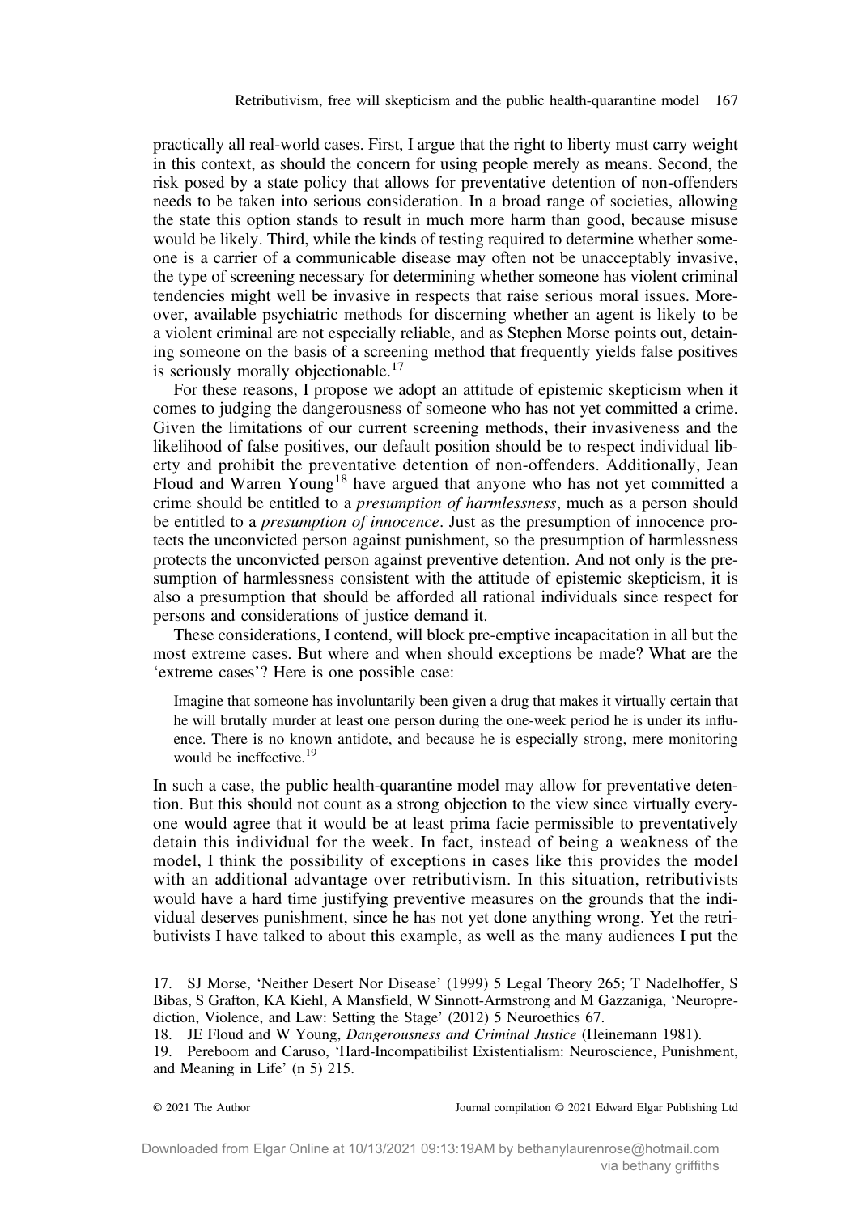practically all real-world cases. First, I argue that the right to liberty must carry weight in this context, as should the concern for using people merely as means. Second, the risk posed by a state policy that allows for preventative detention of non-offenders needs to be taken into serious consideration. In a broad range of societies, allowing the state this option stands to result in much more harm than good, because misuse would be likely. Third, while the kinds of testing required to determine whether someone is a carrier of a communicable disease may often not be unacceptably invasive, the type of screening necessary for determining whether someone has violent criminal tendencies might well be invasive in respects that raise serious moral issues. Moreover, available psychiatric methods for discerning whether an agent is likely to be a violent criminal are not especially reliable, and as Stephen Morse points out, detaining someone on the basis of a screening method that frequently yields false positives is seriously morally objectionable.[17]

For these reasons, I propose we adopt an attitude of epistemic skepticism when it comes to judging the dangerousness of someone who has not yet committed a crime. Given the limitations of our current screening methods, their invasiveness and the likelihood of false positives, our default position should be to respect individual liberty and prohibit the preventative detention of non-offenders. Additionally, Jean Floud and Warren Young[18] have argued that anyone who has not yet committed a crime should be entitled to a *presumption of harmlessness*, much as a person should be entitled to a *presumption of innocence*. Just as the presumption of innocence protects the unconvicted person against punishment, so the presumption of harmlessness protects the unconvicted person against preventive detention. And not only is the presumption of harmlessness consistent with the attitude of epistemic skepticism, it is also a presumption that should be afforded all rational individuals since respect for persons and considerations of justice demand it.

These considerations, I contend, will block pre-emptive incapacitation in all but the most extreme cases. But where and when should exceptions be made? What are the 'extreme cases'? Here is one possible case:

> Imagine that someone has involuntarily been given a drug that makes it virtually certain that he will brutally murder at least one person during the one-week period he is under its influence. There is no known antidote, and because he is especially strong, mere monitoring would be ineffective.[19]

In such a case, the public health-quarantine model may allow for preventative detention. But this should not count as a strong objection to the view since virtually everyone would agree that it would be at least prima facie permissible to preventatively detain this individual for the week. In fact, instead of being a weakness of the model, I think the possibility of exceptions in cases like this provides the model with an additional advantage over retributivism. In this situation, retributivists would have a hard time justifying preventive measures on the grounds that the individual deserves punishment, since he has not yet done anything wrong. Yet the retributivists I have talked to about this example, as well as the many audiences I put the

17. SJ Morse, 'Neither Desert Nor Disease' (1999) 5 Legal Theory 265; T Nadelhoffer, S Bibas, S Grafton, KA Kiehl, A Mansfield, W Sinnott-Armstrong and M Gazzaniga, 'Neuroprediction, Violence, and Law: Setting the Stage' (2012) 5 Neuroethics 67.

18. JE Floud and W Young, *Dangerousness and Criminal Justice* (Heinemann 1981).

19. Pereboom and Caruso, 'Hard-Incompatibilist Existentialism: Neuroscience, Punishment, and Meaning in Life' (n 5) 215.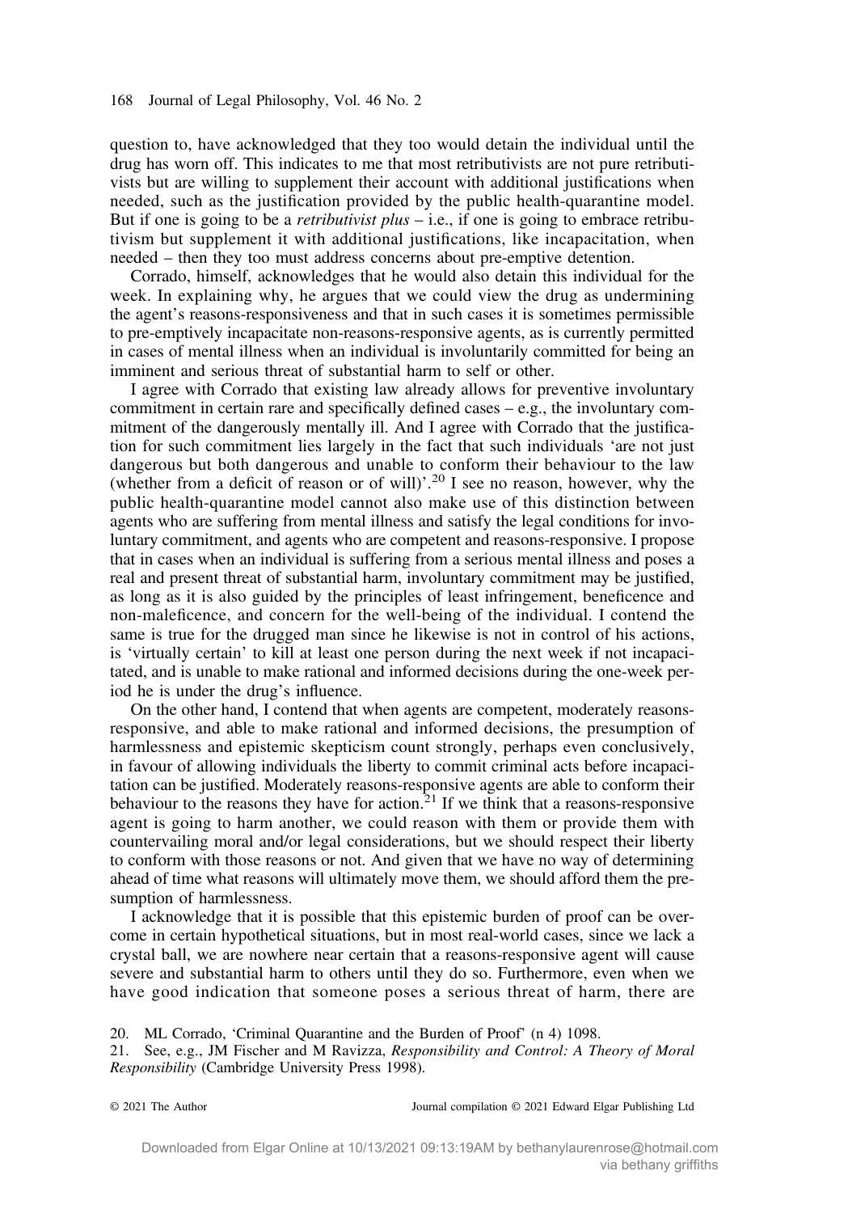question to, have acknowledged that they too would detain the individual until the drug has worn off. This indicates to me that most retributivists are not pure retributivists but are willing to supplement their account with additional justifications when needed, such as the justification provided by the public health-quarantine model. But if one is going to be a *retributivist plus* – i.e., if one is going to embrace retributivism but supplement it with additional justifications, like incapacitation, when needed – then they too must address concerns about pre-emptive detention.

Corrado, himself, acknowledges that he would also detain this individual for the week. In explaining why, he argues that we could view the drug as undermining the agent's reasons-responsiveness and that in such cases it is sometimes permissible to pre-emptively incapacitate non-reasons-responsive agents, as is currently permitted in cases of mental illness when an individual is involuntarily committed for being an imminent and serious threat of substantial harm to self or other.

I agree with Corrado that existing law already allows for preventive involuntary commitment in certain rare and specifically defined cases – e.g., the involuntary commitment of the dangerously mentally ill. And I agree with Corrado that the justification for such commitment lies largely in the fact that such individuals 'are not just dangerous but both dangerous and unable to conform their behaviour to the law (whether from a deficit of reason or of will)'.[20] I see no reason, however, why the public health-quarantine model cannot also make use of this distinction between agents who are suffering from mental illness and satisfy the legal conditions for involuntary commitment, and agents who are competent and reasons-responsive. I propose that in cases when an individual is suffering from a serious mental illness and poses a real and present threat of substantial harm, involuntary commitment may be justified, as long as it is also guided by the principles of least infringement, beneficence and non-maleficence, and concern for the well-being of the individual. I contend the same is true for the drugged man since he likewise is not in control of his actions, is 'virtually certain' to kill at least one person during the next week if not incapacitated, and is unable to make rational and informed decisions during the one-week period he is under the drug's influence.

On the other hand, I contend that when agents are competent, moderately reasons-responsive, and able to make rational and informed decisions, the presumption of harmlessness and epistemic skepticism count strongly, perhaps even conclusively, in favour of allowing individuals the liberty to commit criminal acts before incapacitation can be justified. Moderately reasons-responsive agents are able to conform their behaviour to the reasons they have for action.[21] If we think that a reasons-responsive agent is going to harm another, we could reason with them or provide them with countervailing moral and/or legal considerations, but we should respect their liberty to conform with those reasons or not. And given that we have no way of determining ahead of time what reasons will ultimately move them, we should afford them the presumption of harmlessness.

I acknowledge that it is possible that this epistemic burden of proof can be overcome in certain hypothetical situations, but in most real-world cases, since we lack a crystal ball, we are nowhere near certain that a reasons-responsive agent will cause severe and substantial harm to others until they do so. Furthermore, even when we have good indication that someone poses a serious threat of harm, there are

20. ML Corrado, 'Criminal Quarantine and the Burden of Proof' (n 4) 1098.

21. See, e.g., JM Fischer and M Ravizza, *Responsibility and Control: A Theory of Moral Responsibility* (Cambridge University Press 1998).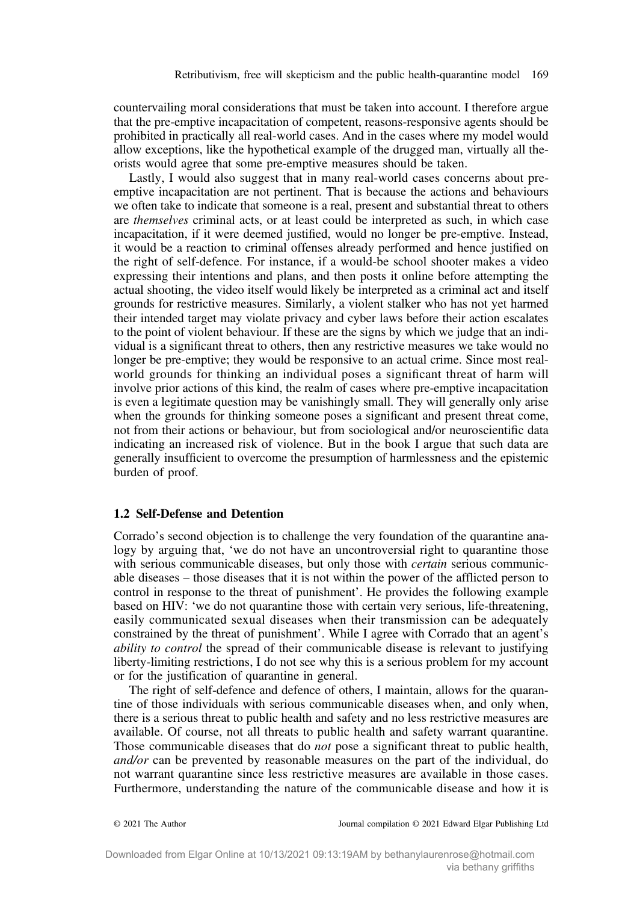countervailing moral considerations that must be taken into account. I therefore argue that the pre-emptive incapacitation of competent, reasons-responsive agents should be prohibited in practically all real-world cases. And in the cases where my model would allow exceptions, like the hypothetical example of the drugged man, virtually all theorists would agree that some pre-emptive measures should be taken.

Lastly, I would also suggest that in many real-world cases concerns about pre-emptive incapacitation are not pertinent. That is because the actions and behaviours we often take to indicate that someone is a real, present and substantial threat to others are *themselves* criminal acts, or at least could be interpreted as such, in which case incapacitation, if it were deemed justified, would no longer be pre-emptive. Instead, it would be a reaction to criminal offenses already performed and hence justified on the right of self-defence. For instance, if a would-be school shooter makes a video expressing their intentions and plans, and then posts it online before attempting the actual shooting, the video itself would likely be interpreted as a criminal act and itself grounds for restrictive measures. Similarly, a violent stalker who has not yet harmed their intended target may violate privacy and cyber laws before their action escalates to the point of violent behaviour. If these are the signs by which we judge that an individual is a significant threat to others, then any restrictive measures we take would no longer be pre-emptive; they would be responsive to an actual crime. Since most real-world grounds for thinking an individual poses a significant threat of harm will involve prior actions of this kind, the realm of cases where pre-emptive incapacitation is even a legitimate question may be vanishingly small. They will generally only arise when the grounds for thinking someone poses a significant and present threat come, not from their actions or behaviour, but from sociological and/or neuroscientific data indicating an increased risk of violence. But in the book I argue that such data are generally insufficient to overcome the presumption of harmlessness and the epistemic burden of proof.

### 1.2 Self-Defense and Detention

Corrado's second objection is to challenge the very foundation of the quarantine analogy by arguing that, 'we do not have an uncontroversial right to quarantine those with serious communicable diseases, but only those with *certain* serious communicable diseases – those diseases that it is not within the power of the afflicted person to control in response to the threat of punishment'. He provides the following example based on HIV: 'we do not quarantine those with certain very serious, life-threatening, easily communicated sexual diseases when their transmission can be adequately constrained by the threat of punishment'. While I agree with Corrado that an agent's *ability to control* the spread of their communicable disease is relevant to justifying liberty-limiting restrictions, I do not see why this is a serious problem for my account or for the justification of quarantine in general.

The right of self-defence and defence of others, I maintain, allows for the quarantine of those individuals with serious communicable diseases when, and only when, there is a serious threat to public health and safety and no less restrictive measures are available. Of course, not all threats to public health and safety warrant quarantine. Those communicable diseases that do *not* pose a significant threat to public health, *and/or* can be prevented by reasonable measures on the part of the individual, do not warrant quarantine since less restrictive measures are available in those cases. Furthermore, understanding the nature of the communicable disease and how it is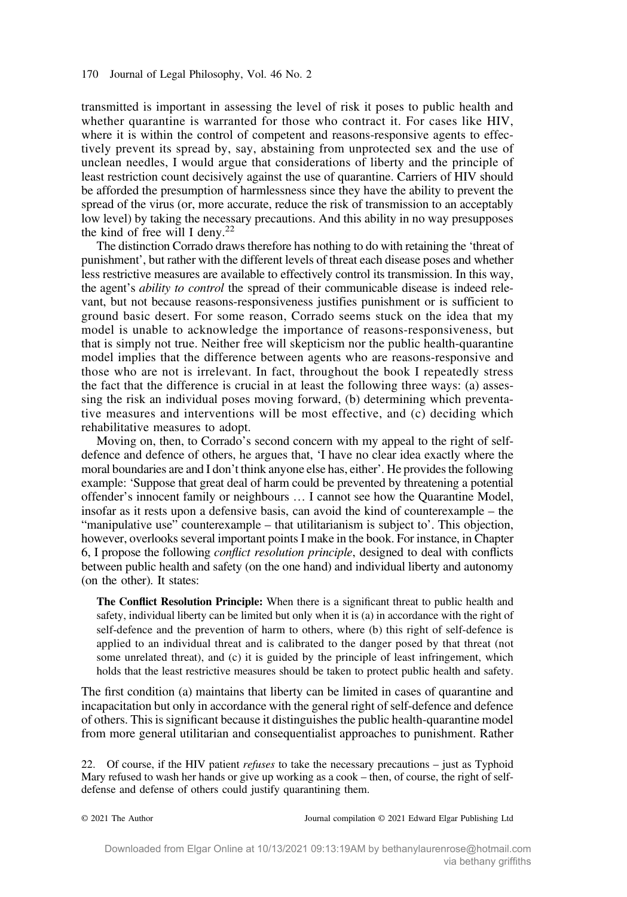transmitted is important in assessing the level of risk it poses to public health and whether quarantine is warranted for those who contract it. For cases like HIV, where it is within the control of competent and reasons-responsive agents to effectively prevent its spread by, say, abstaining from unprotected sex and the use of unclean needles, I would argue that considerations of liberty and the principle of least restriction count decisively against the use of quarantine. Carriers of HIV should be afforded the presumption of harmlessness since they have the ability to prevent the spread of the virus (or, more accurate, reduce the risk of transmission to an acceptably low level) by taking the necessary precautions. And this ability in no way presupposes the kind of free will I deny.[22]

The distinction Corrado draws therefore has nothing to do with retaining the 'threat of punishment', but rather with the different levels of threat each disease poses and whether less restrictive measures are available to effectively control its transmission. In this way, the agent's *ability to control* the spread of their communicable disease is indeed relevant, but not because reasons-responsiveness justifies punishment or is sufficient to ground basic desert. For some reason, Corrado seems stuck on the idea that my model is unable to acknowledge the importance of reasons-responsiveness, but that is simply not true. Neither free will skepticism nor the public health-quarantine model implies that the difference between agents who are reasons-responsive and those who are not is irrelevant. In fact, throughout the book I repeatedly stress the fact that the difference is crucial in at least the following three ways: (a) assessing the risk an individual poses moving forward, (b) determining which preventative measures and interventions will be most effective, and (c) deciding which rehabilitative measures to adopt.

Moving on, then, to Corrado's second concern with my appeal to the right of self-defence and defence of others, he argues that, 'I have no clear idea exactly where the moral boundaries are and I don't think anyone else has, either'. He provides the following example: 'Suppose that great deal of harm could be prevented by threatening a potential offender's innocent family or neighbours … I cannot see how the Quarantine Model, insofar as it rests upon a defensive basis, can avoid the kind of counterexample – the "manipulative use" counterexample – that utilitarianism is subject to'. This objection, however, overlooks several important points I make in the book. For instance, in Chapter 6, I propose the following *conflict resolution principle*, designed to deal with conflicts between public health and safety (on the one hand) and individual liberty and autonomy (on the other). It states:

> **The Conflict Resolution Principle:** When there is a significant threat to public health and safety, individual liberty can be limited but only when it is (a) in accordance with the right of self-defence and the prevention of harm to others, where (b) this right of self-defence is applied to an individual threat and is calibrated to the danger posed by that threat (not some unrelated threat), and (c) it is guided by the principle of least infringement, which holds that the least restrictive measures should be taken to protect public health and safety.

The first condition (a) maintains that liberty can be limited in cases of quarantine and incapacitation but only in accordance with the general right of self-defence and defence of others. This is significant because it distinguishes the public health-quarantine model from more general utilitarian and consequentialist approaches to punishment. Rather

22. Of course, if the HIV patient *refuses* to take the necessary precautions – just as Typhoid Mary refused to wash her hands or give up working as a cook – then, of course, the right of self-defense and defense of others could justify quarantining them.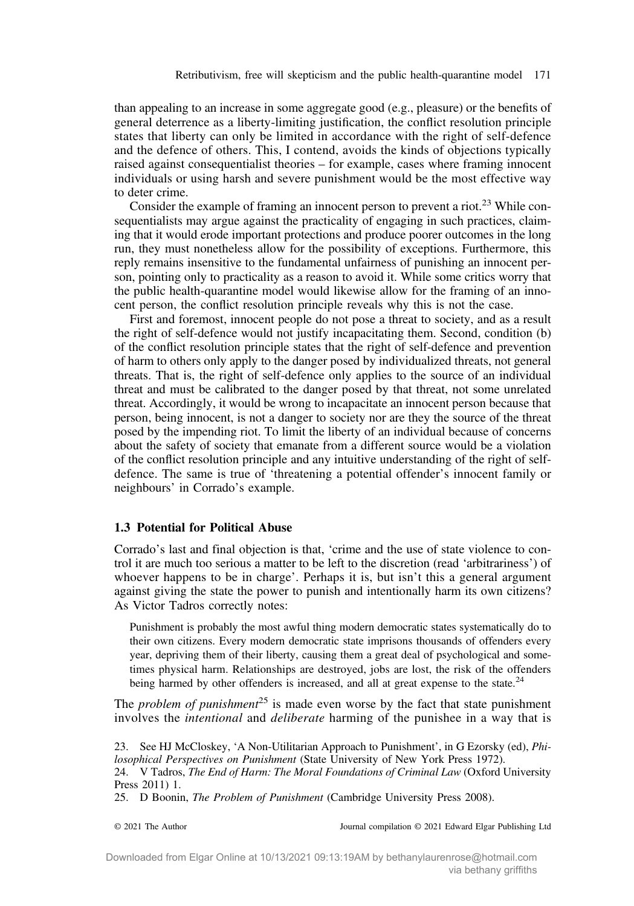than appealing to an increase in some aggregate good (e.g., pleasure) or the benefits of general deterrence as a liberty-limiting justification, the conflict resolution principle states that liberty can only be limited in accordance with the right of self-defence and the defence of others. This, I contend, avoids the kinds of objections typically raised against consequentialist theories – for example, cases where framing innocent individuals or using harsh and severe punishment would be the most effective way to deter crime.

Consider the example of framing an innocent person to prevent a riot.[23] While consequentialists may argue against the practicality of engaging in such practices, claiming that it would erode important protections and produce poorer outcomes in the long run, they must nonetheless allow for the possibility of exceptions. Furthermore, this reply remains insensitive to the fundamental unfairness of punishing an innocent person, pointing only to practicality as a reason to avoid it. While some critics worry that the public health-quarantine model would likewise allow for the framing of an innocent person, the conflict resolution principle reveals why this is not the case.

First and foremost, innocent people do not pose a threat to society, and as a result the right of self-defence would not justify incapacitating them. Second, condition (b) of the conflict resolution principle states that the right of self-defence and prevention of harm to others only apply to the danger posed by individualized threats, not general threats. That is, the right of self-defence only applies to the source of an individual threat and must be calibrated to the danger posed by that threat, not some unrelated threat. Accordingly, it would be wrong to incapacitate an innocent person because that person, being innocent, is not a danger to society nor are they the source of the threat posed by the impending riot. To limit the liberty of an individual because of concerns about the safety of society that emanate from a different source would be a violation of the conflict resolution principle and any intuitive understanding of the right of self-defence. The same is true of 'threatening a potential offender's innocent family or neighbours' in Corrado's example.

### 1.3 Potential for Political Abuse

Corrado's last and final objection is that, 'crime and the use of state violence to control it are much too serious a matter to be left to the discretion (read 'arbitrariness') of whoever happens to be in charge'. Perhaps it is, but isn't this a general argument against giving the state the power to punish and intentionally harm its own citizens? As Victor Tadros correctly notes:

> Punishment is probably the most awful thing modern democratic states systematically do to their own citizens. Every modern democratic state imprisons thousands of offenders every year, depriving them of their liberty, causing them a great deal of psychological and sometimes physical harm. Relationships are destroyed, jobs are lost, the risk of the offenders being harmed by other offenders is increased, and all at great expense to the state.[24]

The *problem of punishment*[25] is made even worse by the fact that state punishment involves the *intentional* and *deliberate* harming of the punishee in a way that is

23. See HJ McCloskey, 'A Non-Utilitarian Approach to Punishment', in G Ezorsky (ed), *Philosophical Perspectives on Punishment* (State University of New York Press 1972).

24. V Tadros, *The End of Harm: The Moral Foundations of Criminal Law* (Oxford University Press 2011) 1.

25. D Boonin, *The Problem of Punishment* (Cambridge University Press 2008).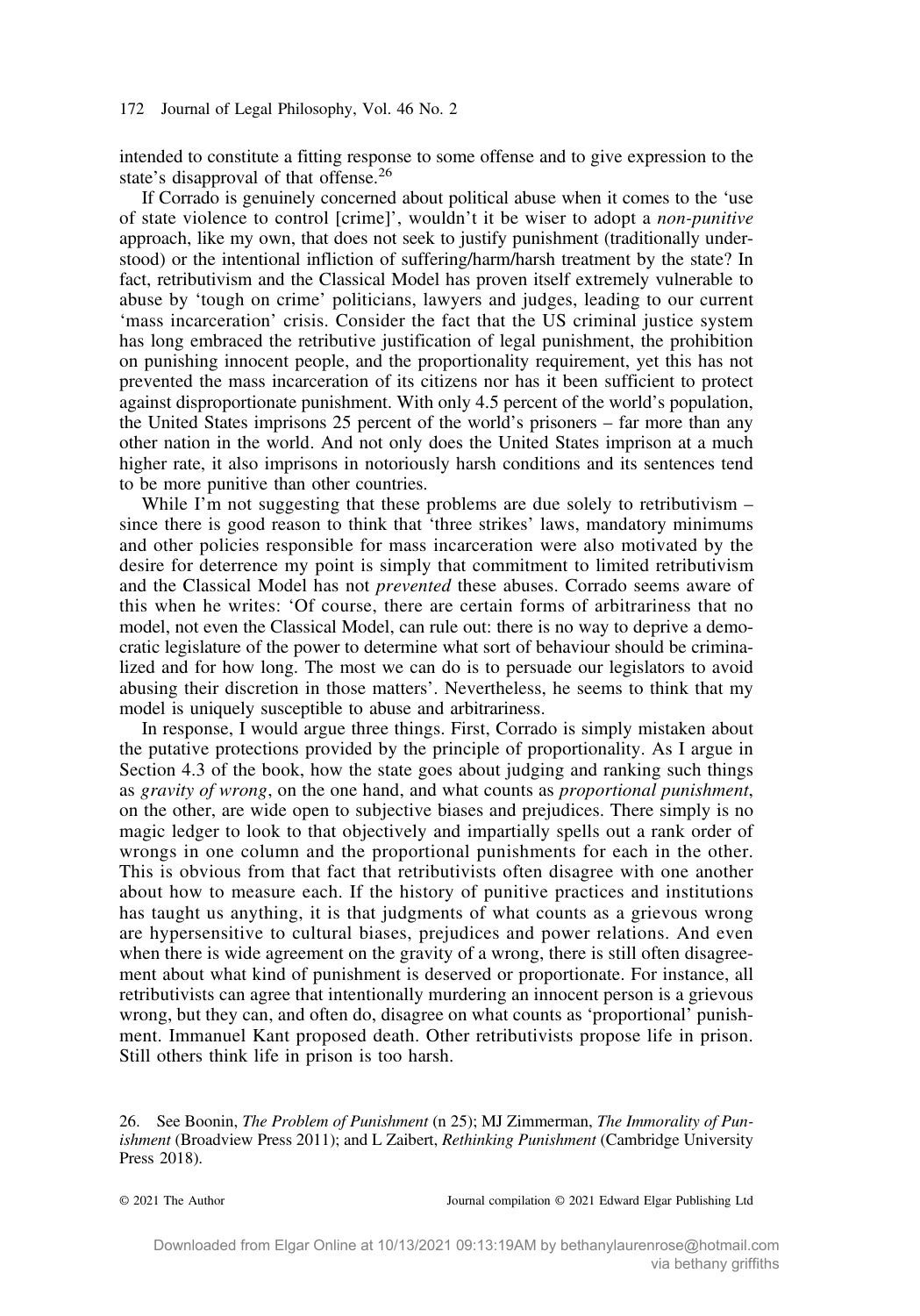intended to constitute a fitting response to some offense and to give expression to the state's disapproval of that offense.[26]

If Corrado is genuinely concerned about political abuse when it comes to the 'use of state violence to control [crime]', wouldn't it be wiser to adopt a *non-punitive* approach, like my own, that does not seek to justify punishment (traditionally understood) or the intentional infliction of suffering/harm/harsh treatment by the state? In fact, retributivism and the Classical Model has proven itself extremely vulnerable to abuse by 'tough on crime' politicians, lawyers and judges, leading to our current 'mass incarceration' crisis. Consider the fact that the US criminal justice system has long embraced the retributive justification of legal punishment, the prohibition on punishing innocent people, and the proportionality requirement, yet this has not prevented the mass incarceration of its citizens nor has it been sufficient to protect against disproportionate punishment. With only 4.5 percent of the world's population, the United States imprisons 25 percent of the world's prisoners – far more than any other nation in the world. And not only does the United States imprison at a much higher rate, it also imprisons in notoriously harsh conditions and its sentences tend to be more punitive than other countries.

While I'm not suggesting that these problems are due solely to retributivism – since there is good reason to think that 'three strikes' laws, mandatory minimums and other policies responsible for mass incarceration were also motivated by the desire for deterrence my point is simply that commitment to limited retributivism and the Classical Model has not *prevented* these abuses. Corrado seems aware of this when he writes: 'Of course, there are certain forms of arbitrariness that no model, not even the Classical Model, can rule out: there is no way to deprive a democratic legislature of the power to determine what sort of behaviour should be criminalized and for how long. The most we can do is to persuade our legislators to avoid abusing their discretion in those matters'. Nevertheless, he seems to think that my model is uniquely susceptible to abuse and arbitrariness.

In response, I would argue three things. First, Corrado is simply mistaken about the putative protections provided by the principle of proportionality. As I argue in Section 4.3 of the book, how the state goes about judging and ranking such things as *gravity of wrong*, on the one hand, and what counts as *proportional punishment*, on the other, are wide open to subjective biases and prejudices. There simply is no magic ledger to look to that objectively and impartially spells out a rank order of wrongs in one column and the proportional punishments for each in the other. This is obvious from that fact that retributivists often disagree with one another about how to measure each. If the history of punitive practices and institutions has taught us anything, it is that judgments of what counts as a grievous wrong are hypersensitive to cultural biases, prejudices and power relations. And even when there is wide agreement on the gravity of a wrong, there is still often disagreement about what kind of punishment is deserved or proportionate. For instance, all retributivists can agree that intentionally murdering an innocent person is a grievous wrong, but they can, and often do, disagree on what counts as 'proportional' punishment. Immanuel Kant proposed death. Other retributivists propose life in prison. Still others think life in prison is too harsh.

26. See Boonin, *The Problem of Punishment* (n 25); MJ Zimmerman, *The Immorality of Punishment* (Broadview Press 2011); and L Zaibert, *Rethinking Punishment* (Cambridge University Press 2018).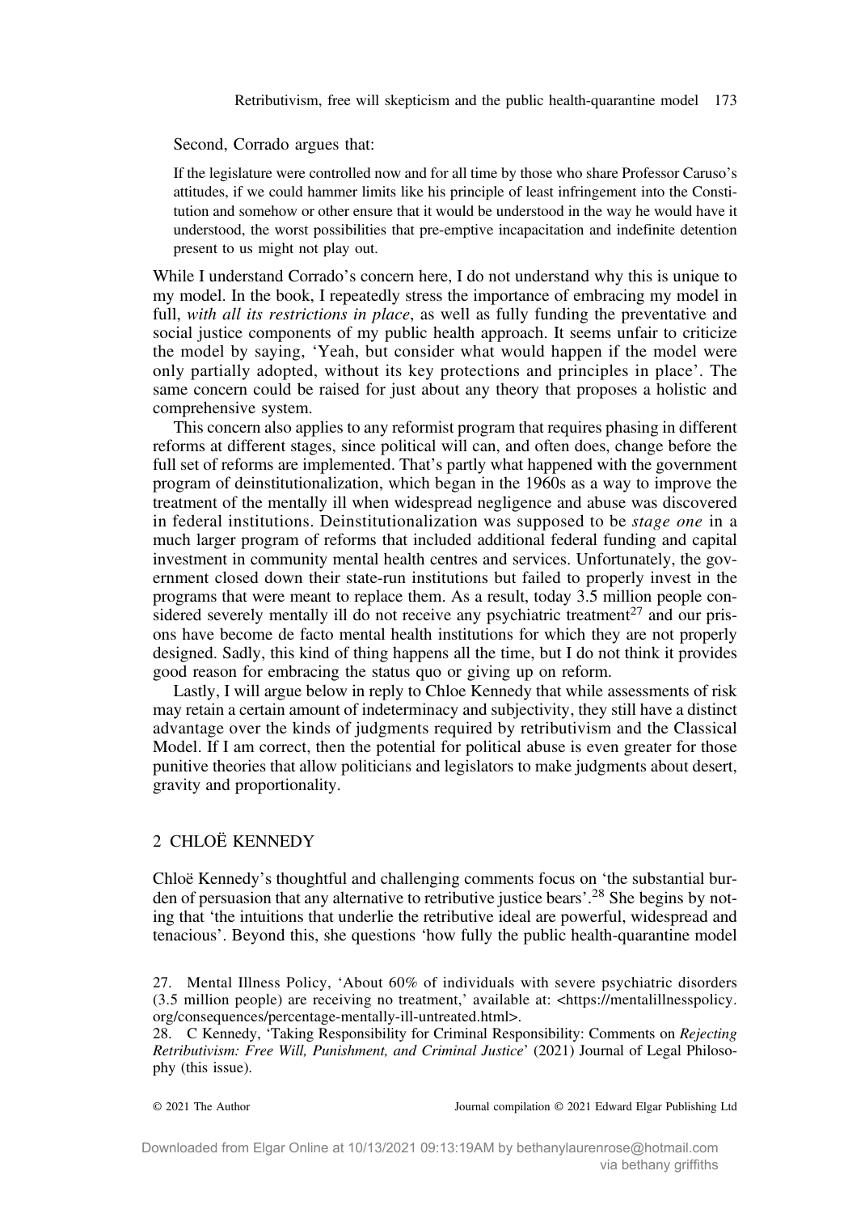Second, Corrado argues that:

> If the legislature were controlled now and for all time by those who share Professor Caruso's attitudes, if we could hammer limits like his principle of least infringement into the Constitution and somehow or other ensure that it would be understood in the way he would have it understood, the worst possibilities that pre-emptive incapacitation and indefinite detention present to us might not play out.

While I understand Corrado's concern here, I do not understand why this is unique to my model. In the book, I repeatedly stress the importance of embracing my model in full, *with all its restrictions in place*, as well as fully funding the preventative and social justice components of my public health approach. It seems unfair to criticize the model by saying, 'Yeah, but consider what would happen if the model were only partially adopted, without its key protections and principles in place'. The same concern could be raised for just about any theory that proposes a holistic and comprehensive system.

This concern also applies to any reformist program that requires phasing in different reforms at different stages, since political will can, and often does, change before the full set of reforms are implemented. That's partly what happened with the government program of deinstitutionalization, which began in the 1960s as a way to improve the treatment of the mentally ill when widespread negligence and abuse was discovered in federal institutions. Deinstitutionalization was supposed to be *stage one* in a much larger program of reforms that included additional federal funding and capital investment in community mental health centres and services. Unfortunately, the government closed down their state-run institutions but failed to properly invest in the programs that were meant to replace them. As a result, today 3.5 million people considered severely mentally ill do not receive any psychiatric treatment[27] and our prisons have become de facto mental health institutions for which they are not properly designed. Sadly, this kind of thing happens all the time, but I do not think it provides good reason for embracing the status quo or giving up on reform.

Lastly, I will argue below in reply to Chloe Kennedy that while assessments of risk may retain a certain amount of indeterminacy and subjectivity, they still have a distinct advantage over the kinds of judgments required by retributivism and the Classical Model. If I am correct, then the potential for political abuse is even greater for those punitive theories that allow politicians and legislators to make judgments about desert, gravity and proportionality.

## 2 CHLOË KENNEDY

Chloë Kennedy's thoughtful and challenging comments focus on 'the substantial burden of persuasion that any alternative to retributive justice bears'.[28] She begins by noting that 'the intuitions that underlie the retributive ideal are powerful, widespread and tenacious'. Beyond this, she questions 'how fully the public health-quarantine model

27. Mental Illness Policy, 'About 60% of individuals with severe psychiatric disorders (3.5 million people) are receiving no treatment,' available at: <https://mentalillnesspolicy.org/consequences/percentage-mentally-ill-untreated.html>.

28. C Kennedy, 'Taking Responsibility for Criminal Responsibility: Comments on *Rejecting Retributivism: Free Will, Punishment, and Criminal Justice*' (2021) Journal of Legal Philosophy (this issue).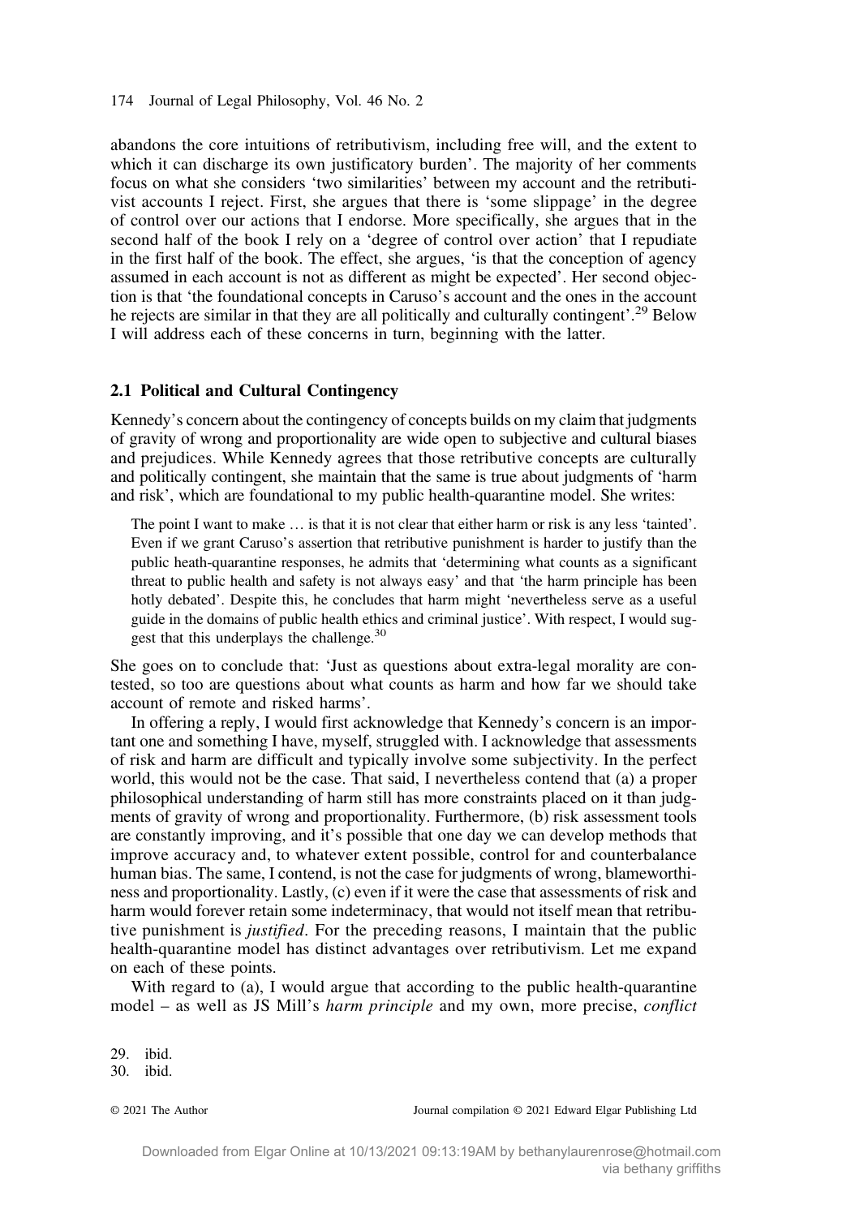abandons the core intuitions of retributivism, including free will, and the extent to which it can discharge its own justificatory burden'. The majority of her comments focus on what she considers 'two similarities' between my account and the retributivist accounts I reject. First, she argues that there is 'some slippage' in the degree of control over our actions that I endorse. More specifically, she argues that in the second half of the book I rely on a 'degree of control over action' that I repudiate in the first half of the book. The effect, she argues, 'is that the conception of agency assumed in each account is not as different as might be expected'. Her second objection is that 'the foundational concepts in Caruso's account and the ones in the account he rejects are similar in that they are all politically and culturally contingent'.[29] Below I will address each of these concerns in turn, beginning with the latter.

## 2.1 Political and Cultural Contingency

Kennedy's concern about the contingency of concepts builds on my claim that judgments of gravity of wrong and proportionality are wide open to subjective and cultural biases and prejudices. While Kennedy agrees that those retributive concepts are culturally and politically contingent, she maintain that the same is true about judgments of 'harm and risk', which are foundational to my public health-quarantine model. She writes:

> The point I want to make … is that it is not clear that either harm or risk is any less 'tainted'. Even if we grant Caruso's assertion that retributive punishment is harder to justify than the public heath-quarantine responses, he admits that 'determining what counts as a significant threat to public health and safety is not always easy' and that 'the harm principle has been hotly debated'. Despite this, he concludes that harm might 'nevertheless serve as a useful guide in the domains of public health ethics and criminal justice'. With respect, I would suggest that this underplays the challenge.[30]

She goes on to conclude that: 'Just as questions about extra-legal morality are contested, so too are questions about what counts as harm and how far we should take account of remote and risked harms'.

In offering a reply, I would first acknowledge that Kennedy's concern is an important one and something I have, myself, struggled with. I acknowledge that assessments of risk and harm are difficult and typically involve some subjectivity. In the perfect world, this would not be the case. That said, I nevertheless contend that (a) a proper philosophical understanding of harm still has more constraints placed on it than judgments of gravity of wrong and proportionality. Furthermore, (b) risk assessment tools are constantly improving, and it's possible that one day we can develop methods that improve accuracy and, to whatever extent possible, control for and counterbalance human bias. The same, I contend, is not the case for judgments of wrong, blameworthiness and proportionality. Lastly, (c) even if it were the case that assessments of risk and harm would forever retain some indeterminacy, that would not itself mean that retributive punishment is *justified*. For the preceding reasons, I maintain that the public health-quarantine model has distinct advantages over retributivism. Let me expand on each of these points.

With regard to (a), I would argue that according to the public health-quarantine model – as well as JS Mill's *harm principle* and my own, more precise, *conflict*

29. ibid.
30. ibid.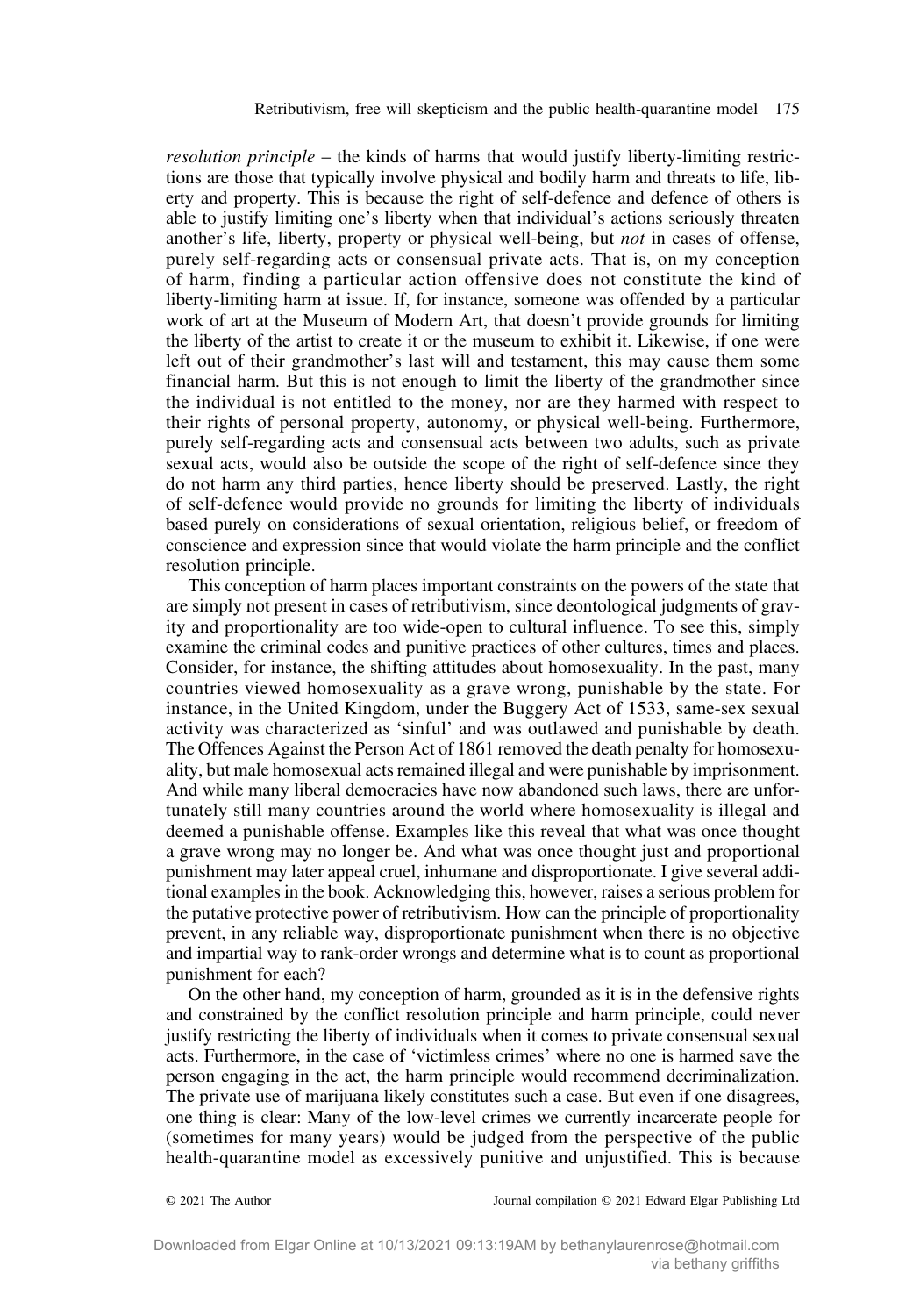*resolution principle* – the kinds of harms that would justify liberty-limiting restrictions are those that typically involve physical and bodily harm and threats to life, liberty and property. This is because the right of self-defence and defence of others is able to justify limiting one's liberty when that individual's actions seriously threaten another's life, liberty, property or physical well-being, but *not* in cases of offense, purely self-regarding acts or consensual private acts. That is, on my conception of harm, finding a particular action offensive does not constitute the kind of liberty-limiting harm at issue. If, for instance, someone was offended by a particular work of art at the Museum of Modern Art, that doesn't provide grounds for limiting the liberty of the artist to create it or the museum to exhibit it. Likewise, if one were left out of their grandmother's last will and testament, this may cause them some financial harm. But this is not enough to limit the liberty of the grandmother since the individual is not entitled to the money, nor are they harmed with respect to their rights of personal property, autonomy, or physical well-being. Furthermore, purely self-regarding acts and consensual acts between two adults, such as private sexual acts, would also be outside the scope of the right of self-defence since they do not harm any third parties, hence liberty should be preserved. Lastly, the right of self-defence would provide no grounds for limiting the liberty of individuals based purely on considerations of sexual orientation, religious belief, or freedom of conscience and expression since that would violate the harm principle and the conflict resolution principle.

This conception of harm places important constraints on the powers of the state that are simply not present in cases of retributivism, since deontological judgments of gravity and proportionality are too wide-open to cultural influence. To see this, simply examine the criminal codes and punitive practices of other cultures, times and places. Consider, for instance, the shifting attitudes about homosexuality. In the past, many countries viewed homosexuality as a grave wrong, punishable by the state. For instance, in the United Kingdom, under the Buggery Act of 1533, same-sex sexual activity was characterized as 'sinful' and was outlawed and punishable by death. The Offences Against the Person Act of 1861 removed the death penalty for homosexuality, but male homosexual acts remained illegal and were punishable by imprisonment. And while many liberal democracies have now abandoned such laws, there are unfortunately still many countries around the world where homosexuality is illegal and deemed a punishable offense. Examples like this reveal that what was once thought a grave wrong may no longer be. And what was once thought just and proportional punishment may later appeal cruel, inhumane and disproportionate. I give several additional examples in the book. Acknowledging this, however, raises a serious problem for the putative protective power of retributivism. How can the principle of proportionality prevent, in any reliable way, disproportionate punishment when there is no objective and impartial way to rank-order wrongs and determine what is to count as proportional punishment for each?

On the other hand, my conception of harm, grounded as it is in the defensive rights and constrained by the conflict resolution principle and harm principle, could never justify restricting the liberty of individuals when it comes to private consensual sexual acts. Furthermore, in the case of 'victimless crimes' where no one is harmed save the person engaging in the act, the harm principle would recommend decriminalization. The private use of marijuana likely constitutes such a case. But even if one disagrees, one thing is clear: Many of the low-level crimes we currently incarcerate people for (sometimes for many years) would be judged from the perspective of the public health-quarantine model as excessively punitive and unjustified. This is because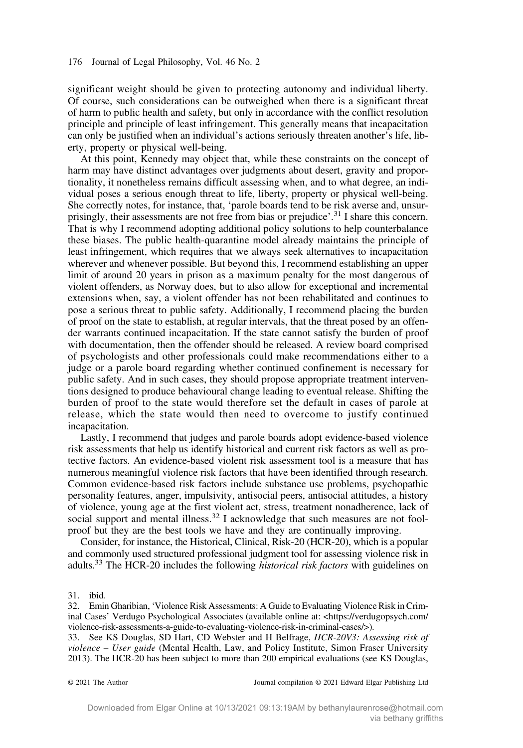significant weight should be given to protecting autonomy and individual liberty. Of course, such considerations can be outweighed when there is a significant threat of harm to public health and safety, but only in accordance with the conflict resolution principle and principle of least infringement. This generally means that incapacitation can only be justified when an individual's actions seriously threaten another's life, liberty, property or physical well-being.

At this point, Kennedy may object that, while these constraints on the concept of harm may have distinct advantages over judgments about desert, gravity and proportionality, it nonetheless remains difficult assessing when, and to what degree, an individual poses a serious enough threat to life, liberty, property or physical well-being. She correctly notes, for instance, that, 'parole boards tend to be risk averse and, unsurprisingly, their assessments are not free from bias or prejudice'.[31] I share this concern. That is why I recommend adopting additional policy solutions to help counterbalance these biases. The public health-quarantine model already maintains the principle of least infringement, which requires that we always seek alternatives to incapacitation wherever and whenever possible. But beyond this, I recommend establishing an upper limit of around 20 years in prison as a maximum penalty for the most dangerous of violent offenders, as Norway does, but to also allow for exceptional and incremental extensions when, say, a violent offender has not been rehabilitated and continues to pose a serious threat to public safety. Additionally, I recommend placing the burden of proof on the state to establish, at regular intervals, that the threat posed by an offender warrants continued incapacitation. If the state cannot satisfy the burden of proof with documentation, then the offender should be released. A review board comprised of psychologists and other professionals could make recommendations either to a judge or a parole board regarding whether continued confinement is necessary for public safety. And in such cases, they should propose appropriate treatment interventions designed to produce behavioural change leading to eventual release. Shifting the burden of proof to the state would therefore set the default in cases of parole at release, which the state would then need to overcome to justify continued incapacitation.

Lastly, I recommend that judges and parole boards adopt evidence-based violence risk assessments that help us identify historical and current risk factors as well as protective factors. An evidence-based violent risk assessment tool is a measure that has numerous meaningful violence risk factors that have been identified through research. Common evidence-based risk factors include substance use problems, psychopathic personality features, anger, impulsivity, antisocial peers, antisocial attitudes, a history of violence, young age at the first violent act, stress, treatment nonadherence, lack of social support and mental illness.[32] I acknowledge that such measures are not foolproof but they are the best tools we have and they are continually improving.

Consider, for instance, the Historical, Clinical, Risk-20 (HCR-20), which is a popular and commonly used structured professional judgment tool for assessing violence risk in adults.[33] The HCR-20 includes the following *historical risk factors* with guidelines on

31. ibid.

32. Emin Gharibian, 'Violence Risk Assessments: A Guide to Evaluating Violence Risk in Criminal Cases' Verdugo Psychological Associates (available online at: <https://verdugopsych.com/violence-risk-assessments-a-guide-to-evaluating-violence-risk-in-criminal-cases/>).

33. See KS Douglas, SD Hart, CD Webster and H Belfrage, *HCR-20V3: Assessing risk of violence – User guide* (Mental Health, Law, and Policy Institute, Simon Fraser University 2013). The HCR-20 has been subject to more than 200 empirical evaluations (see KS Douglas,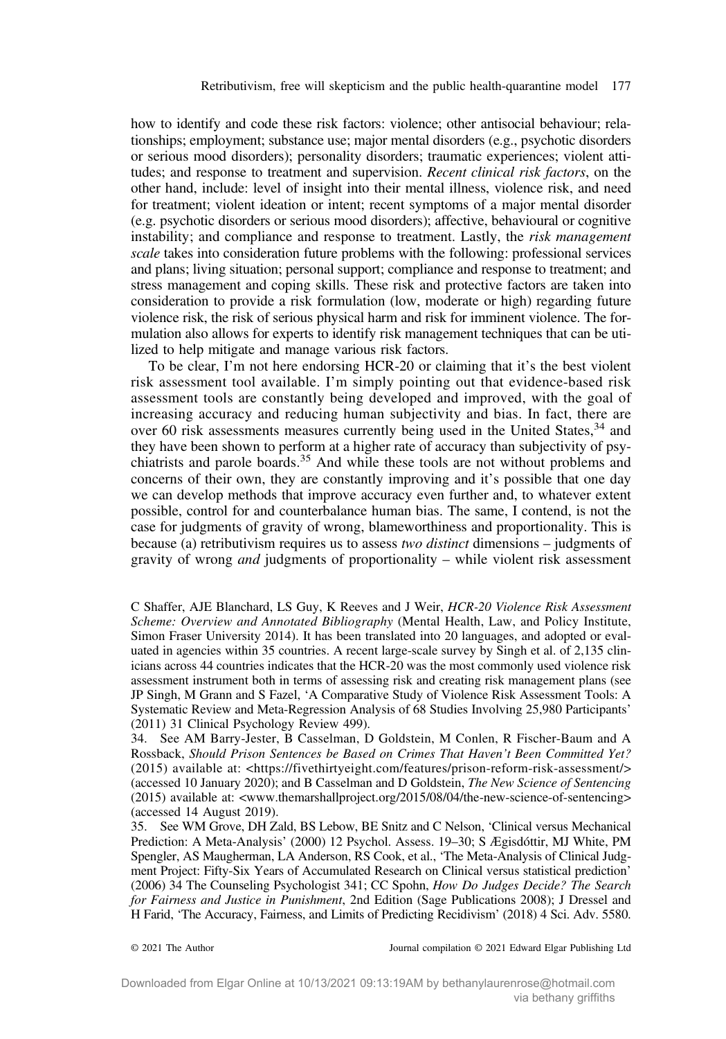how to identify and code these risk factors: violence; other antisocial behaviour; relationships; employment; substance use; major mental disorders (e.g., psychotic disorders or serious mood disorders); personality disorders; traumatic experiences; violent attitudes; and response to treatment and supervision. *Recent clinical risk factors*, on the other hand, include: level of insight into their mental illness, violence risk, and need for treatment; violent ideation or intent; recent symptoms of a major mental disorder (e.g. psychotic disorders or serious mood disorders); affective, behavioural or cognitive instability; and compliance and response to treatment. Lastly, the *risk management scale* takes into consideration future problems with the following: professional services and plans; living situation; personal support; compliance and response to treatment; and stress management and coping skills. These risk and protective factors are taken into consideration to provide a risk formulation (low, moderate or high) regarding future violence risk, the risk of serious physical harm and risk for imminent violence. The formulation also allows for experts to identify risk management techniques that can be utilized to help mitigate and manage various risk factors.

To be clear, I'm not here endorsing HCR-20 or claiming that it's the best violent risk assessment tool available. I'm simply pointing out that evidence-based risk assessment tools are constantly being developed and improved, with the goal of increasing accuracy and reducing human subjectivity and bias. In fact, there are over 60 risk assessments measures currently being used in the United States,[34] and they have been shown to perform at a higher rate of accuracy than subjectivity of psychiatrists and parole boards.[35] And while these tools are not without problems and concerns of their own, they are constantly improving and it's possible that one day we can develop methods that improve accuracy even further and, to whatever extent possible, control for and counterbalance human bias. The same, I contend, is not the case for judgments of gravity of wrong, blameworthiness and proportionality. This is because (a) retributivism requires us to assess *two distinct* dimensions – judgments of gravity of wrong *and* judgments of proportionality – while violent risk assessment

C Shaffer, AJE Blanchard, LS Guy, K Reeves and J Weir, *HCR-20 Violence Risk Assessment Scheme: Overview and Annotated Bibliography* (Mental Health, Law, and Policy Institute, Simon Fraser University 2014). It has been translated into 20 languages, and adopted or evaluated in agencies within 35 countries. A recent large-scale survey by Singh et al. of 2,135 clinicians across 44 countries indicates that the HCR-20 was the most commonly used violence risk assessment instrument both in terms of assessing risk and creating risk management plans (see JP Singh, M Grann and S Fazel, 'A Comparative Study of Violence Risk Assessment Tools: A Systematic Review and Meta-Regression Analysis of 68 Studies Involving 25,980 Participants' (2011) 31 Clinical Psychology Review 499).

34. See AM Barry-Jester, B Casselman, D Goldstein, M Conlen, R Fischer-Baum and A Rossback, *Should Prison Sentences be Based on Crimes That Haven't Been Committed Yet?* (2015) available at: <https://fivethirtyeight.com/features/prison-reform-risk-assessment/> (accessed 10 January 2020); and B Casselman and D Goldstein, *The New Science of Sentencing* (2015) available at: <www.themarshallproject.org/2015/08/04/the-new-science-of-sentencing> (accessed 14 August 2019).

35. See WM Grove, DH Zald, BS Lebow, BE Snitz and C Nelson, 'Clinical versus Mechanical Prediction: A Meta-Analysis' (2000) 12 Psychol. Assess. 19–30; S Ægisdóttir, MJ White, PM Spengler, AS Maugherman, LA Anderson, RS Cook, et al., 'The Meta-Analysis of Clinical Judgment Project: Fifty-Six Years of Accumulated Research on Clinical versus statistical prediction' (2006) 34 The Counseling Psychologist 341; CC Spohn, *How Do Judges Decide? The Search for Fairness and Justice in Punishment*, 2nd Edition (Sage Publications 2008); J Dressel and H Farid, 'The Accuracy, Fairness, and Limits of Predicting Recidivism' (2018) 4 Sci. Adv. 5580.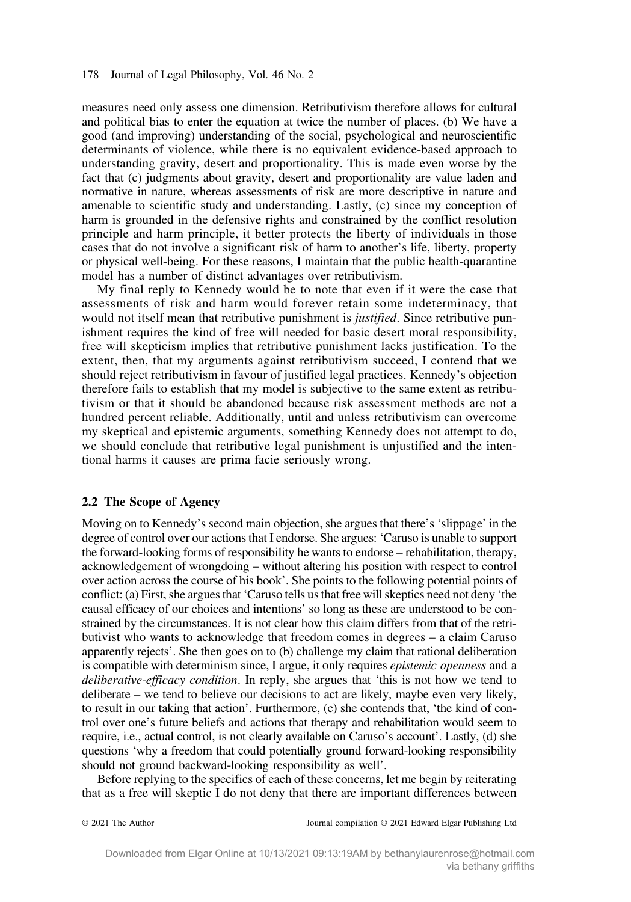measures need only assess one dimension. Retributivism therefore allows for cultural and political bias to enter the equation at twice the number of places. (b) We have a good (and improving) understanding of the social, psychological and neuroscientific determinants of violence, while there is no equivalent evidence-based approach to understanding gravity, desert and proportionality. This is made even worse by the fact that (c) judgments about gravity, desert and proportionality are value laden and normative in nature, whereas assessments of risk are more descriptive in nature and amenable to scientific study and understanding. Lastly, (c) since my conception of harm is grounded in the defensive rights and constrained by the conflict resolution principle and harm principle, it better protects the liberty of individuals in those cases that do not involve a significant risk of harm to another's life, liberty, property or physical well-being. For these reasons, I maintain that the public health-quarantine model has a number of distinct advantages over retributivism.

My final reply to Kennedy would be to note that even if it were the case that assessments of risk and harm would forever retain some indeterminacy, that would not itself mean that retributive punishment is *justified*. Since retributive punishment requires the kind of free will needed for basic desert moral responsibility, free will skepticism implies that retributive punishment lacks justification. To the extent, then, that my arguments against retributivism succeed, I contend that we should reject retributivism in favour of justified legal practices. Kennedy's objection therefore fails to establish that my model is subjective to the same extent as retributivism or that it should be abandoned because risk assessment methods are not a hundred percent reliable. Additionally, until and unless retributivism can overcome my skeptical and epistemic arguments, something Kennedy does not attempt to do, we should conclude that retributive legal punishment is unjustified and the intentional harms it causes are prima facie seriously wrong.

## 2.2 The Scope of Agency

Moving on to Kennedy's second main objection, she argues that there's 'slippage' in the degree of control over our actions that I endorse. She argues: 'Caruso is unable to support the forward-looking forms of responsibility he wants to endorse – rehabilitation, therapy, acknowledgement of wrongdoing – without altering his position with respect to control over action across the course of his book'. She points to the following potential points of conflict: (a) First, she argues that 'Caruso tells us that free will skeptics need not deny 'the causal efficacy of our choices and intentions' so long as these are understood to be constrained by the circumstances. It is not clear how this claim differs from that of the retributivist who wants to acknowledge that freedom comes in degrees – a claim Caruso apparently rejects'. She then goes on to (b) challenge my claim that rational deliberation is compatible with determinism since, I argue, it only requires *epistemic openness* and a *deliberative-efficacy condition*. In reply, she argues that 'this is not how we tend to deliberate – we tend to believe our decisions to act are likely, maybe even very likely, to result in our taking that action'. Furthermore, (c) she contends that, 'the kind of control over one's future beliefs and actions that therapy and rehabilitation would seem to require, i.e., actual control, is not clearly available on Caruso's account'. Lastly, (d) she questions 'why a freedom that could potentially ground forward-looking responsibility should not ground backward-looking responsibility as well'.

Before replying to the specifics of each of these concerns, let me begin by reiterating that as a free will skeptic I do not deny that there are important differences between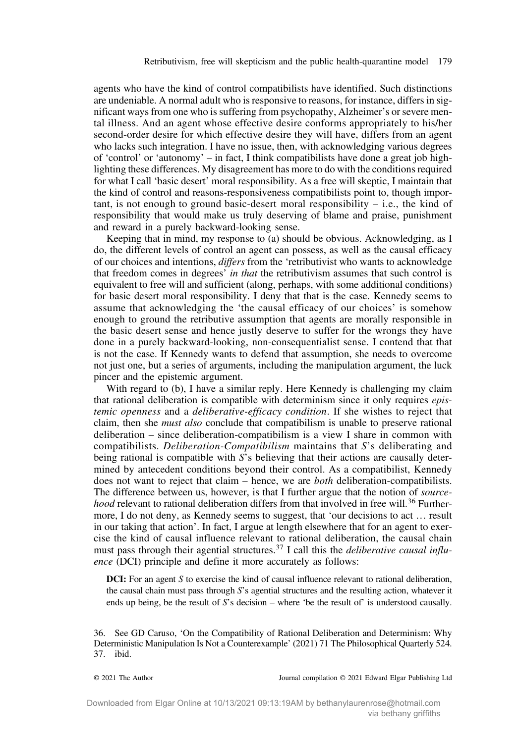agents who have the kind of control compatibilists have identified. Such distinctions are undeniable. A normal adult who is responsive to reasons, for instance, differs in significant ways from one who is suffering from psychopathy, Alzheimer's or severe mental illness. And an agent whose effective desire conforms appropriately to his/her second-order desire for which effective desire they will have, differs from an agent who lacks such integration. I have no issue, then, with acknowledging various degrees of 'control' or 'autonomy' – in fact, I think compatibilists have done a great job highlighting these differences. My disagreement has more to do with the conditions required for what I call 'basic desert' moral responsibility. As a free will skeptic, I maintain that the kind of control and reasons-responsiveness compatibilists point to, though important, is not enough to ground basic-desert moral responsibility – i.e., the kind of responsibility that would make us truly deserving of blame and praise, punishment and reward in a purely backward-looking sense.

Keeping that in mind, my response to (a) should be obvious. Acknowledging, as I do, the different levels of control an agent can possess, as well as the causal efficacy of our choices and intentions, *differs* from the 'retributivist who wants to acknowledge that freedom comes in degrees' *in that* the retributivism assumes that such control is equivalent to free will and sufficient (along, perhaps, with some additional conditions) for basic desert moral responsibility. I deny that that is the case. Kennedy seems to assume that acknowledging the 'the causal efficacy of our choices' is somehow enough to ground the retributive assumption that agents are morally responsible in the basic desert sense and hence justly deserve to suffer for the wrongs they have done in a purely backward-looking, non-consequentialist sense. I contend that that is not the case. If Kennedy wants to defend that assumption, she needs to overcome not just one, but a series of arguments, including the manipulation argument, the luck pincer and the epistemic argument.

With regard to (b), I have a similar reply. Here Kennedy is challenging my claim that rational deliberation is compatible with determinism since it only requires *epistemic openness* and a *deliberative-efficacy condition*. If she wishes to reject that claim, then she *must also* conclude that compatibilism is unable to preserve rational deliberation – since deliberation-compatibilism is a view I share in common with compatibilists. *Deliberation-Compatibilism* maintains that *S*'s deliberating and being rational is compatible with *S*'s believing that their actions are causally determined by antecedent conditions beyond their control. As a compatibilist, Kennedy does not want to reject that claim – hence, we are *both* deliberation-compatibilists. The difference between us, however, is that I further argue that the notion of *sourcehood* relevant to rational deliberation differs from that involved in free will.[36] Furthermore, I do not deny, as Kennedy seems to suggest, that 'our decisions to act … result in our taking that action'. In fact, I argue at length elsewhere that for an agent to exercise the kind of causal influence relevant to rational deliberation, the causal chain must pass through their agential structures.[37] I call this the *deliberative causal influence* (DCI) principle and define it more accurately as follows:

> **DCI:** For an agent *S* to exercise the kind of causal influence relevant to rational deliberation, the causal chain must pass through *S*'s agential structures and the resulting action, whatever it ends up being, be the result of *S*'s decision – where 'be the result of' is understood causally.

36. See GD Caruso, 'On the Compatibility of Rational Deliberation and Determinism: Why Deterministic Manipulation Is Not a Counterexample' (2021) 71 The Philosophical Quarterly 524.
37. ibid.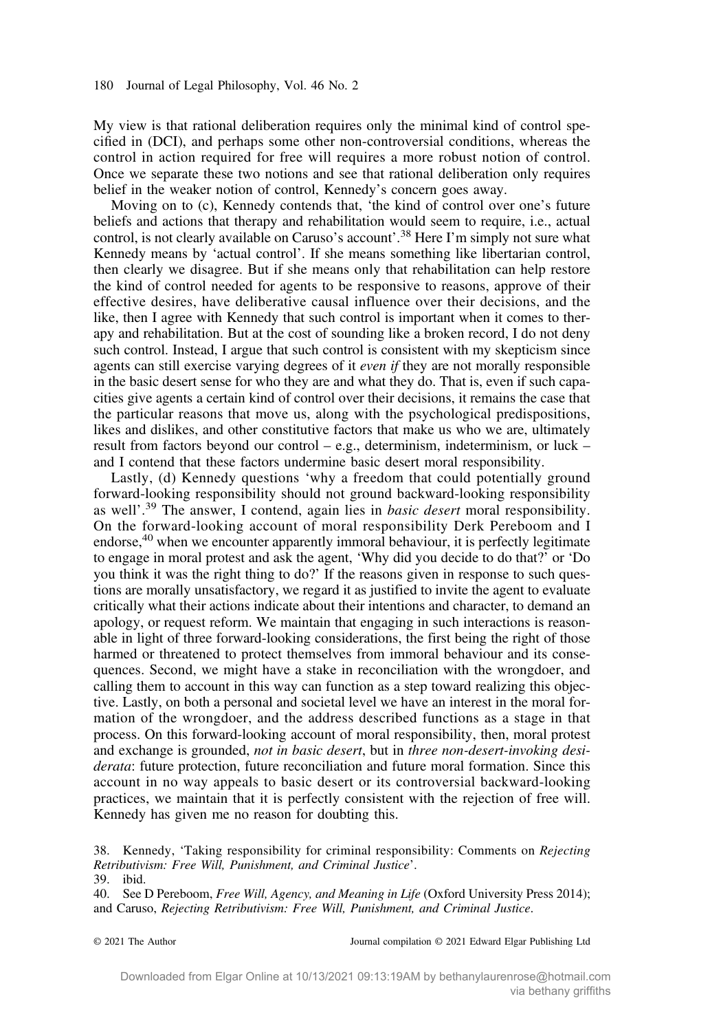My view is that rational deliberation requires only the minimal kind of control specified in (DCI), and perhaps some other non-controversial conditions, whereas the control in action required for free will requires a more robust notion of control. Once we separate these two notions and see that rational deliberation only requires belief in the weaker notion of control, Kennedy's concern goes away.

Moving on to (c), Kennedy contends that, 'the kind of control over one's future beliefs and actions that therapy and rehabilitation would seem to require, i.e., actual control, is not clearly available on Caruso's account'.[38] Here I'm simply not sure what Kennedy means by 'actual control'. If she means something like libertarian control, then clearly we disagree. But if she means only that rehabilitation can help restore the kind of control needed for agents to be responsive to reasons, approve of their effective desires, have deliberative causal influence over their decisions, and the like, then I agree with Kennedy that such control is important when it comes to therapy and rehabilitation. But at the cost of sounding like a broken record, I do not deny such control. Instead, I argue that such control is consistent with my skepticism since agents can still exercise varying degrees of it *even if* they are not morally responsible in the basic desert sense for who they are and what they do. That is, even if such capacities give agents a certain kind of control over their decisions, it remains the case that the particular reasons that move us, along with the psychological predispositions, likes and dislikes, and other constitutive factors that make us who we are, ultimately result from factors beyond our control – e.g., determinism, indeterminism, or luck – and I contend that these factors undermine basic desert moral responsibility.

Lastly, (d) Kennedy questions 'why a freedom that could potentially ground forward-looking responsibility should not ground backward-looking responsibility as well'.[39] The answer, I contend, again lies in *basic desert* moral responsibility. On the forward-looking account of moral responsibility Derk Pereboom and I endorse,[40] when we encounter apparently immoral behaviour, it is perfectly legitimate to engage in moral protest and ask the agent, 'Why did you decide to do that?' or 'Do you think it was the right thing to do?' If the reasons given in response to such questions are morally unsatisfactory, we regard it as justified to invite the agent to evaluate critically what their actions indicate about their intentions and character, to demand an apology, or request reform. We maintain that engaging in such interactions is reasonable in light of three forward-looking considerations, the first being the right of those harmed or threatened to protect themselves from immoral behaviour and its consequences. Second, we might have a stake in reconciliation with the wrongdoer, and calling them to account in this way can function as a step toward realizing this objective. Lastly, on both a personal and societal level we have an interest in the moral formation of the wrongdoer, and the address described functions as a stage in that process. On this forward-looking account of moral responsibility, then, moral protest and exchange is grounded, *not in basic desert*, but in *three non-desert-invoking desiderata*: future protection, future reconciliation and future moral formation. Since this account in no way appeals to basic desert or its controversial backward-looking practices, we maintain that it is perfectly consistent with the rejection of free will. Kennedy has given me no reason for doubting this.

38. Kennedy, 'Taking responsibility for criminal responsibility: Comments on *Rejecting Retributivism: Free Will, Punishment, and Criminal Justice*'.
39. ibid.
40. See D Pereboom, *Free Will, Agency, and Meaning in Life* (Oxford University Press 2014); and Caruso, *Rejecting Retributivism: Free Will, Punishment, and Criminal Justice*.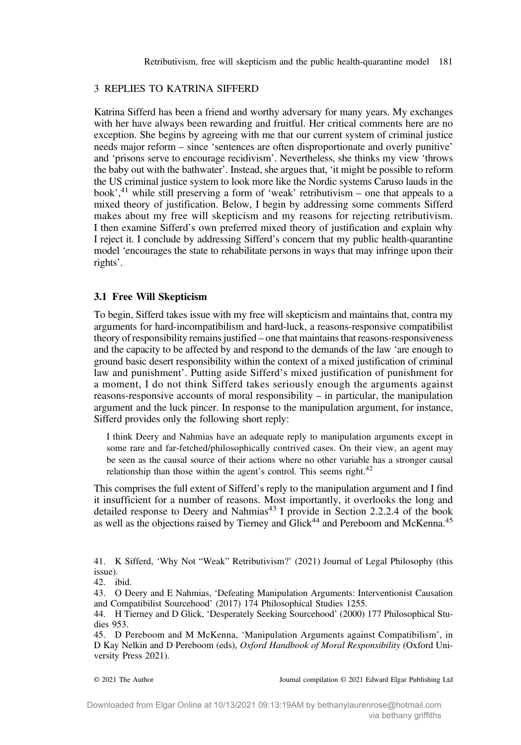## 3 REPLIES TO KATRINA SIFFERD

Katrina Sifferd has been a friend and worthy adversary for many years. My exchanges with her have always been rewarding and fruitful. Her critical comments here are no exception. She begins by agreeing with me that our current system of criminal justice needs major reform – since 'sentences are often disproportionate and overly punitive' and 'prisons serve to encourage recidivism'. Nevertheless, she thinks my view 'throws the baby out with the bathwater'. Instead, she argues that, 'it might be possible to reform the US criminal justice system to look more like the Nordic systems Caruso lauds in the book',[41] while still preserving a form of 'weak' retributivism – one that appeals to a mixed theory of justification. Below, I begin by addressing some comments Sifferd makes about my free will skepticism and my reasons for rejecting retributivism. I then examine Sifferd's own preferred mixed theory of justification and explain why I reject it. I conclude by addressing Sifferd's concern that my public health-quarantine model 'encourages the state to rehabilitate persons in ways that may infringe upon their rights'.

### 3.1 Free Will Skepticism

To begin, Sifferd takes issue with my free will skepticism and maintains that, contra my arguments for hard-incompatibilism and hard-luck, a reasons-responsive compatibilist theory of responsibility remains justified – one that maintains that reasons-responsiveness and the capacity to be affected by and respond to the demands of the law 'are enough to ground basic desert responsibility within the context of a mixed justification of criminal law and punishment'. Putting aside Sifferd's mixed justification of punishment for a moment, I do not think Sifferd takes seriously enough the arguments against reasons-responsive accounts of moral responsibility – in particular, the manipulation argument and the luck pincer. In response to the manipulation argument, for instance, Sifferd provides only the following short reply:

> I think Deery and Nahmias have an adequate reply to manipulation arguments except in some rare and far-fetched/philosophically contrived cases. On their view, an agent may be seen as the causal source of their actions where no other variable has a stronger causal relationship than those within the agent's control. This seems right.[42]

This comprises the full extent of Sifferd's reply to the manipulation argument and I find it insufficient for a number of reasons. Most importantly, it overlooks the long and detailed response to Deery and Nahmias[43] I provide in Section 2.2.2.4 of the book as well as the objections raised by Tierney and Glick[44] and Pereboom and McKenna.[45]

41. K Sifferd, 'Why Not "Weak" Retributivism?' (2021) Journal of Legal Philosophy (this issue).

42. ibid.

43. O Deery and E Nahmias, 'Defeating Manipulation Arguments: Interventionist Causation and Compatibilist Sourcehood' (2017) 174 Philosophical Studies 1255.

44. H Tierney and D Glick, 'Desperately Seeking Sourcehood' (2000) 177 Philosophical Studies 953.

45. D Pereboom and M McKenna, 'Manipulation Arguments against Compatibilism', in D Kay Nelkin and D Pereboom (eds), *Oxford Handbook of Moral Responsibility* (Oxford University Press 2021).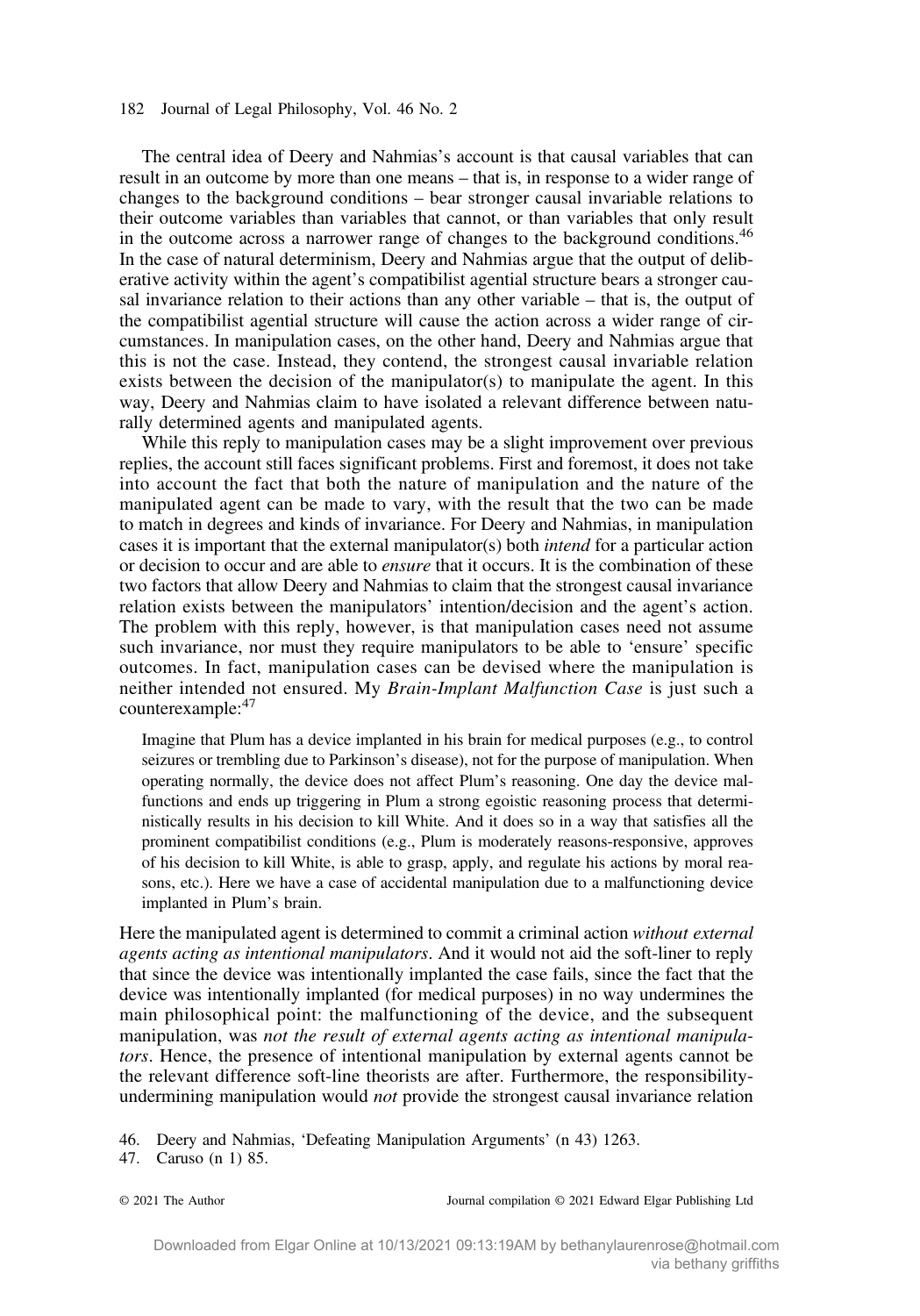The central idea of Deery and Nahmias's account is that causal variables that can result in an outcome by more than one means – that is, in response to a wider range of changes to the background conditions – bear stronger causal invariable relations to their outcome variables than variables that cannot, or than variables that only result in the outcome across a narrower range of changes to the background conditions.[46] In the case of natural determinism, Deery and Nahmias argue that the output of deliberative activity within the agent's compatibilist agential structure bears a stronger causal invariance relation to their actions than any other variable – that is, the output of the compatibilist agential structure will cause the action across a wider range of circumstances. In manipulation cases, on the other hand, Deery and Nahmias argue that this is not the case. Instead, they contend, the strongest causal invariable relation exists between the decision of the manipulator(s) to manipulate the agent. In this way, Deery and Nahmias claim to have isolated a relevant difference between naturally determined agents and manipulated agents.

While this reply to manipulation cases may be a slight improvement over previous replies, the account still faces significant problems. First and foremost, it does not take into account the fact that both the nature of manipulation and the nature of the manipulated agent can be made to vary, with the result that the two can be made to match in degrees and kinds of invariance. For Deery and Nahmias, in manipulation cases it is important that the external manipulator(s) both *intend* for a particular action or decision to occur and are able to *ensure* that it occurs. It is the combination of these two factors that allow Deery and Nahmias to claim that the strongest causal invariance relation exists between the manipulators' intention/decision and the agent's action. The problem with this reply, however, is that manipulation cases need not assume such invariance, nor must they require manipulators to be able to 'ensure' specific outcomes. In fact, manipulation cases can be devised where the manipulation is neither intended not ensured. My *Brain-Implant Malfunction Case* is just such a counterexample:[47]

> Imagine that Plum has a device implanted in his brain for medical purposes (e.g., to control seizures or trembling due to Parkinson's disease), not for the purpose of manipulation. When operating normally, the device does not affect Plum's reasoning. One day the device malfunctions and ends up triggering in Plum a strong egoistic reasoning process that deterministically results in his decision to kill White. And it does so in a way that satisfies all the prominent compatibilist conditions (e.g., Plum is moderately reasons-responsive, approves of his decision to kill White, is able to grasp, apply, and regulate his actions by moral reasons, etc.). Here we have a case of accidental manipulation due to a malfunctioning device implanted in Plum's brain.

Here the manipulated agent is determined to commit a criminal action *without external agents acting as intentional manipulators*. And it would not aid the soft-liner to reply that since the device was intentionally implanted the case fails, since the fact that the device was intentionally implanted (for medical purposes) in no way undermines the main philosophical point: the malfunctioning of the device, and the subsequent manipulation, was *not the result of external agents acting as intentional manipulators*. Hence, the presence of intentional manipulation by external agents cannot be the relevant difference soft-line theorists are after. Furthermore, the responsibility-undermining manipulation would *not* provide the strongest causal invariance relation

46. Deery and Nahmias, 'Defeating Manipulation Arguments' (n 43) 1263.
47. Caruso (n 1) 85.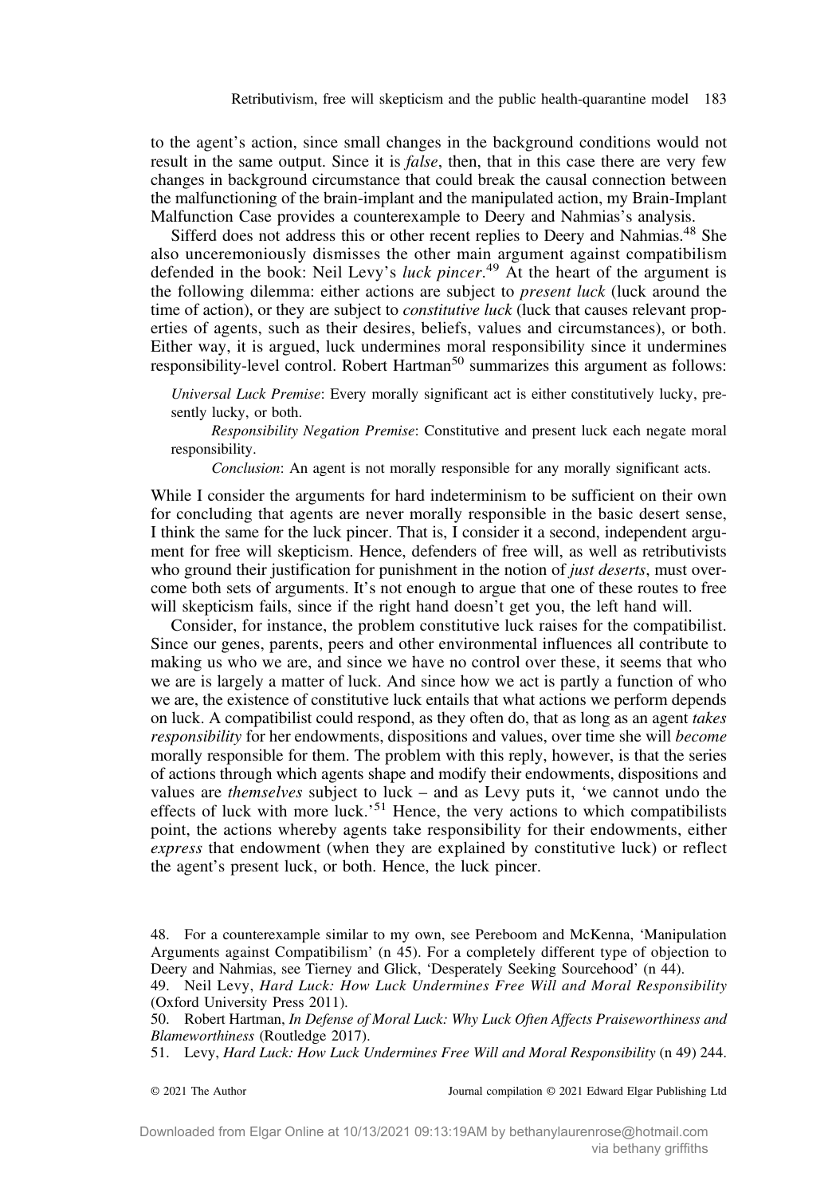to the agent's action, since small changes in the background conditions would not result in the same output. Since it is *false*, then, that in this case there are very few changes in background circumstance that could break the causal connection between the malfunctioning of the brain-implant and the manipulated action, my Brain-Implant Malfunction Case provides a counterexample to Deery and Nahmias's analysis.

Sifferd does not address this or other recent replies to Deery and Nahmias.[48] She also unceremoniously dismisses the other main argument against compatibilism defended in the book: Neil Levy's *luck pincer*.[49] At the heart of the argument is the following dilemma: either actions are subject to *present luck* (luck around the time of action), or they are subject to *constitutive luck* (luck that causes relevant properties of agents, such as their desires, beliefs, values and circumstances), or both. Either way, it is argued, luck undermines moral responsibility since it undermines responsibility-level control. Robert Hartman[50] summarizes this argument as follows:

> *Universal Luck Premise*: Every morally significant act is either constitutively lucky, presently lucky, or both.
>
> *Responsibility Negation Premise*: Constitutive and present luck each negate moral responsibility.
>
> *Conclusion*: An agent is not morally responsible for any morally significant acts.

While I consider the arguments for hard indeterminism to be sufficient on their own for concluding that agents are never morally responsible in the basic desert sense, I think the same for the luck pincer. That is, I consider it a second, independent argument for free will skepticism. Hence, defenders of free will, as well as retributivists who ground their justification for punishment in the notion of *just deserts*, must overcome both sets of arguments. It's not enough to argue that one of these routes to free will skepticism fails, since if the right hand doesn't get you, the left hand will.

Consider, for instance, the problem constitutive luck raises for the compatibilist. Since our genes, parents, peers and other environmental influences all contribute to making us who we are, and since we have no control over these, it seems that who we are is largely a matter of luck. And since how we act is partly a function of who we are, the existence of constitutive luck entails that what actions we perform depends on luck. A compatibilist could respond, as they often do, that as long as an agent *takes responsibility* for her endowments, dispositions and values, over time she will *become* morally responsible for them. The problem with this reply, however, is that the series of actions through which agents shape and modify their endowments, dispositions and values are *themselves* subject to luck – and as Levy puts it, 'we cannot undo the effects of luck with more luck.'[51] Hence, the very actions to which compatibilists point, the actions whereby agents take responsibility for their endowments, either *express* that endowment (when they are explained by constitutive luck) or reflect the agent's present luck, or both. Hence, the luck pincer.

48. For a counterexample similar to my own, see Pereboom and McKenna, 'Manipulation Arguments against Compatibilism' (n 45). For a completely different type of objection to Deery and Nahmias, see Tierney and Glick, 'Desperately Seeking Sourcehood' (n 44).

49. Neil Levy, *Hard Luck: How Luck Undermines Free Will and Moral Responsibility* (Oxford University Press 2011).

50. Robert Hartman, *In Defense of Moral Luck: Why Luck Often Affects Praiseworthiness and Blameworthiness* (Routledge 2017).

51. Levy, *Hard Luck: How Luck Undermines Free Will and Moral Responsibility* (n 49) 244.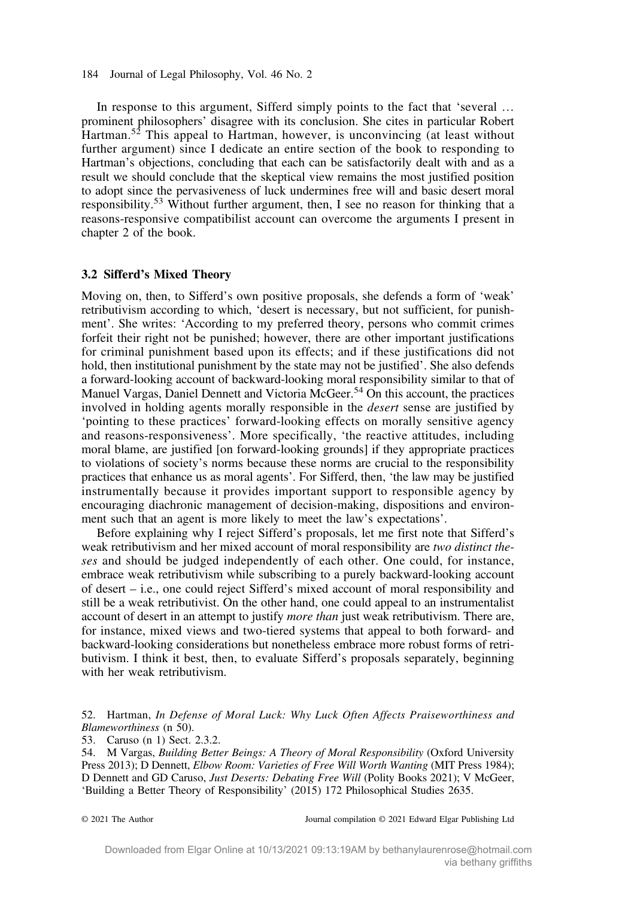In response to this argument, Sifferd simply points to the fact that 'several … prominent philosophers' disagree with its conclusion. She cites in particular Robert Hartman.[52] This appeal to Hartman, however, is unconvincing (at least without further argument) since I dedicate an entire section of the book to responding to Hartman's objections, concluding that each can be satisfactorily dealt with and as a result we should conclude that the skeptical view remains the most justified position to adopt since the pervasiveness of luck undermines free will and basic desert moral responsibility.[53] Without further argument, then, I see no reason for thinking that a reasons-responsive compatibilist account can overcome the arguments I present in chapter 2 of the book.

### 3.2 Sifferd's Mixed Theory

Moving on, then, to Sifferd's own positive proposals, she defends a form of 'weak' retributivism according to which, 'desert is necessary, but not sufficient, for punishment'. She writes: 'According to my preferred theory, persons who commit crimes forfeit their right not be punished; however, there are other important justifications for criminal punishment based upon its effects; and if these justifications did not hold, then institutional punishment by the state may not be justified'. She also defends a forward-looking account of backward-looking moral responsibility similar to that of Manuel Vargas, Daniel Dennett and Victoria McGeer.[54] On this account, the practices involved in holding agents morally responsible in the *desert* sense are justified by 'pointing to these practices' forward-looking effects on morally sensitive agency and reasons-responsiveness'. More specifically, 'the reactive attitudes, including moral blame, are justified [on forward-looking grounds] if they appropriate practices to violations of society's norms because these norms are crucial to the responsibility practices that enhance us as moral agents'. For Sifferd, then, 'the law may be justified instrumentally because it provides important support to responsible agency by encouraging diachronic management of decision-making, dispositions and environment such that an agent is more likely to meet the law's expectations'.

Before explaining why I reject Sifferd's proposals, let me first note that Sifferd's weak retributivism and her mixed account of moral responsibility are *two distinct theses* and should be judged independently of each other. One could, for instance, embrace weak retributivism while subscribing to a purely backward-looking account of desert – i.e., one could reject Sifferd's mixed account of moral responsibility and still be a weak retributivist. On the other hand, one could appeal to an instrumentalist account of desert in an attempt to justify *more than* just weak retributivism. There are, for instance, mixed views and two-tiered systems that appeal to both forward- and backward-looking considerations but nonetheless embrace more robust forms of retributivism. I think it best, then, to evaluate Sifferd's proposals separately, beginning with her weak retributivism.

52. Hartman, *In Defense of Moral Luck: Why Luck Often Affects Praiseworthiness and Blameworthiness* (n 50).

53. Caruso (n 1) Sect. 2.3.2.

54. M Vargas, *Building Better Beings: A Theory of Moral Responsibility* (Oxford University Press 2013); D Dennett, *Elbow Room: Varieties of Free Will Worth Wanting* (MIT Press 1984); D Dennett and GD Caruso, *Just Deserts: Debating Free Will* (Polity Books 2021); V McGeer, 'Building a Better Theory of Responsibility' (2015) 172 Philosophical Studies 2635.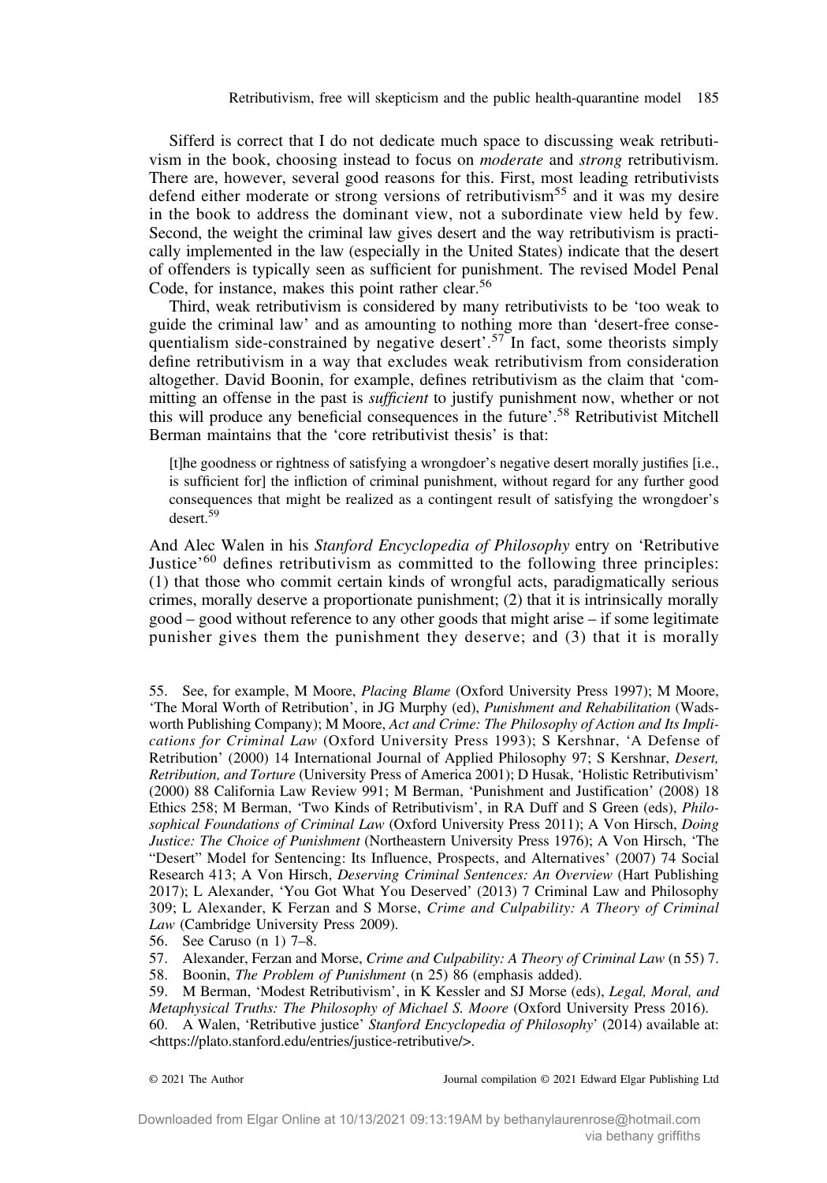Sifferd is correct that I do not dedicate much space to discussing weak retributivism in the book, choosing instead to focus on *moderate* and *strong* retributivism. There are, however, several good reasons for this. First, most leading retributivists defend either moderate or strong versions of retributivism[55] and it was my desire in the book to address the dominant view, not a subordinate view held by few. Second, the weight the criminal law gives desert and the way retributivism is practically implemented in the law (especially in the United States) indicate that the desert of offenders is typically seen as sufficient for punishment. The revised Model Penal Code, for instance, makes this point rather clear.[56]

Third, weak retributivism is considered by many retributivists to be 'too weak to guide the criminal law' and as amounting to nothing more than 'desert-free consequentialism side-constrained by negative desert'.[57] In fact, some theorists simply define retributivism in a way that excludes weak retributivism from consideration altogether. David Boonin, for example, defines retributivism as the claim that 'committing an offense in the past is *sufficient* to justify punishment now, whether or not this will produce any beneficial consequences in the future'.[58] Retributivist Mitchell Berman maintains that the 'core retributivist thesis' is that:

> [t]he goodness or rightness of satisfying a wrongdoer's negative desert morally justifies [i.e., is sufficient for] the infliction of criminal punishment, without regard for any further good consequences that might be realized as a contingent result of satisfying the wrongdoer's desert.[59]

And Alec Walen in his *Stanford Encyclopedia of Philosophy* entry on 'Retributive Justice'[60] defines retributivism as committed to the following three principles: (1) that those who commit certain kinds of wrongful acts, paradigmatically serious crimes, morally deserve a proportionate punishment; (2) that it is intrinsically morally good – good without reference to any other goods that might arise – if some legitimate punisher gives them the punishment they deserve; and (3) that it is morally

55. See, for example, M Moore, *Placing Blame* (Oxford University Press 1997); M Moore, 'The Moral Worth of Retribution', in JG Murphy (ed), *Punishment and Rehabilitation* (Wadsworth Publishing Company); M Moore, *Act and Crime: The Philosophy of Action and Its Implications for Criminal Law* (Oxford University Press 1993); S Kershnar, 'A Defense of Retribution' (2000) 14 International Journal of Applied Philosophy 97; S Kershnar, *Desert, Retribution, and Torture* (University Press of America 2001); D Husak, 'Holistic Retributivism' (2000) 88 California Law Review 991; M Berman, 'Punishment and Justification' (2008) 18 Ethics 258; M Berman, 'Two Kinds of Retributivism', in RA Duff and S Green (eds), *Philosophical Foundations of Criminal Law* (Oxford University Press 2011); A Von Hirsch, *Doing Justice: The Choice of Punishment* (Northeastern University Press 1976); A Von Hirsch, 'The "Desert" Model for Sentencing: Its Influence, Prospects, and Alternatives' (2007) 74 Social Research 413; A Von Hirsch, *Deserving Criminal Sentences: An Overview* (Hart Publishing 2017); L Alexander, 'You Got What You Deserved' (2013) 7 Criminal Law and Philosophy 309; L Alexander, K Ferzan and S Morse, *Crime and Culpability: A Theory of Criminal Law* (Cambridge University Press 2009).

56. See Caruso (n 1) 7–8.

57. Alexander, Ferzan and Morse, *Crime and Culpability: A Theory of Criminal Law* (n 55) 7.

58. Boonin, *The Problem of Punishment* (n 25) 86 (emphasis added).

59. M Berman, 'Modest Retributivism', in K Kessler and SJ Morse (eds), *Legal, Moral, and Metaphysical Truths: The Philosophy of Michael S. Moore* (Oxford University Press 2016).

60. A Walen, 'Retributive justice' *Stanford Encyclopedia of Philosophy*' (2014) available at: <https://plato.stanford.edu/entries/justice-retributive/>.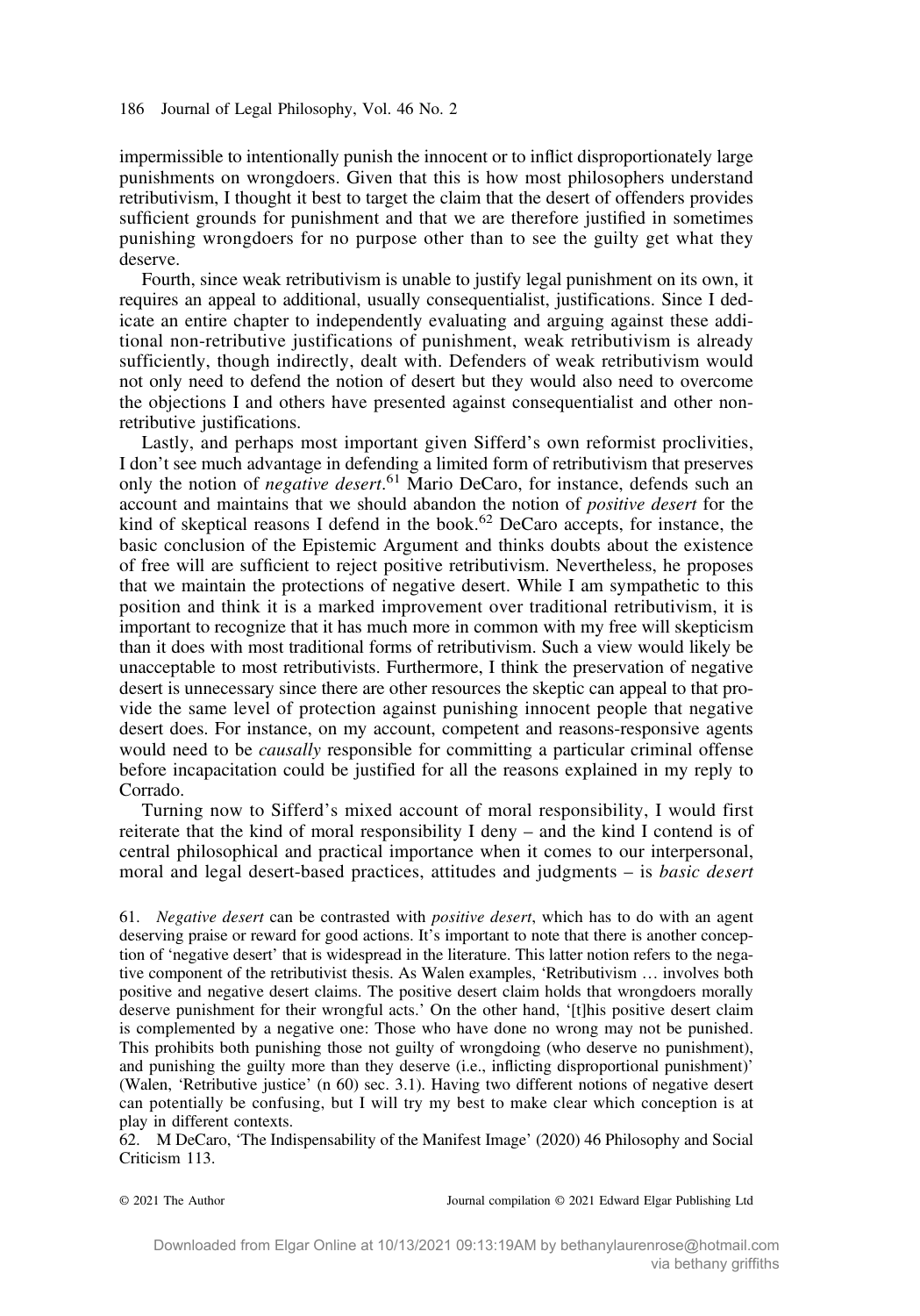impermissible to intentionally punish the innocent or to inflict disproportionately large punishments on wrongdoers. Given that this is how most philosophers understand retributivism, I thought it best to target the claim that the desert of offenders provides sufficient grounds for punishment and that we are therefore justified in sometimes punishing wrongdoers for no purpose other than to see the guilty get what they deserve.

Fourth, since weak retributivism is unable to justify legal punishment on its own, it requires an appeal to additional, usually consequentialist, justifications. Since I dedicate an entire chapter to independently evaluating and arguing against these additional non-retributive justifications of punishment, weak retributivism is already sufficiently, though indirectly, dealt with. Defenders of weak retributivism would not only need to defend the notion of desert but they would also need to overcome the objections I and others have presented against consequentialist and other non-retributive justifications.

Lastly, and perhaps most important given Sifferd's own reformist proclivities, I don't see much advantage in defending a limited form of retributivism that preserves only the notion of *negative desert*.[61] Mario DeCaro, for instance, defends such an account and maintains that we should abandon the notion of *positive desert* for the kind of skeptical reasons I defend in the book.[62] DeCaro accepts, for instance, the basic conclusion of the Epistemic Argument and thinks doubts about the existence of free will are sufficient to reject positive retributivism. Nevertheless, he proposes that we maintain the protections of negative desert. While I am sympathetic to this position and think it is a marked improvement over traditional retributivism, it is important to recognize that it has much more in common with my free will skepticism than it does with most traditional forms of retributivism. Such a view would likely be unacceptable to most retributivists. Furthermore, I think the preservation of negative desert is unnecessary since there are other resources the skeptic can appeal to that provide the same level of protection against punishing innocent people that negative desert does. For instance, on my account, competent and reasons-responsive agents would need to be *causally* responsible for committing a particular criminal offense before incapacitation could be justified for all the reasons explained in my reply to Corrado.

Turning now to Sifferd's mixed account of moral responsibility, I would first reiterate that the kind of moral responsibility I deny – and the kind I contend is of central philosophical and practical importance when it comes to our interpersonal, moral and legal desert-based practices, attitudes and judgments – is *basic desert*

61. *Negative desert* can be contrasted with *positive desert*, which has to do with an agent deserving praise or reward for good actions. It's important to note that there is another conception of 'negative desert' that is widespread in the literature. This latter notion refers to the negative component of the retributivist thesis. As Walen examples, 'Retributivism … involves both positive and negative desert claims. The positive desert claim holds that wrongdoers morally deserve punishment for their wrongful acts.' On the other hand, '[t]his positive desert claim is complemented by a negative one: Those who have done no wrong may not be punished. This prohibits both punishing those not guilty of wrongdoing (who deserve no punishment), and punishing the guilty more than they deserve (i.e., inflicting disproportional punishment)' (Walen, 'Retributive justice' (n 60) sec. 3.1). Having two different notions of negative desert can potentially be confusing, but I will try my best to make clear which conception is at play in different contexts.

62. M DeCaro, 'The Indispensability of the Manifest Image' (2020) 46 Philosophy and Social Criticism 113.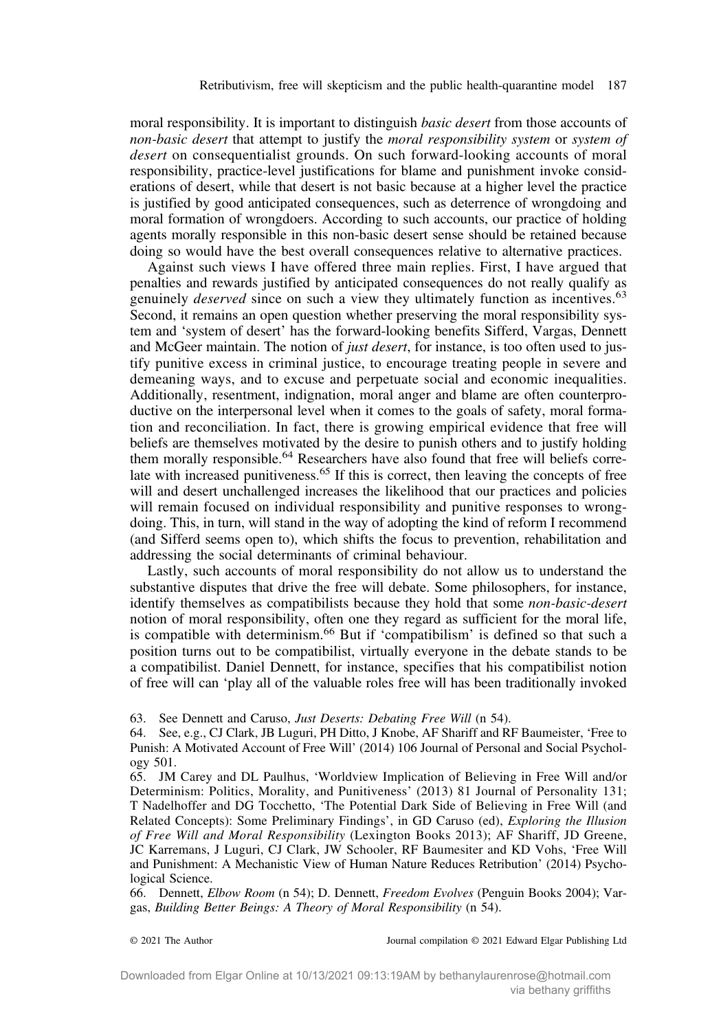moral responsibility. It is important to distinguish *basic desert* from those accounts of *non-basic desert* that attempt to justify the *moral responsibility system* or *system of desert* on consequentialist grounds. On such forward-looking accounts of moral responsibility, practice-level justifications for blame and punishment invoke considerations of desert, while that desert is not basic because at a higher level the practice is justified by good anticipated consequences, such as deterrence of wrongdoing and moral formation of wrongdoers. According to such accounts, our practice of holding agents morally responsible in this non-basic desert sense should be retained because doing so would have the best overall consequences relative to alternative practices.

Against such views I have offered three main replies. First, I have argued that penalties and rewards justified by anticipated consequences do not really qualify as genuinely *deserved* since on such a view they ultimately function as incentives.[63] Second, it remains an open question whether preserving the moral responsibility system and 'system of desert' has the forward-looking benefits Sifferd, Vargas, Dennett and McGeer maintain. The notion of *just desert*, for instance, is too often used to justify punitive excess in criminal justice, to encourage treating people in severe and demeaning ways, and to excuse and perpetuate social and economic inequalities. Additionally, resentment, indignation, moral anger and blame are often counterproductive on the interpersonal level when it comes to the goals of safety, moral formation and reconciliation. In fact, there is growing empirical evidence that free will beliefs are themselves motivated by the desire to punish others and to justify holding them morally responsible.[64] Researchers have also found that free will beliefs correlate with increased punitiveness.[65] If this is correct, then leaving the concepts of free will and desert unchallenged increases the likelihood that our practices and policies will remain focused on individual responsibility and punitive responses to wrongdoing. This, in turn, will stand in the way of adopting the kind of reform I recommend (and Sifferd seems open to), which shifts the focus to prevention, rehabilitation and addressing the social determinants of criminal behaviour.

Lastly, such accounts of moral responsibility do not allow us to understand the substantive disputes that drive the free will debate. Some philosophers, for instance, identify themselves as compatibilists because they hold that some *non-basic-desert* notion of moral responsibility, often one they regard as sufficient for the moral life, is compatible with determinism.[66] But if 'compatibilism' is defined so that such a position turns out to be compatibilist, virtually everyone in the debate stands to be a compatibilist. Daniel Dennett, for instance, specifies that his compatibilist notion of free will can 'play all of the valuable roles free will has been traditionally invoked

63. See Dennett and Caruso, *Just Deserts: Debating Free Will* (n 54).

64. See, e.g., CJ Clark, JB Luguri, PH Ditto, J Knobe, AF Shariff and RF Baumeister, 'Free to Punish: A Motivated Account of Free Will' (2014) 106 Journal of Personal and Social Psychology 501.

65. JM Carey and DL Paulhus, 'Worldview Implication of Believing in Free Will and/or Determinism: Politics, Morality, and Punitiveness' (2013) 81 Journal of Personality 131; T Nadelhoffer and DG Tocchetto, 'The Potential Dark Side of Believing in Free Will (and Related Concepts): Some Preliminary Findings', in GD Caruso (ed), *Exploring the Illusion of Free Will and Moral Responsibility* (Lexington Books 2013); AF Shariff, JD Greene, JC Karremans, J Luguri, CJ Clark, JW Schooler, RF Baumesiter and KD Vohs, 'Free Will and Punishment: A Mechanistic View of Human Nature Reduces Retribution' (2014) Psychological Science.

66. Dennett, *Elbow Room* (n 54); D. Dennett, *Freedom Evolves* (Penguin Books 2004); Vargas, *Building Better Beings: A Theory of Moral Responsibility* (n 54).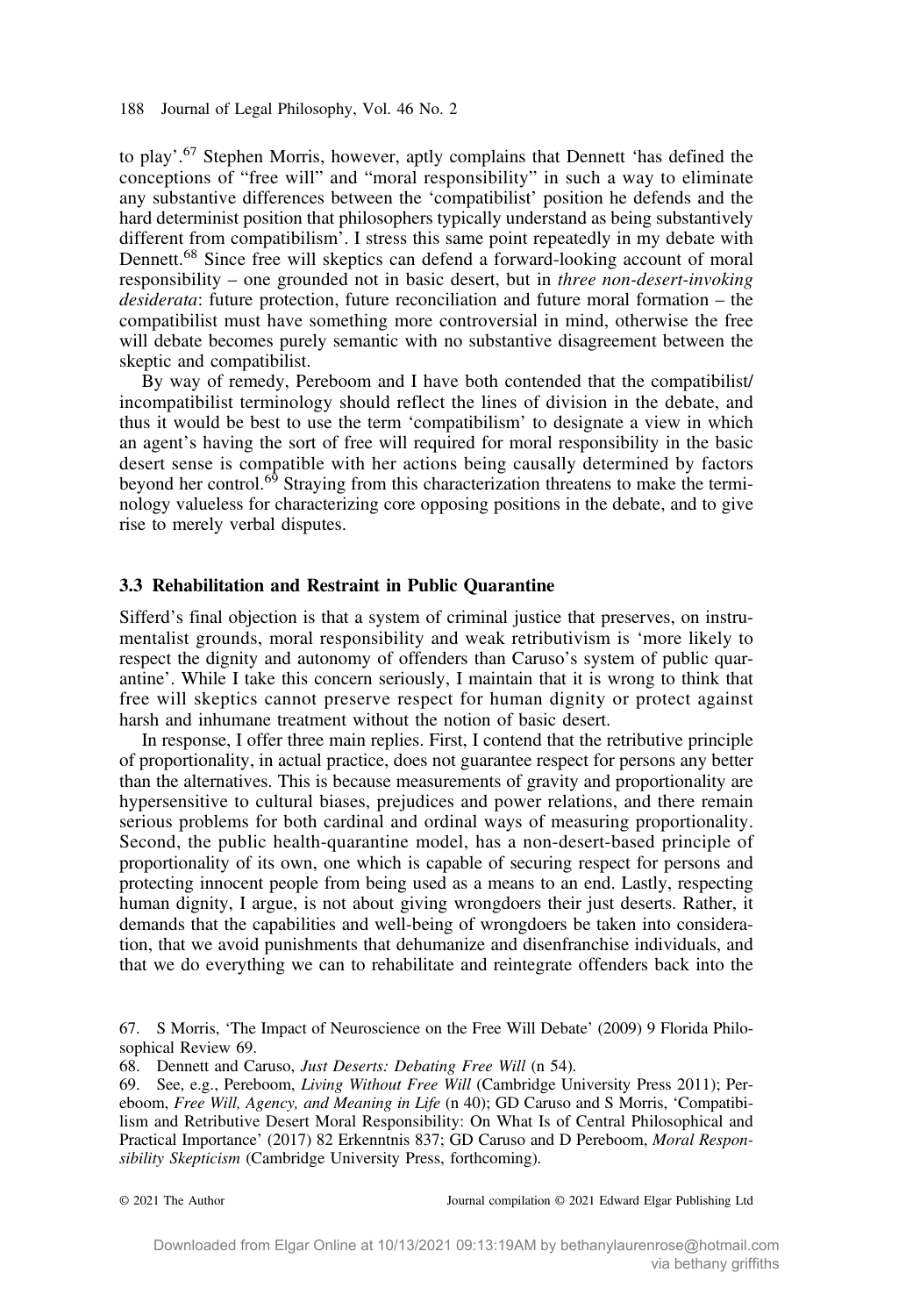to play'.[67] Stephen Morris, however, aptly complains that Dennett 'has defined the conceptions of "free will" and "moral responsibility" in such a way to eliminate any substantive differences between the 'compatibilist' position he defends and the hard determinist position that philosophers typically understand as being substantively different from compatibilism'. I stress this same point repeatedly in my debate with Dennett.[68] Since free will skeptics can defend a forward-looking account of moral responsibility – one grounded not in basic desert, but in *three non-desert-invoking desiderata*: future protection, future reconciliation and future moral formation – the compatibilist must have something more controversial in mind, otherwise the free will debate becomes purely semantic with no substantive disagreement between the skeptic and compatibilist.

By way of remedy, Pereboom and I have both contended that the compatibilist/incompatibilist terminology should reflect the lines of division in the debate, and thus it would be best to use the term 'compatibilism' to designate a view in which an agent's having the sort of free will required for moral responsibility in the basic desert sense is compatible with her actions being causally determined by factors beyond her control.[69] Straying from this characterization threatens to make the terminology valueless for characterizing core opposing positions in the debate, and to give rise to merely verbal disputes.

### 3.3 Rehabilitation and Restraint in Public Quarantine

Sifferd's final objection is that a system of criminal justice that preserves, on instrumentalist grounds, moral responsibility and weak retributivism is 'more likely to respect the dignity and autonomy of offenders than Caruso's system of public quarantine'. While I take this concern seriously, I maintain that it is wrong to think that free will skeptics cannot preserve respect for human dignity or protect against harsh and inhumane treatment without the notion of basic desert.

In response, I offer three main replies. First, I contend that the retributive principle of proportionality, in actual practice, does not guarantee respect for persons any better than the alternatives. This is because measurements of gravity and proportionality are hypersensitive to cultural biases, prejudices and power relations, and there remain serious problems for both cardinal and ordinal ways of measuring proportionality. Second, the public health-quarantine model, has a non-desert-based principle of proportionality of its own, one which is capable of securing respect for persons and protecting innocent people from being used as a means to an end. Lastly, respecting human dignity, I argue, is not about giving wrongdoers their just deserts. Rather, it demands that the capabilities and well-being of wrongdoers be taken into consideration, that we avoid punishments that dehumanize and disenfranchise individuals, and that we do everything we can to rehabilitate and reintegrate offenders back into the

67. S Morris, 'The Impact of Neuroscience on the Free Will Debate' (2009) 9 Florida Philosophical Review 69.

68. Dennett and Caruso, *Just Deserts: Debating Free Will* (n 54).

69. See, e.g., Pereboom, *Living Without Free Will* (Cambridge University Press 2011); Pereboom, *Free Will, Agency, and Meaning in Life* (n 40); GD Caruso and S Morris, 'Compatibilism and Retributive Desert Moral Responsibility: On What Is of Central Philosophical and Practical Importance' (2017) 82 Erkenntnis 837; GD Caruso and D Pereboom, *Moral Responsibility Skepticism* (Cambridge University Press, forthcoming).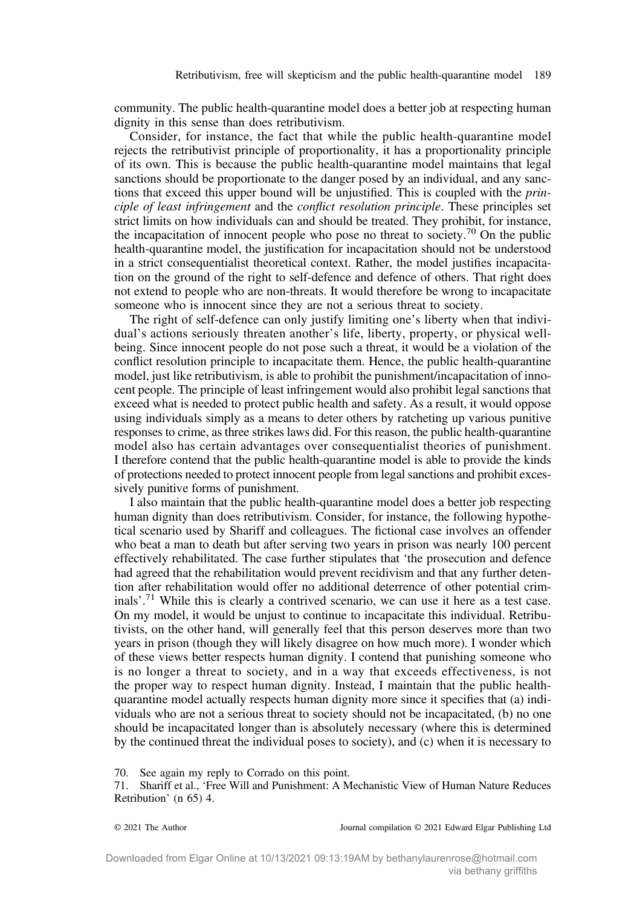community. The public health-quarantine model does a better job at respecting human dignity in this sense than does retributivism.

Consider, for instance, the fact that while the public health-quarantine model rejects the retributivist principle of proportionality, it has a proportionality principle of its own. This is because the public health-quarantine model maintains that legal sanctions should be proportionate to the danger posed by an individual, and any sanctions that exceed this upper bound will be unjustified. This is coupled with the *principle of least infringement* and the *conflict resolution principle*. These principles set strict limits on how individuals can and should be treated. They prohibit, for instance, the incapacitation of innocent people who pose no threat to society.[70] On the public health-quarantine model, the justification for incapacitation should not be understood in a strict consequentialist theoretical context. Rather, the model justifies incapacitation on the ground of the right to self-defence and defence of others. That right does not extend to people who are non-threats. It would therefore be wrong to incapacitate someone who is innocent since they are not a serious threat to society.

The right of self-defence can only justify limiting one's liberty when that individual's actions seriously threaten another's life, liberty, property, or physical well-being. Since innocent people do not pose such a threat, it would be a violation of the conflict resolution principle to incapacitate them. Hence, the public health-quarantine model, just like retributivism, is able to prohibit the punishment/incapacitation of innocent people. The principle of least infringement would also prohibit legal sanctions that exceed what is needed to protect public health and safety. As a result, it would oppose using individuals simply as a means to deter others by ratcheting up various punitive responses to crime, as three strikes laws did. For this reason, the public health-quarantine model also has certain advantages over consequentialist theories of punishment. I therefore contend that the public health-quarantine model is able to provide the kinds of protections needed to protect innocent people from legal sanctions and prohibit excessively punitive forms of punishment.

I also maintain that the public health-quarantine model does a better job respecting human dignity than does retributivism. Consider, for instance, the following hypothetical scenario used by Shariff and colleagues. The fictional case involves an offender who beat a man to death but after serving two years in prison was nearly 100 percent effectively rehabilitated. The case further stipulates that 'the prosecution and defence had agreed that the rehabilitation would prevent recidivism and that any further detention after rehabilitation would offer no additional deterrence of other potential criminals'.[71] While this is clearly a contrived scenario, we can use it here as a test case. On my model, it would be unjust to continue to incapacitate this individual. Retributivists, on the other hand, will generally feel that this person deserves more than two years in prison (though they will likely disagree on how much more). I wonder which of these views better respects human dignity. I contend that punishing someone who is no longer a threat to society, and in a way that exceeds effectiveness, is not the proper way to respect human dignity. Instead, I maintain that the public health-quarantine model actually respects human dignity more since it specifies that (a) individuals who are not a serious threat to society should not be incapacitated, (b) no one should be incapacitated longer than is absolutely necessary (where this is determined by the continued threat the individual poses to society), and (c) when it is necessary to

70. See again my reply to Corrado on this point.

71. Shariff et al., 'Free Will and Punishment: A Mechanistic View of Human Nature Reduces Retribution' (n 65) 4.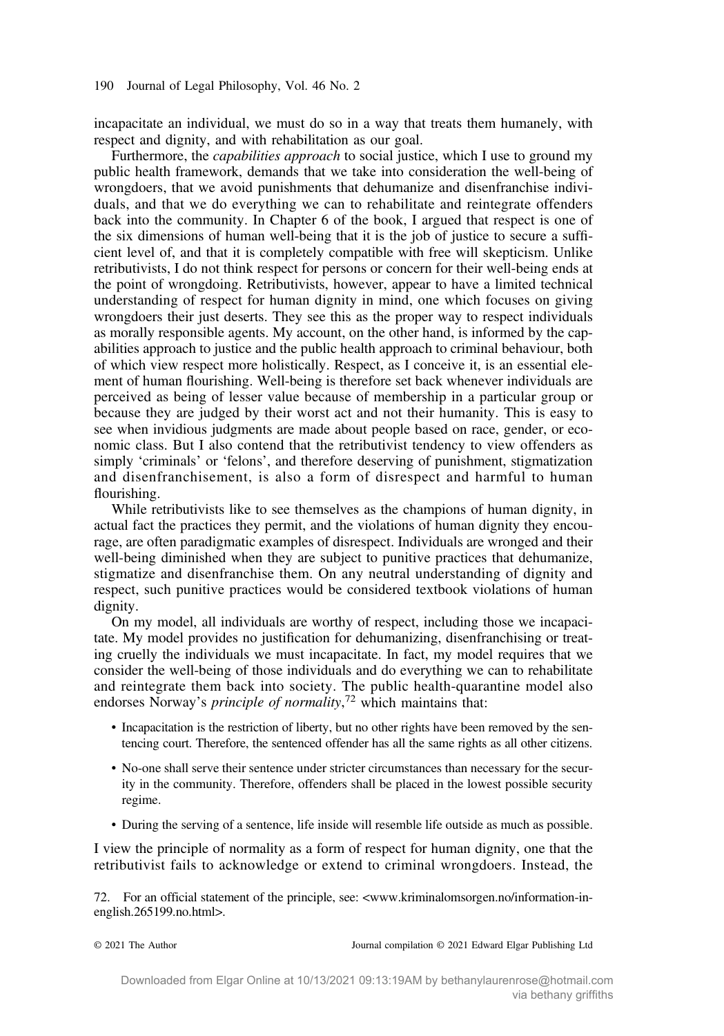incapacitate an individual, we must do so in a way that treats them humanely, with respect and dignity, and with rehabilitation as our goal.

Furthermore, the *capabilities approach* to social justice, which I use to ground my public health framework, demands that we take into consideration the well-being of wrongdoers, that we avoid punishments that dehumanize and disenfranchise individuals, and that we do everything we can to rehabilitate and reintegrate offenders back into the community. In Chapter 6 of the book, I argued that respect is one of the six dimensions of human well-being that it is the job of justice to secure a sufficient level of, and that it is completely compatible with free will skepticism. Unlike retributivists, I do not think respect for persons or concern for their well-being ends at the point of wrongdoing. Retributivists, however, appear to have a limited technical understanding of respect for human dignity in mind, one which focuses on giving wrongdoers their just deserts. They see this as the proper way to respect individuals as morally responsible agents. My account, on the other hand, is informed by the capabilities approach to justice and the public health approach to criminal behaviour, both of which view respect more holistically. Respect, as I conceive it, is an essential element of human flourishing. Well-being is therefore set back whenever individuals are perceived as being of lesser value because of membership in a particular group or because they are judged by their worst act and not their humanity. This is easy to see when invidious judgments are made about people based on race, gender, or economic class. But I also contend that the retributivist tendency to view offenders as simply 'criminals' or 'felons', and therefore deserving of punishment, stigmatization and disenfranchisement, is also a form of disrespect and harmful to human flourishing.

While retributivists like to see themselves as the champions of human dignity, in actual fact the practices they permit, and the violations of human dignity they encourage, are often paradigmatic examples of disrespect. Individuals are wronged and their well-being diminished when they are subject to punitive practices that dehumanize, stigmatize and disenfranchise them. On any neutral understanding of dignity and respect, such punitive practices would be considered textbook violations of human dignity.

On my model, all individuals are worthy of respect, including those we incapacitate. My model provides no justification for dehumanizing, disenfranchising or treating cruelly the individuals we must incapacitate. In fact, my model requires that we consider the well-being of those individuals and do everything we can to rehabilitate and reintegrate them back into society. The public health-quarantine model also endorses Norway's *principle of normality*,[72] which maintains that:

- Incapacitation is the restriction of liberty, but no other rights have been removed by the sentencing court. Therefore, the sentenced offender has all the same rights as all other citizens.
- No-one shall serve their sentence under stricter circumstances than necessary for the security in the community. Therefore, offenders shall be placed in the lowest possible security regime.
- During the serving of a sentence, life inside will resemble life outside as much as possible.

I view the principle of normality as a form of respect for human dignity, one that the retributivist fails to acknowledge or extend to criminal wrongdoers. Instead, the

72. For an official statement of the principle, see: <www.kriminalomsorgen.no/information-in-english.265199.no.html>.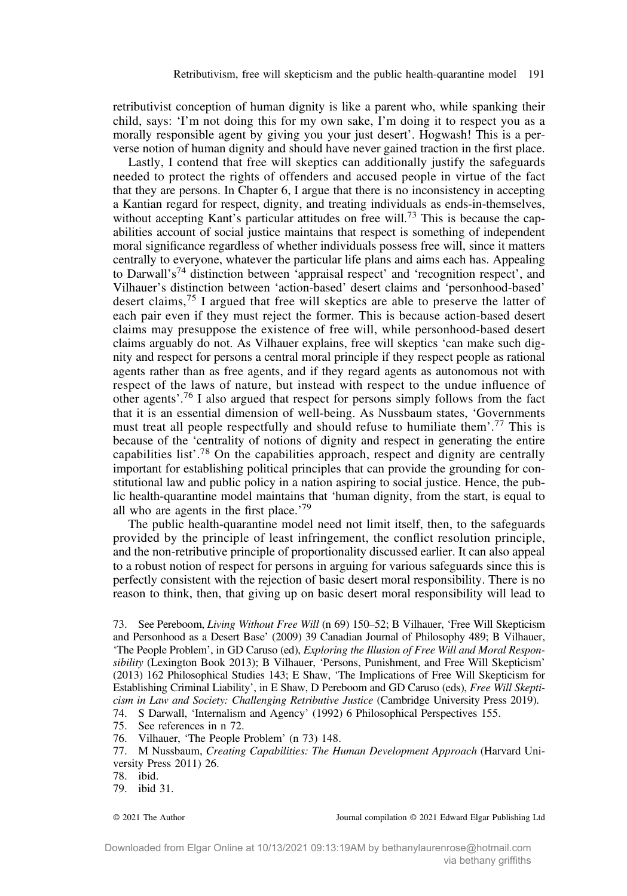retributivist conception of human dignity is like a parent who, while spanking their child, says: 'I'm not doing this for my own sake, I'm doing it to respect you as a morally responsible agent by giving you your just desert'. Hogwash! This is a perverse notion of human dignity and should have never gained traction in the first place.

Lastly, I contend that free will skeptics can additionally justify the safeguards needed to protect the rights of offenders and accused people in virtue of the fact that they are persons. In Chapter 6, I argue that there is no inconsistency in accepting a Kantian regard for respect, dignity, and treating individuals as ends-in-themselves, without accepting Kant's particular attitudes on free will.[73] This is because the capabilities account of social justice maintains that respect is something of independent moral significance regardless of whether individuals possess free will, since it matters centrally to everyone, whatever the particular life plans and aims each has. Appealing to Darwall's[74] distinction between 'appraisal respect' and 'recognition respect', and Vilhauer's distinction between 'action-based' desert claims and 'personhood-based' desert claims,[75] I argued that free will skeptics are able to preserve the latter of each pair even if they must reject the former. This is because action-based desert claims may presuppose the existence of free will, while personhood-based desert claims arguably do not. As Vilhauer explains, free will skeptics 'can make such dignity and respect for persons a central moral principle if they respect people as rational agents rather than as free agents, and if they regard agents as autonomous not with respect of the laws of nature, but instead with respect to the undue influence of other agents'.[76] I also argued that respect for persons simply follows from the fact that it is an essential dimension of well-being. As Nussbaum states, 'Governments must treat all people respectfully and should refuse to humiliate them'.[77] This is because of the 'centrality of notions of dignity and respect in generating the entire capabilities list'.[78] On the capabilities approach, respect and dignity are centrally important for establishing political principles that can provide the grounding for constitutional law and public policy in a nation aspiring to social justice. Hence, the public health-quarantine model maintains that 'human dignity, from the start, is equal to all who are agents in the first place.'[79]

The public health-quarantine model need not limit itself, then, to the safeguards provided by the principle of least infringement, the conflict resolution principle, and the non-retributive principle of proportionality discussed earlier. It can also appeal to a robust notion of respect for persons in arguing for various safeguards since this is perfectly consistent with the rejection of basic desert moral responsibility. There is no reason to think, then, that giving up on basic desert moral responsibility will lead to

73. See Pereboom, *Living Without Free Will* (n 69) 150–52; B Vilhauer, 'Free Will Skepticism and Personhood as a Desert Base' (2009) 39 Canadian Journal of Philosophy 489; B Vilhauer, 'The People Problem', in GD Caruso (ed), *Exploring the Illusion of Free Will and Moral Responsibility* (Lexington Book 2013); B Vilhauer, 'Persons, Punishment, and Free Will Skepticism' (2013) 162 Philosophical Studies 143; E Shaw, 'The Implications of Free Will Skepticism for Establishing Criminal Liability', in E Shaw, D Pereboom and GD Caruso (eds), *Free Will Skepticism in Law and Society: Challenging Retributive Justice* (Cambridge University Press 2019).
74. S Darwall, 'Internalism and Agency' (1992) 6 Philosophical Perspectives 155.
75. See references in n 72.
76. Vilhauer, 'The People Problem' (n 73) 148.
77. M Nussbaum, *Creating Capabilities: The Human Development Approach* (Harvard University Press 2011) 26.
78. ibid.
79. ibid 31.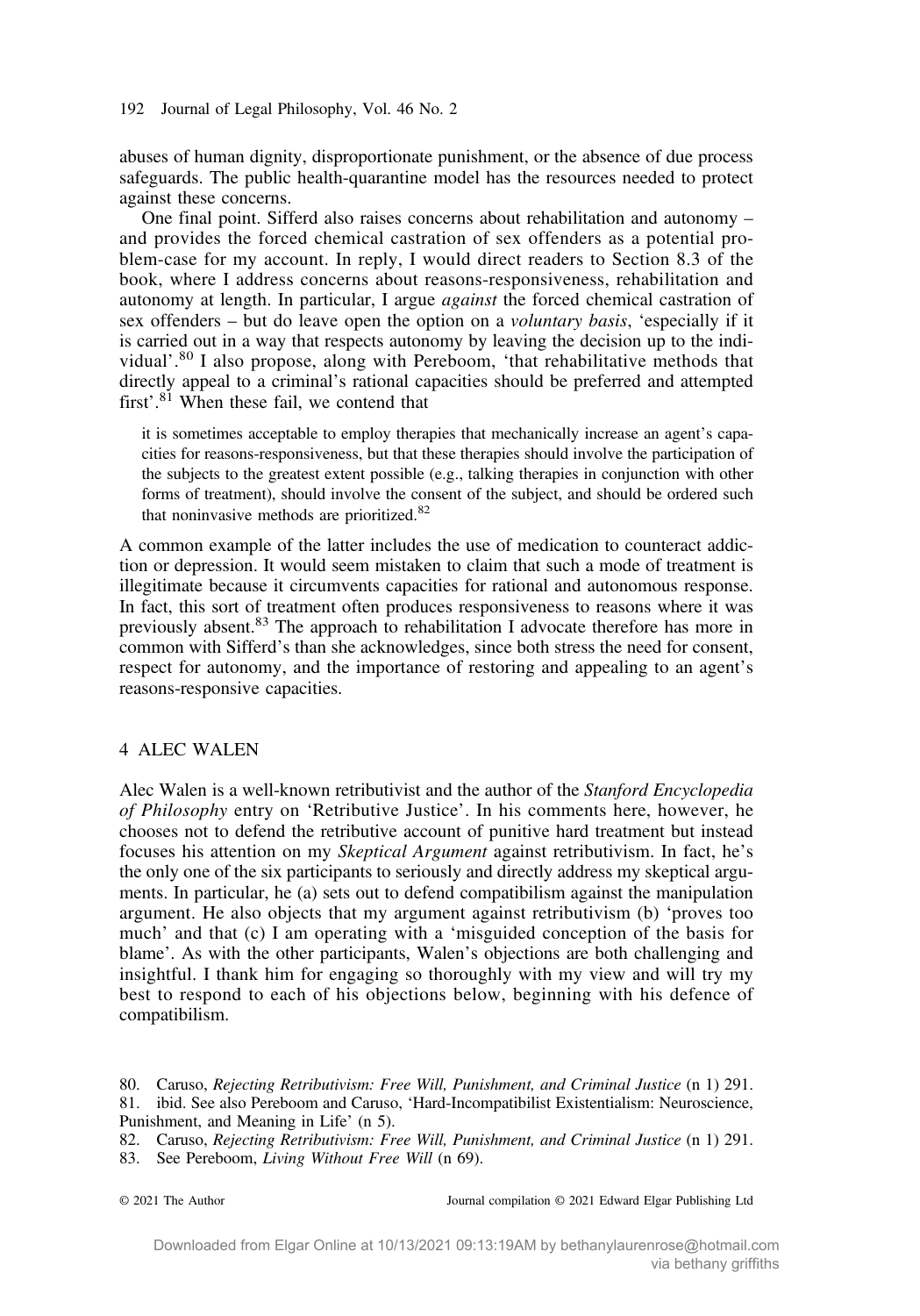abuses of human dignity, disproportionate punishment, or the absence of due process safeguards. The public health-quarantine model has the resources needed to protect against these concerns.

One final point. Sifferd also raises concerns about rehabilitation and autonomy – and provides the forced chemical castration of sex offenders as a potential problem-case for my account. In reply, I would direct readers to Section 8.3 of the book, where I address concerns about reasons-responsiveness, rehabilitation and autonomy at length. In particular, I argue *against* the forced chemical castration of sex offenders – but do leave open the option on a *voluntary basis*, 'especially if it is carried out in a way that respects autonomy by leaving the decision up to the individual'.[80] I also propose, along with Pereboom, 'that rehabilitative methods that directly appeal to a criminal's rational capacities should be preferred and attempted first'.[81] When these fail, we contend that

> it is sometimes acceptable to employ therapies that mechanically increase an agent's capacities for reasons-responsiveness, but that these therapies should involve the participation of the subjects to the greatest extent possible (e.g., talking therapies in conjunction with other forms of treatment), should involve the consent of the subject, and should be ordered such that noninvasive methods are prioritized.[82]

A common example of the latter includes the use of medication to counteract addiction or depression. It would seem mistaken to claim that such a mode of treatment is illegitimate because it circumvents capacities for rational and autonomous response. In fact, this sort of treatment often produces responsiveness to reasons where it was previously absent.[83] The approach to rehabilitation I advocate therefore has more in common with Sifferd's than she acknowledges, since both stress the need for consent, respect for autonomy, and the importance of restoring and appealing to an agent's reasons-responsive capacities.

## 4 ALEC WALEN

Alec Walen is a well-known retributivist and the author of the *Stanford Encyclopedia of Philosophy* entry on 'Retributive Justice'. In his comments here, however, he chooses not to defend the retributive account of punitive hard treatment but instead focuses his attention on my *Skeptical Argument* against retributivism. In fact, he's the only one of the six participants to seriously and directly address my skeptical arguments. In particular, he (a) sets out to defend compatibilism against the manipulation argument. He also objects that my argument against retributivism (b) 'proves too much' and that (c) I am operating with a 'misguided conception of the basis for blame'. As with the other participants, Walen's objections are both challenging and insightful. I thank him for engaging so thoroughly with my view and will try my best to respond to each of his objections below, beginning with his defence of compatibilism.

80. Caruso, *Rejecting Retributivism: Free Will, Punishment, and Criminal Justice* (n 1) 291.
81. ibid. See also Pereboom and Caruso, 'Hard-Incompatibilist Existentialism: Neuroscience, Punishment, and Meaning in Life' (n 5).
82. Caruso, *Rejecting Retributivism: Free Will, Punishment, and Criminal Justice* (n 1) 291.
83. See Pereboom, *Living Without Free Will* (n 69).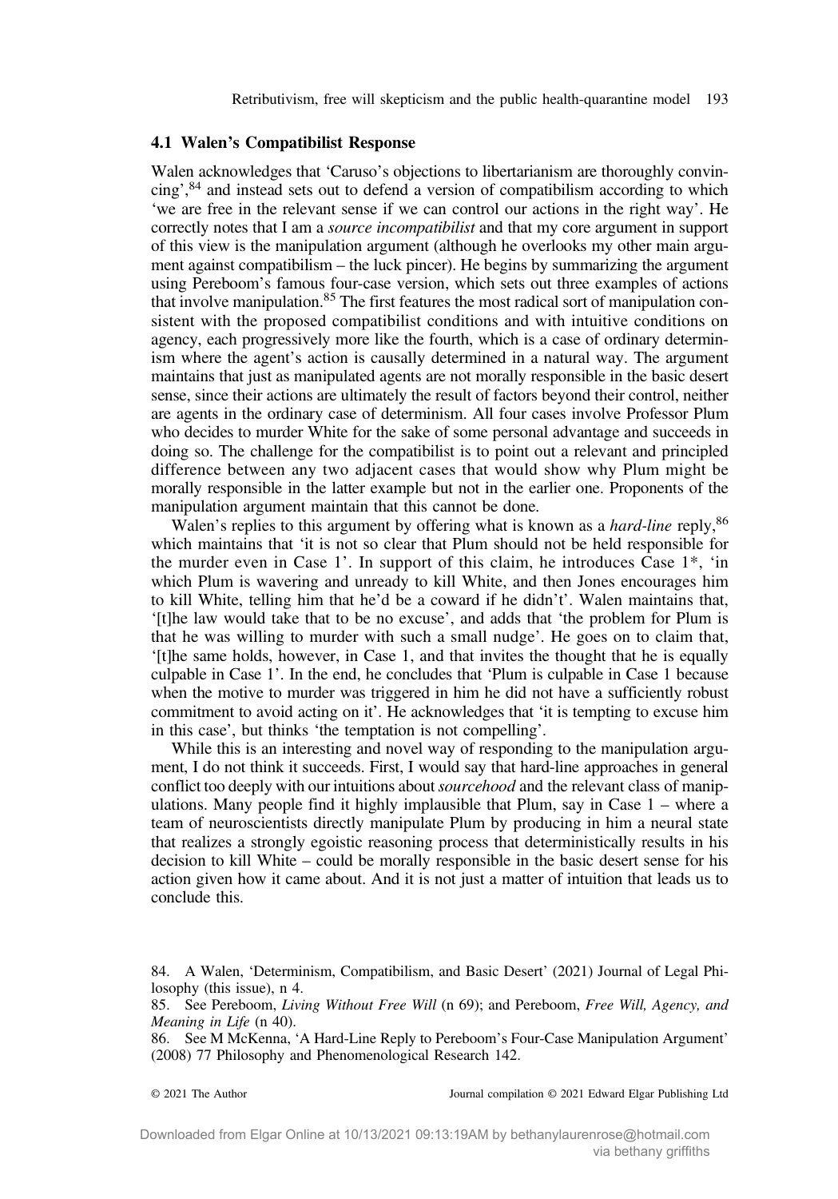### 4.1 Walen's Compatibilist Response

Walen acknowledges that 'Caruso's objections to libertarianism are thoroughly convincing',[84] and instead sets out to defend a version of compatibilism according to which 'we are free in the relevant sense if we can control our actions in the right way'. He correctly notes that I am a *source incompatibilist* and that my core argument in support of this view is the manipulation argument (although he overlooks my other main argument against compatibilism – the luck pincer). He begins by summarizing the argument using Pereboom's famous four-case version, which sets out three examples of actions that involve manipulation.[85] The first features the most radical sort of manipulation consistent with the proposed compatibilist conditions and with intuitive conditions on agency, each progressively more like the fourth, which is a case of ordinary determinism where the agent's action is causally determined in a natural way. The argument maintains that just as manipulated agents are not morally responsible in the basic desert sense, since their actions are ultimately the result of factors beyond their control, neither are agents in the ordinary case of determinism. All four cases involve Professor Plum who decides to murder White for the sake of some personal advantage and succeeds in doing so. The challenge for the compatibilist is to point out a relevant and principled difference between any two adjacent cases that would show why Plum might be morally responsible in the latter example but not in the earlier one. Proponents of the manipulation argument maintain that this cannot be done.

Walen's replies to this argument by offering what is known as a *hard-line* reply,[86] which maintains that 'it is not so clear that Plum should not be held responsible for the murder even in Case 1'. In support of this claim, he introduces Case 1*, 'in which Plum is wavering and unready to kill White, and then Jones encourages him to kill White, telling him that he'd be a coward if he didn't'. Walen maintains that, '[t]he law would take that to be no excuse', and adds that 'the problem for Plum is that he was willing to murder with such a small nudge'. He goes on to claim that, '[t]he same holds, however, in Case 1, and that invites the thought that he is equally culpable in Case 1'. In the end, he concludes that 'Plum is culpable in Case 1 because when the motive to murder was triggered in him he did not have a sufficiently robust commitment to avoid acting on it'. He acknowledges that 'it is tempting to excuse him in this case', but thinks 'the temptation is not compelling'.

While this is an interesting and novel way of responding to the manipulation argument, I do not think it succeeds. First, I would say that hard-line approaches in general conflict too deeply with our intuitions about *sourcehood* and the relevant class of manipulations. Many people find it highly implausible that Plum, say in Case 1 – where a team of neuroscientists directly manipulate Plum by producing in him a neural state that realizes a strongly egoistic reasoning process that deterministically results in his decision to kill White – could be morally responsible in the basic desert sense for his action given how it came about. And it is not just a matter of intuition that leads us to conclude this.

84. A Walen, 'Determinism, Compatibilism, and Basic Desert' (2021) Journal of Legal Philosophy (this issue), n 4.

85. See Pereboom, *Living Without Free Will* (n 69); and Pereboom, *Free Will, Agency, and Meaning in Life* (n 40).

86. See M McKenna, 'A Hard-Line Reply to Pereboom's Four-Case Manipulation Argument' (2008) 77 Philosophy and Phenomenological Research 142.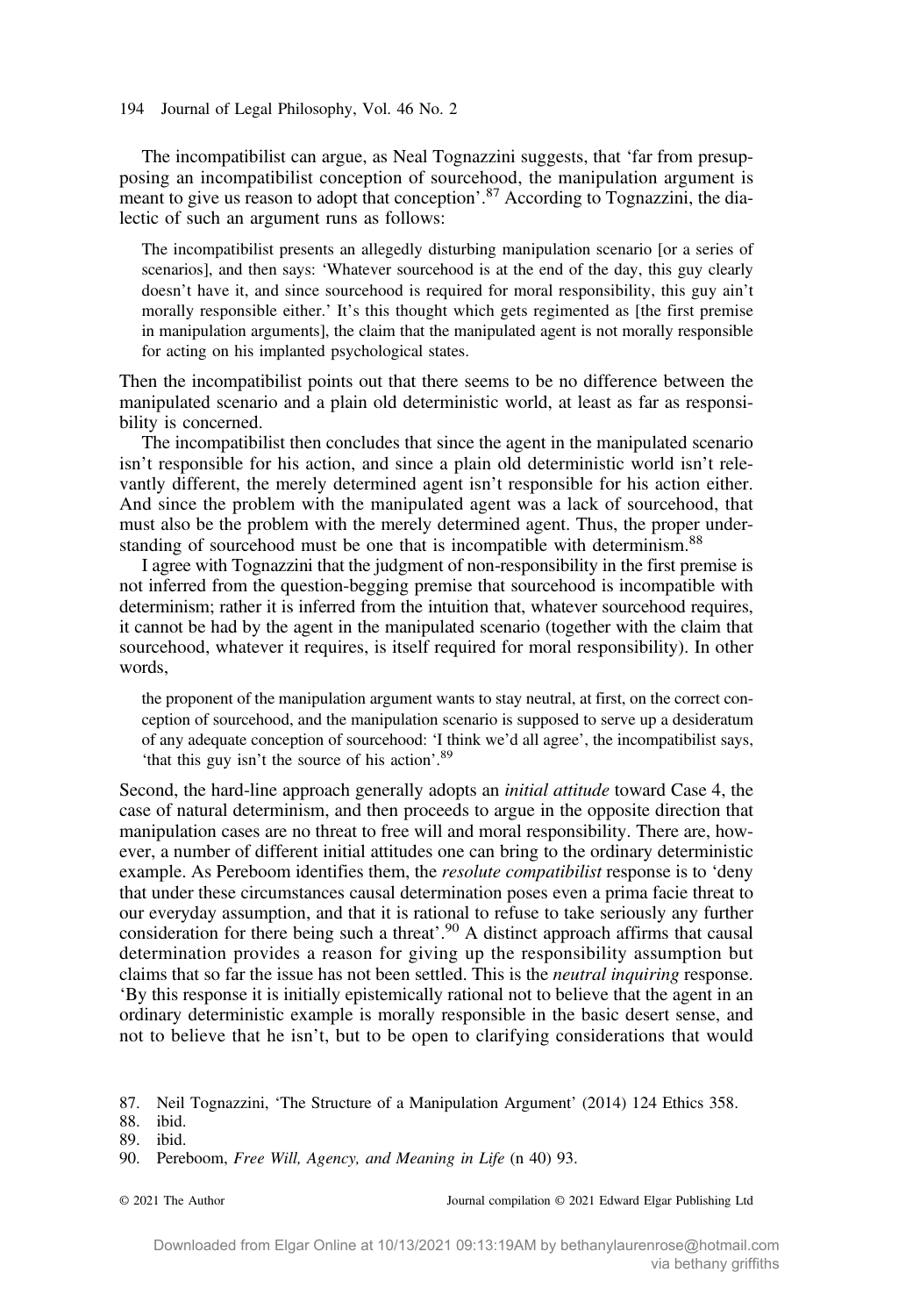The incompatibilist can argue, as Neal Tognazzini suggests, that 'far from presupposing an incompatibilist conception of sourcehood, the manipulation argument is meant to give us reason to adopt that conception'.[87] According to Tognazzini, the dialectic of such an argument runs as follows:

> The incompatibilist presents an allegedly disturbing manipulation scenario [or a series of scenarios], and then says: 'Whatever sourcehood is at the end of the day, this guy clearly doesn't have it, and since sourcehood is required for moral responsibility, this guy ain't morally responsible either.' It's this thought which gets regimented as [the first premise in manipulation arguments], the claim that the manipulated agent is not morally responsible for acting on his implanted psychological states.

Then the incompatibilist points out that there seems to be no difference between the manipulated scenario and a plain old deterministic world, at least as far as responsibility is concerned.

The incompatibilist then concludes that since the agent in the manipulated scenario isn't responsible for his action, and since a plain old deterministic world isn't relevantly different, the merely determined agent isn't responsible for his action either. And since the problem with the manipulated agent was a lack of sourcehood, that must also be the problem with the merely determined agent. Thus, the proper understanding of sourcehood must be one that is incompatible with determinism.[88]

I agree with Tognazzini that the judgment of non-responsibility in the first premise is not inferred from the question-begging premise that sourcehood is incompatible with determinism; rather it is inferred from the intuition that, whatever sourcehood requires, it cannot be had by the agent in the manipulated scenario (together with the claim that sourcehood, whatever it requires, is itself required for moral responsibility). In other words,

> the proponent of the manipulation argument wants to stay neutral, at first, on the correct conception of sourcehood, and the manipulation scenario is supposed to serve up a desideratum of any adequate conception of sourcehood: 'I think we'd all agree', the incompatibilist says, 'that this guy isn't the source of his action'.[89]

Second, the hard-line approach generally adopts an *initial attitude* toward Case 4, the case of natural determinism, and then proceeds to argue in the opposite direction that manipulation cases are no threat to free will and moral responsibility. There are, however, a number of different initial attitudes one can bring to the ordinary deterministic example. As Pereboom identifies them, the *resolute compatibilist* response is to 'deny that under these circumstances causal determination poses even a prima facie threat to our everyday assumption, and that it is rational to refuse to take seriously any further consideration for there being such a threat'.[90] A distinct approach affirms that causal determination provides a reason for giving up the responsibility assumption but claims that so far the issue has not been settled. This is the *neutral inquiring* response. 'By this response it is initially epistemically rational not to believe that the agent in an ordinary deterministic example is morally responsible in the basic desert sense, and not to believe that he isn't, but to be open to clarifying considerations that would

87. Neil Tognazzini, 'The Structure of a Manipulation Argument' (2014) 124 Ethics 358.
88. ibid.
89. ibid.
90. Pereboom, *Free Will, Agency, and Meaning in Life* (n 40) 93.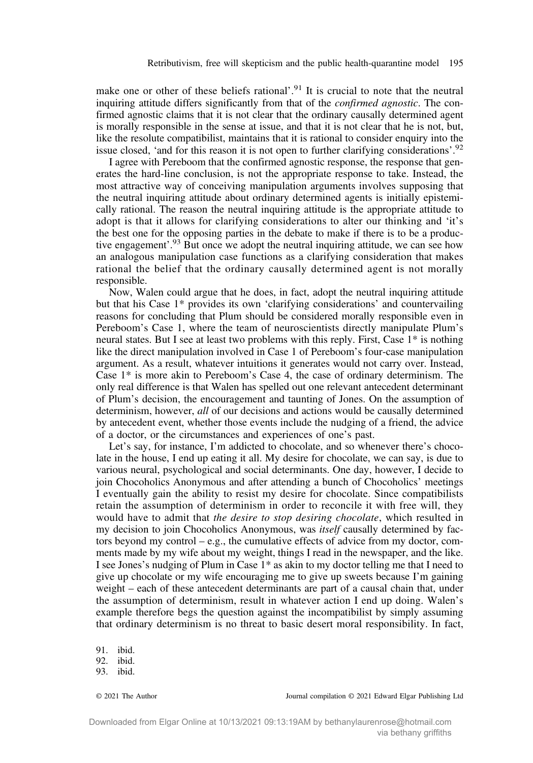make one or other of these beliefs rational'.[91] It is crucial to note that the neutral inquiring attitude differs significantly from that of the *confirmed agnostic*. The confirmed agnostic claims that it is not clear that the ordinary causally determined agent is morally responsible in the sense at issue, and that it is not clear that he is not, but, like the resolute compatibilist, maintains that it is rational to consider enquiry into the issue closed, 'and for this reason it is not open to further clarifying considerations'.[92]

I agree with Pereboom that the confirmed agnostic response, the response that generates the hard-line conclusion, is not the appropriate response to take. Instead, the most attractive way of conceiving manipulation arguments involves supposing that the neutral inquiring attitude about ordinary determined agents is initially epistemically rational. The reason the neutral inquiring attitude is the appropriate attitude to adopt is that it allows for clarifying considerations to alter our thinking and 'it's the best one for the opposing parties in the debate to make if there is to be a productive engagement'.[93] But once we adopt the neutral inquiring attitude, we can see how an analogous manipulation case functions as a clarifying consideration that makes rational the belief that the ordinary causally determined agent is not morally responsible.

Now, Walen could argue that he does, in fact, adopt the neutral inquiring attitude but that his Case 1* provides its own 'clarifying considerations' and countervailing reasons for concluding that Plum should be considered morally responsible even in Pereboom's Case 1, where the team of neuroscientists directly manipulate Plum's neural states. But I see at least two problems with this reply. First, Case 1* is nothing like the direct manipulation involved in Case 1 of Pereboom's four-case manipulation argument. As a result, whatever intuitions it generates would not carry over. Instead, Case 1* is more akin to Pereboom's Case 4, the case of ordinary determinism. The only real difference is that Walen has spelled out one relevant antecedent determinant of Plum's decision, the encouragement and taunting of Jones. On the assumption of determinism, however, *all* of our decisions and actions would be causally determined by antecedent event, whether those events include the nudging of a friend, the advice of a doctor, or the circumstances and experiences of one's past.

Let's say, for instance, I'm addicted to chocolate, and so whenever there's chocolate in the house, I end up eating it all. My desire for chocolate, we can say, is due to various neural, psychological and social determinants. One day, however, I decide to join Chocoholics Anonymous and after attending a bunch of Chocoholics' meetings I eventually gain the ability to resist my desire for chocolate. Since compatibilists retain the assumption of determinism in order to reconcile it with free will, they would have to admit that *the desire to stop desiring chocolate*, which resulted in my decision to join Chocoholics Anonymous, was *itself* causally determined by factors beyond my control – e.g., the cumulative effects of advice from my doctor, comments made by my wife about my weight, things I read in the newspaper, and the like. I see Jones's nudging of Plum in Case 1* as akin to my doctor telling me that I need to give up chocolate or my wife encouraging me to give up sweets because I'm gaining weight – each of these antecedent determinants are part of a causal chain that, under the assumption of determinism, result in whatever action I end up doing. Walen's example therefore begs the question against the incompatibilist by simply assuming that ordinary determinism is no threat to basic desert moral responsibility. In fact,

91. ibid.
92. ibid.
93. ibid.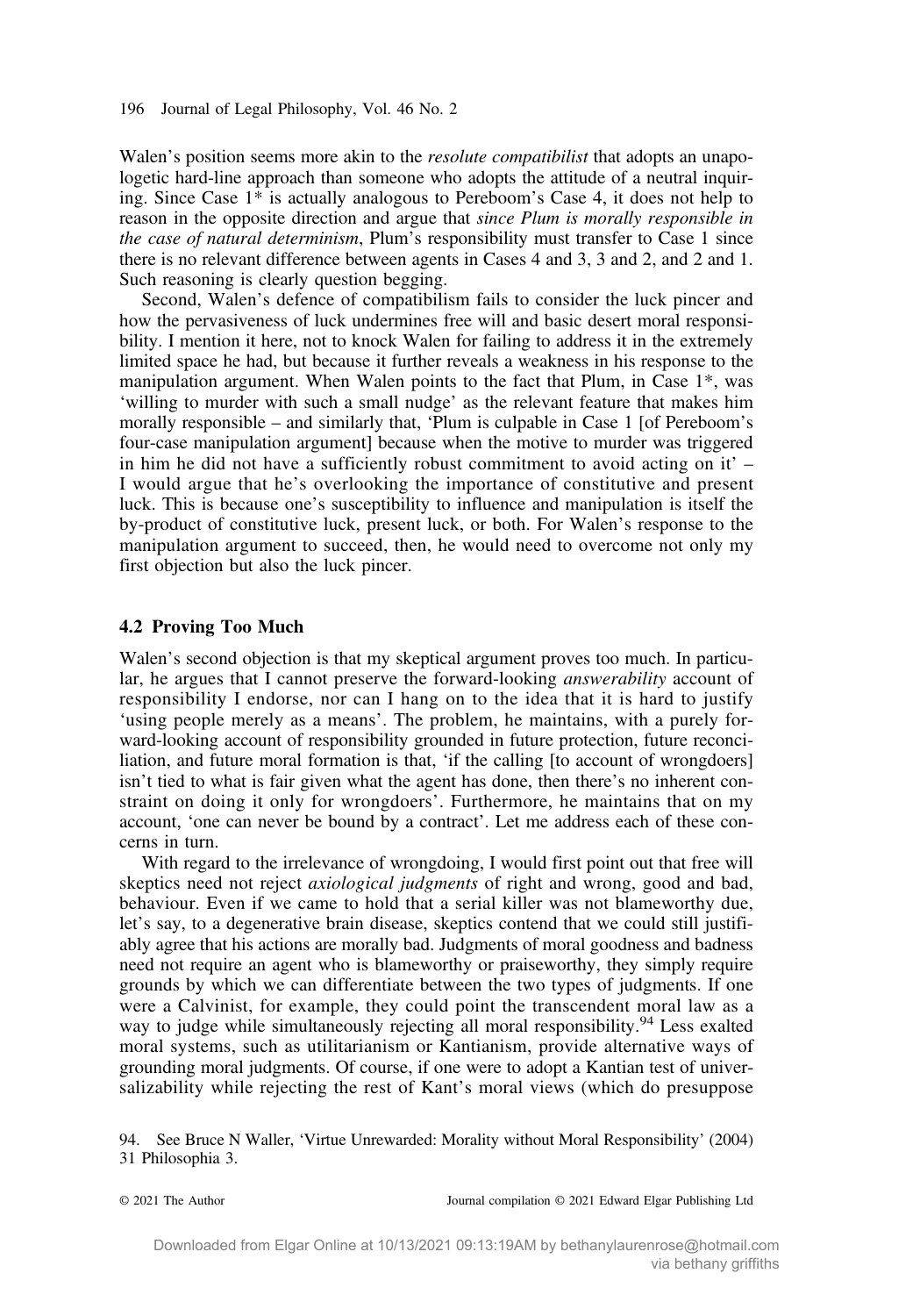Walen's position seems more akin to the *resolute compatibilist* that adopts an unapologetic hard-line approach than someone who adopts the attitude of a neutral inquiring. Since Case 1* is actually analogous to Pereboom's Case 4, it does not help to reason in the opposite direction and argue that *since Plum is morally responsible in the case of natural determinism*, Plum's responsibility must transfer to Case 1 since there is no relevant difference between agents in Cases 4 and 3, 3 and 2, and 2 and 1. Such reasoning is clearly question begging.

Second, Walen's defence of compatibilism fails to consider the luck pincer and how the pervasiveness of luck undermines free will and basic desert moral responsibility. I mention it here, not to knock Walen for failing to address it in the extremely limited space he had, but because it further reveals a weakness in his response to the manipulation argument. When Walen points to the fact that Plum, in Case 1*, was 'willing to murder with such a small nudge' as the relevant feature that makes him morally responsible – and similarly that, 'Plum is culpable in Case 1 [of Pereboom's four-case manipulation argument] because when the motive to murder was triggered in him he did not have a sufficiently robust commitment to avoid acting on it' – I would argue that he's overlooking the importance of constitutive and present luck. This is because one's susceptibility to influence and manipulation is itself the by-product of constitutive luck, present luck, or both. For Walen's response to the manipulation argument to succeed, then, he would need to overcome not only my first objection but also the luck pincer.

### 4.2 Proving Too Much

Walen's second objection is that my skeptical argument proves too much. In particular, he argues that I cannot preserve the forward-looking *answerability* account of responsibility I endorse, nor can I hang on to the idea that it is hard to justify 'using people merely as a means'. The problem, he maintains, with a purely forward-looking account of responsibility grounded in future protection, future reconciliation, and future moral formation is that, 'if the calling [to account of wrongdoers] isn't tied to what is fair given what the agent has done, then there's no inherent constraint on doing it only for wrongdoers'. Furthermore, he maintains that on my account, 'one can never be bound by a contract'. Let me address each of these concerns in turn.

With regard to the irrelevance of wrongdoing, I would first point out that free will skeptics need not reject *axiological judgments* of right and wrong, good and bad, behaviour. Even if we came to hold that a serial killer was not blameworthy due, let's say, to a degenerative brain disease, skeptics contend that we could still justifiably agree that his actions are morally bad. Judgments of moral goodness and badness need not require an agent who is blameworthy or praiseworthy, they simply require grounds by which we can differentiate between the two types of judgments. If one were a Calvinist, for example, they could point the transcendent moral law as a way to judge while simultaneously rejecting all moral responsibility.[94] Less exalted moral systems, such as utilitarianism or Kantianism, provide alternative ways of grounding moral judgments. Of course, if one were to adopt a Kantian test of universalizability while rejecting the rest of Kant's moral views (which do presuppose

94. See Bruce N Waller, 'Virtue Unrewarded: Morality without Moral Responsibility' (2004) 31 Philosophia 3.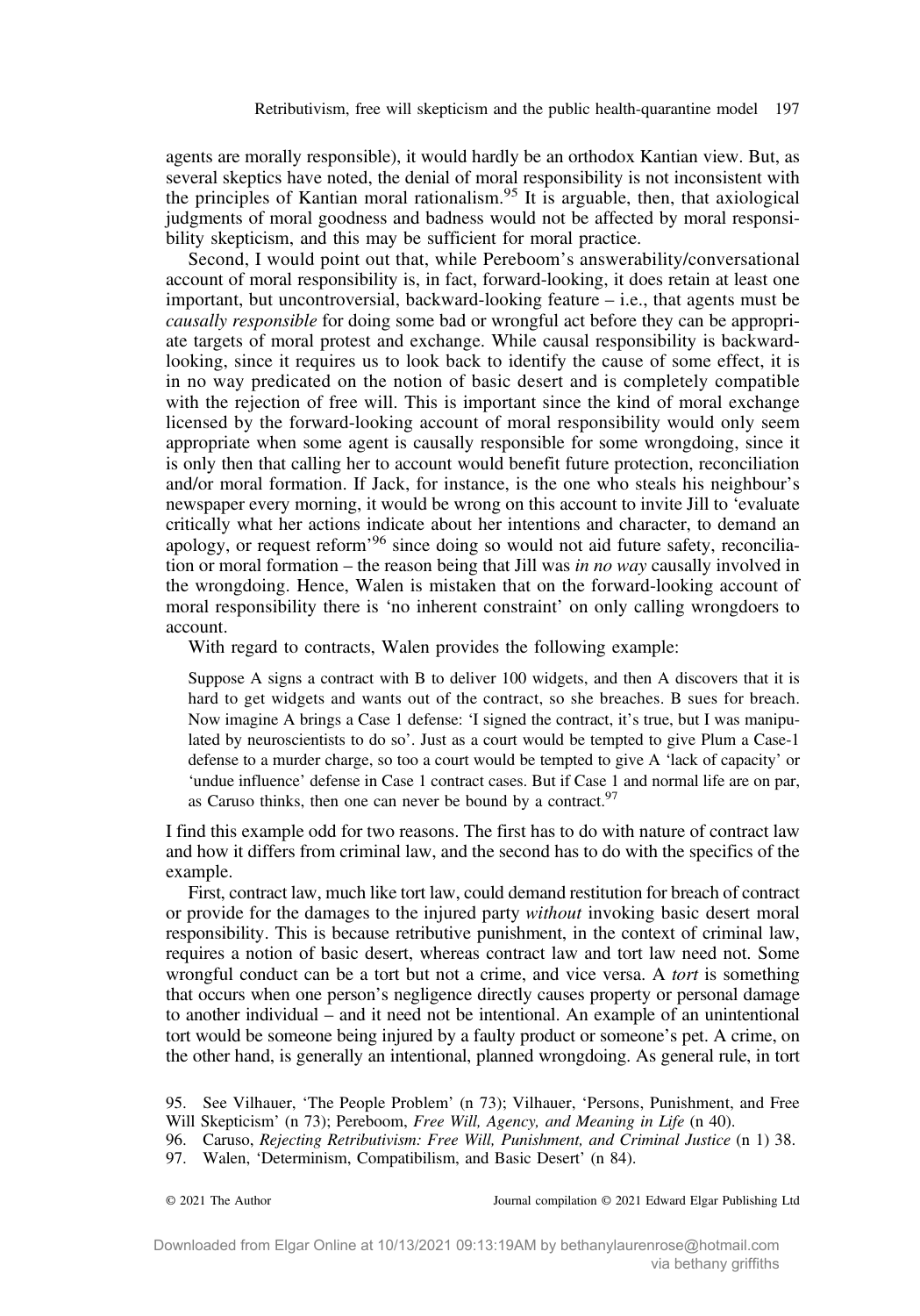agents are morally responsible), it would hardly be an orthodox Kantian view. But, as several skeptics have noted, the denial of moral responsibility is not inconsistent with the principles of Kantian moral rationalism.[95] It is arguable, then, that axiological judgments of moral goodness and badness would not be affected by moral responsibility skepticism, and this may be sufficient for moral practice.

Second, I would point out that, while Pereboom's answerability/conversational account of moral responsibility is, in fact, forward-looking, it does retain at least one important, but uncontroversial, backward-looking feature – i.e., that agents must be *causally responsible* for doing some bad or wrongful act before they can be appropriate targets of moral protest and exchange. While causal responsibility is backward-looking, since it requires us to look back to identify the cause of some effect, it is in no way predicated on the notion of basic desert and is completely compatible with the rejection of free will. This is important since the kind of moral exchange licensed by the forward-looking account of moral responsibility would only seem appropriate when some agent is causally responsible for some wrongdoing, since it is only then that calling her to account would benefit future protection, reconciliation and/or moral formation. If Jack, for instance, is the one who steals his neighbour's newspaper every morning, it would be wrong on this account to invite Jill to 'evaluate critically what her actions indicate about her intentions and character, to demand an apology, or request reform'[96] since doing so would not aid future safety, reconciliation or moral formation – the reason being that Jill was *in no way* causally involved in the wrongdoing. Hence, Walen is mistaken that on the forward-looking account of moral responsibility there is 'no inherent constraint' on only calling wrongdoers to account.

With regard to contracts, Walen provides the following example:

> Suppose A signs a contract with B to deliver 100 widgets, and then A discovers that it is hard to get widgets and wants out of the contract, so she breaches. B sues for breach. Now imagine A brings a Case 1 defense: 'I signed the contract, it's true, but I was manipulated by neuroscientists to do so'. Just as a court would be tempted to give Plum a Case-1 defense to a murder charge, so too a court would be tempted to give A 'lack of capacity' or 'undue influence' defense in Case 1 contract cases. But if Case 1 and normal life are on par, as Caruso thinks, then one can never be bound by a contract.[97]

I find this example odd for two reasons. The first has to do with nature of contract law and how it differs from criminal law, and the second has to do with the specifics of the example.

First, contract law, much like tort law, could demand restitution for breach of contract or provide for the damages to the injured party *without* invoking basic desert moral responsibility. This is because retributive punishment, in the context of criminal law, requires a notion of basic desert, whereas contract law and tort law need not. Some wrongful conduct can be a tort but not a crime, and vice versa. A *tort* is something that occurs when one person's negligence directly causes property or personal damage to another individual – and it need not be intentional. An example of an unintentional tort would be someone being injured by a faulty product or someone's pet. A crime, on the other hand, is generally an intentional, planned wrongdoing. As general rule, in tort

95. See Vilhauer, 'The People Problem' (n 73); Vilhauer, 'Persons, Punishment, and Free Will Skepticism' (n 73); Pereboom, *Free Will, Agency, and Meaning in Life* (n 40).

96. Caruso, *Rejecting Retributivism: Free Will, Punishment, and Criminal Justice* (n 1) 38.

97. Walen, 'Determinism, Compatibilism, and Basic Desert' (n 84).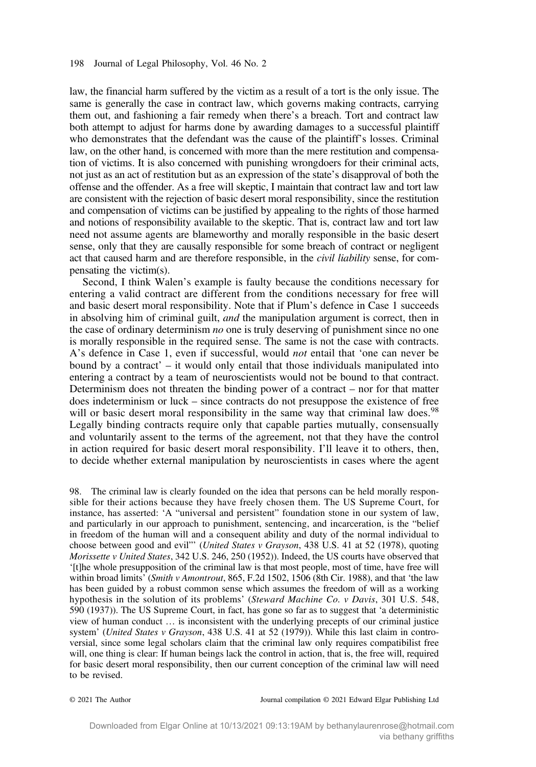law, the financial harm suffered by the victim as a result of a tort is the only issue. The same is generally the case in contract law, which governs making contracts, carrying them out, and fashioning a fair remedy when there's a breach. Tort and contract law both attempt to adjust for harms done by awarding damages to a successful plaintiff who demonstrates that the defendant was the cause of the plaintiff's losses. Criminal law, on the other hand, is concerned with more than the mere restitution and compensation of victims. It is also concerned with punishing wrongdoers for their criminal acts, not just as an act of restitution but as an expression of the state's disapproval of both the offense and the offender. As a free will skeptic, I maintain that contract law and tort law are consistent with the rejection of basic desert moral responsibility, since the restitution and compensation of victims can be justified by appealing to the rights of those harmed and notions of responsibility available to the skeptic. That is, contract law and tort law need not assume agents are blameworthy and morally responsible in the basic desert sense, only that they are causally responsible for some breach of contract or negligent act that caused harm and are therefore responsible, in the *civil liability* sense, for compensating the victim(s).

Second, I think Walen's example is faulty because the conditions necessary for entering a valid contract are different from the conditions necessary for free will and basic desert moral responsibility. Note that if Plum's defence in Case 1 succeeds in absolving him of criminal guilt, *and* the manipulation argument is correct, then in the case of ordinary determinism *no* one is truly deserving of punishment since no one is morally responsible in the required sense. The same is not the case with contracts. A's defence in Case 1, even if successful, would *not* entail that 'one can never be bound by a contract' – it would only entail that those individuals manipulated into entering a contract by a team of neuroscientists would not be bound to that contract. Determinism does not threaten the binding power of a contract – nor for that matter does indeterminism or luck – since contracts do not presuppose the existence of free will or basic desert moral responsibility in the same way that criminal law does.[98] Legally binding contracts require only that capable parties mutually, consensually and voluntarily assent to the terms of the agreement, not that they have the control in action required for basic desert moral responsibility. I'll leave it to others, then, to decide whether external manipulation by neuroscientists in cases where the agent

98. The criminal law is clearly founded on the idea that persons can be held morally responsible for their actions because they have freely chosen them. The US Supreme Court, for instance, has asserted: 'A "universal and persistent" foundation stone in our system of law, and particularly in our approach to punishment, sentencing, and incarceration, is the "belief in freedom of the human will and a consequent ability and duty of the normal individual to choose between good and evil"' (*United States v Grayson*, 438 U.S. 41 at 52 (1978), quoting *Morissette v United States*, 342 U.S. 246, 250 (1952)). Indeed, the US courts have observed that '[t]he whole presupposition of the criminal law is that most people, most of time, have free will within broad limits' (*Smith v Amontrout*, 865, F.2d 1502, 1506 (8th Cir. 1988), and that 'the law has been guided by a robust common sense which assumes the freedom of will as a working hypothesis in the solution of its problems' (*Steward Machine Co. v Davis*, 301 U.S. 548, 590 (1937)). The US Supreme Court, in fact, has gone so far as to suggest that 'a deterministic view of human conduct … is inconsistent with the underlying precepts of our criminal justice system' (*United States v Grayson*, 438 U.S. 41 at 52 (1979)). While this last claim in controversial, since some legal scholars claim that the criminal law only requires compatibilist free will, one thing is clear: If human beings lack the control in action, that is, the free will, required for basic desert moral responsibility, then our current conception of the criminal law will need to be revised.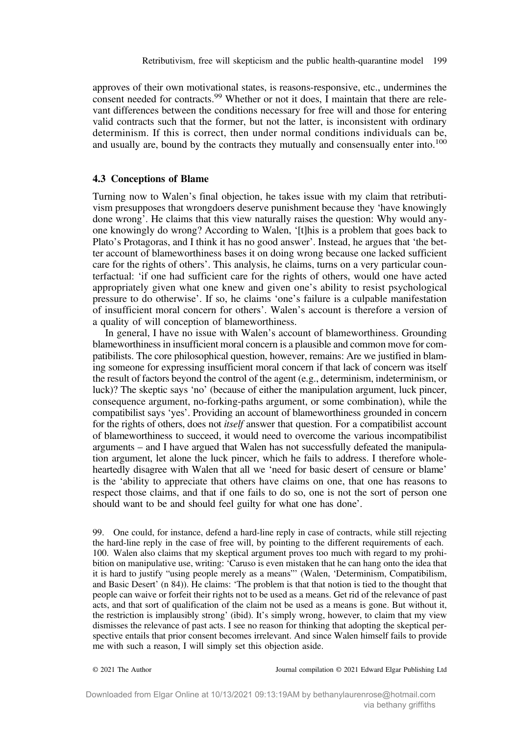approves of their own motivational states, is reasons-responsive, etc., undermines the consent needed for contracts.[99] Whether or not it does, I maintain that there are relevant differences between the conditions necessary for free will and those for entering valid contracts such that the former, but not the latter, is inconsistent with ordinary determinism. If this is correct, then under normal conditions individuals can be, and usually are, bound by the contracts they mutually and consensually enter into.[100]

### 4.3 Conceptions of Blame

Turning now to Walen's final objection, he takes issue with my claim that retributivism presupposes that wrongdoers deserve punishment because they 'have knowingly done wrong'. He claims that this view naturally raises the question: Why would anyone knowingly do wrong? According to Walen, '[t]his is a problem that goes back to Plato's Protagoras, and I think it has no good answer'. Instead, he argues that 'the better account of blameworthiness bases it on doing wrong because one lacked sufficient care for the rights of others'. This analysis, he claims, turns on a very particular counterfactual: 'if one had sufficient care for the rights of others, would one have acted appropriately given what one knew and given one's ability to resist psychological pressure to do otherwise'. If so, he claims 'one's failure is a culpable manifestation of insufficient moral concern for others'. Walen's account is therefore a version of a quality of will conception of blameworthiness.

In general, I have no issue with Walen's account of blameworthiness. Grounding blameworthiness in insufficient moral concern is a plausible and common move for compatibilists. The core philosophical question, however, remains: Are we justified in blaming someone for expressing insufficient moral concern if that lack of concern was itself the result of factors beyond the control of the agent (e.g., determinism, indeterminism, or luck)? The skeptic says 'no' (because of either the manipulation argument, luck pincer, consequence argument, no-forking-paths argument, or some combination), while the compatibilist says 'yes'. Providing an account of blameworthiness grounded in concern for the rights of others, does not *itself* answer that question. For a compatibilist account of blameworthiness to succeed, it would need to overcome the various incompatibilist arguments – and I have argued that Walen has not successfully defeated the manipulation argument, let alone the luck pincer, which he fails to address. I therefore wholeheartedly disagree with Walen that all we 'need for basic desert of censure or blame' is the 'ability to appreciate that others have claims on one, that one has reasons to respect those claims, and that if one fails to do so, one is not the sort of person one should want to be and should feel guilty for what one has done'.

99. One could, for instance, defend a hard-line reply in case of contracts, while still rejecting the hard-line reply in the case of free will, by pointing to the different requirements of each.

100. Walen also claims that my skeptical argument proves too much with regard to my prohibition on manipulative use, writing: 'Caruso is even mistaken that he can hang onto the idea that it is hard to justify "using people merely as a means"' (Walen, 'Determinism, Compatibilism, and Basic Desert' (n 84)). He claims: 'The problem is that that notion is tied to the thought that people can waive or forfeit their rights not to be used as a means. Get rid of the relevance of past acts, and that sort of qualification of the claim not be used as a means is gone. But without it, the restriction is implausibly strong' (ibid). It's simply wrong, however, to claim that my view dismisses the relevance of past acts. I see no reason for thinking that adopting the skeptical perspective entails that prior consent becomes irrelevant. And since Walen himself fails to provide me with such a reason, I will simply set this objection aside.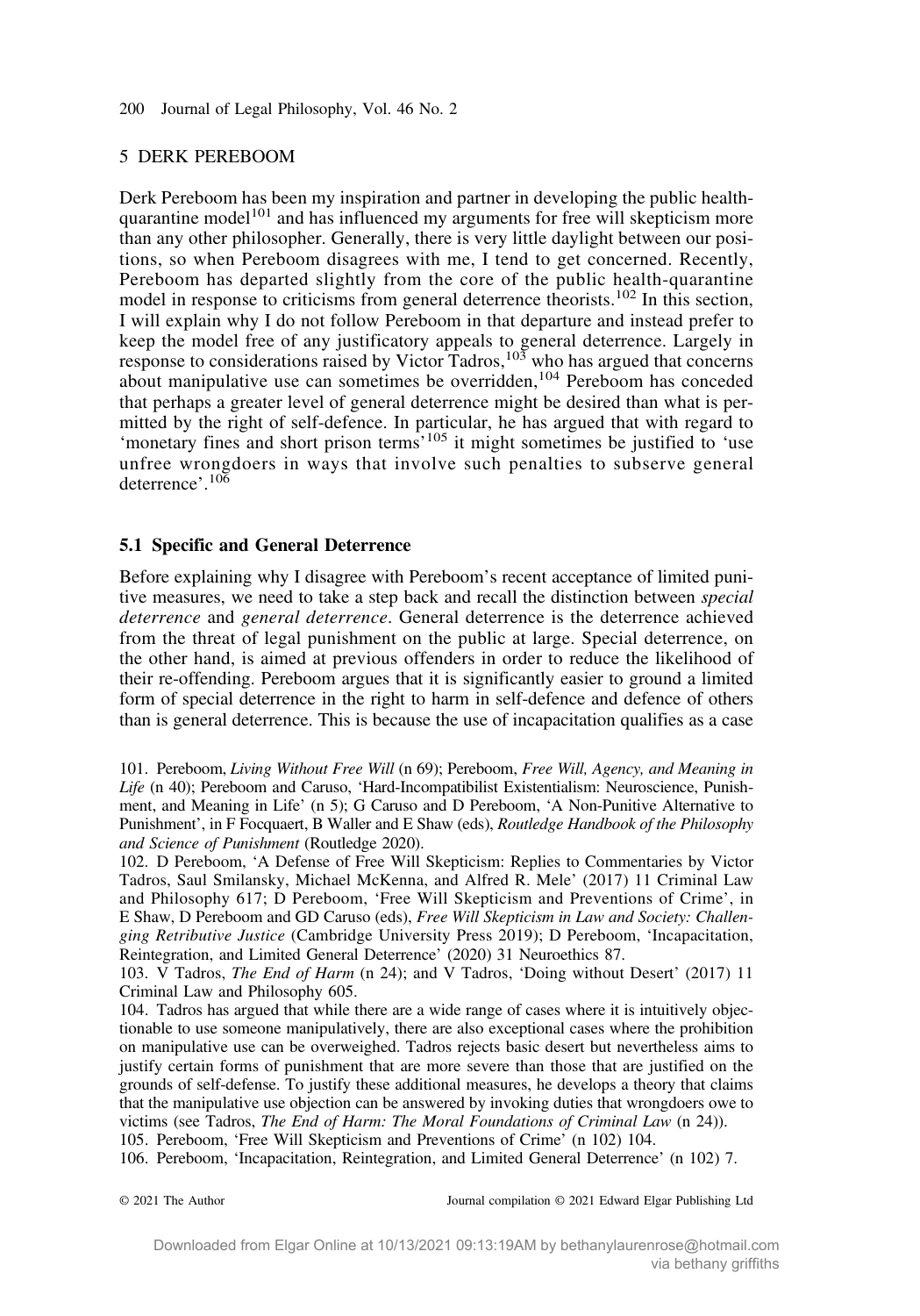## 5 DERK PEREBOOM

Derk Pereboom has been my inspiration and partner in developing the public health-quarantine model[101] and has influenced my arguments for free will skepticism more than any other philosopher. Generally, there is very little daylight between our positions, so when Pereboom disagrees with me, I tend to get concerned. Recently, Pereboom has departed slightly from the core of the public health-quarantine model in response to criticisms from general deterrence theorists.[102] In this section, I will explain why I do not follow Pereboom in that departure and instead prefer to keep the model free of any justificatory appeals to general deterrence. Largely in response to considerations raised by Victor Tadros,[103] who has argued that concerns about manipulative use can sometimes be overridden,[104] Pereboom has conceded that perhaps a greater level of general deterrence might be desired than what is permitted by the right of self-defence. In particular, he has argued that with regard to 'monetary fines and short prison terms'[105] it might sometimes be justified to 'use unfree wrongdoers in ways that involve such penalties to subserve general deterrence'.[106]

### 5.1 Specific and General Deterrence

Before explaining why I disagree with Pereboom's recent acceptance of limited punitive measures, we need to take a step back and recall the distinction between *special deterrence* and *general deterrence*. General deterrence is the deterrence achieved from the threat of legal punishment on the public at large. Special deterrence, on the other hand, is aimed at previous offenders in order to reduce the likelihood of their re-offending. Pereboom argues that it is significantly easier to ground a limited form of special deterrence in the right to harm in self-defence and defence of others than is general deterrence. This is because the use of incapacitation qualifies as a case

101. Pereboom, *Living Without Free Will* (n 69); Pereboom, *Free Will, Agency, and Meaning in Life* (n 40); Pereboom and Caruso, 'Hard-Incompatibilist Existentialism: Neuroscience, Punishment, and Meaning in Life' (n 5); G Caruso and D Pereboom, 'A Non-Punitive Alternative to Punishment', in F Focquaert, B Waller and E Shaw (eds), *Routledge Handbook of the Philosophy and Science of Punishment* (Routledge 2020).

102. D Pereboom, 'A Defense of Free Will Skepticism: Replies to Commentaries by Victor Tadros, Saul Smilansky, Michael McKenna, and Alfred R. Mele' (2017) 11 Criminal Law and Philosophy 617; D Pereboom, 'Free Will Skepticism and Preventions of Crime', in E Shaw, D Pereboom and GD Caruso (eds), *Free Will Skepticism in Law and Society: Challenging Retributive Justice* (Cambridge University Press 2019); D Pereboom, 'Incapacitation, Reintegration, and Limited General Deterrence' (2020) 31 Neuroethics 87.

103. V Tadros, *The End of Harm* (n 24); and V Tadros, 'Doing without Desert' (2017) 11 Criminal Law and Philosophy 605.

104. Tadros has argued that while there are a wide range of cases where it is intuitively objectionable to use someone manipulatively, there are also exceptional cases where the prohibition on manipulative use can be overweighed. Tadros rejects basic desert but nevertheless aims to justify certain forms of punishment that are more severe than those that are justified on the grounds of self-defense. To justify these additional measures, he develops a theory that claims that the manipulative use objection can be answered by invoking duties that wrongdoers owe to victims (see Tadros, *The End of Harm: The Moral Foundations of Criminal Law* (n 24)).

105. Pereboom, 'Free Will Skepticism and Preventions of Crime' (n 102) 104.

106. Pereboom, 'Incapacitation, Reintegration, and Limited General Deterrence' (n 102) 7.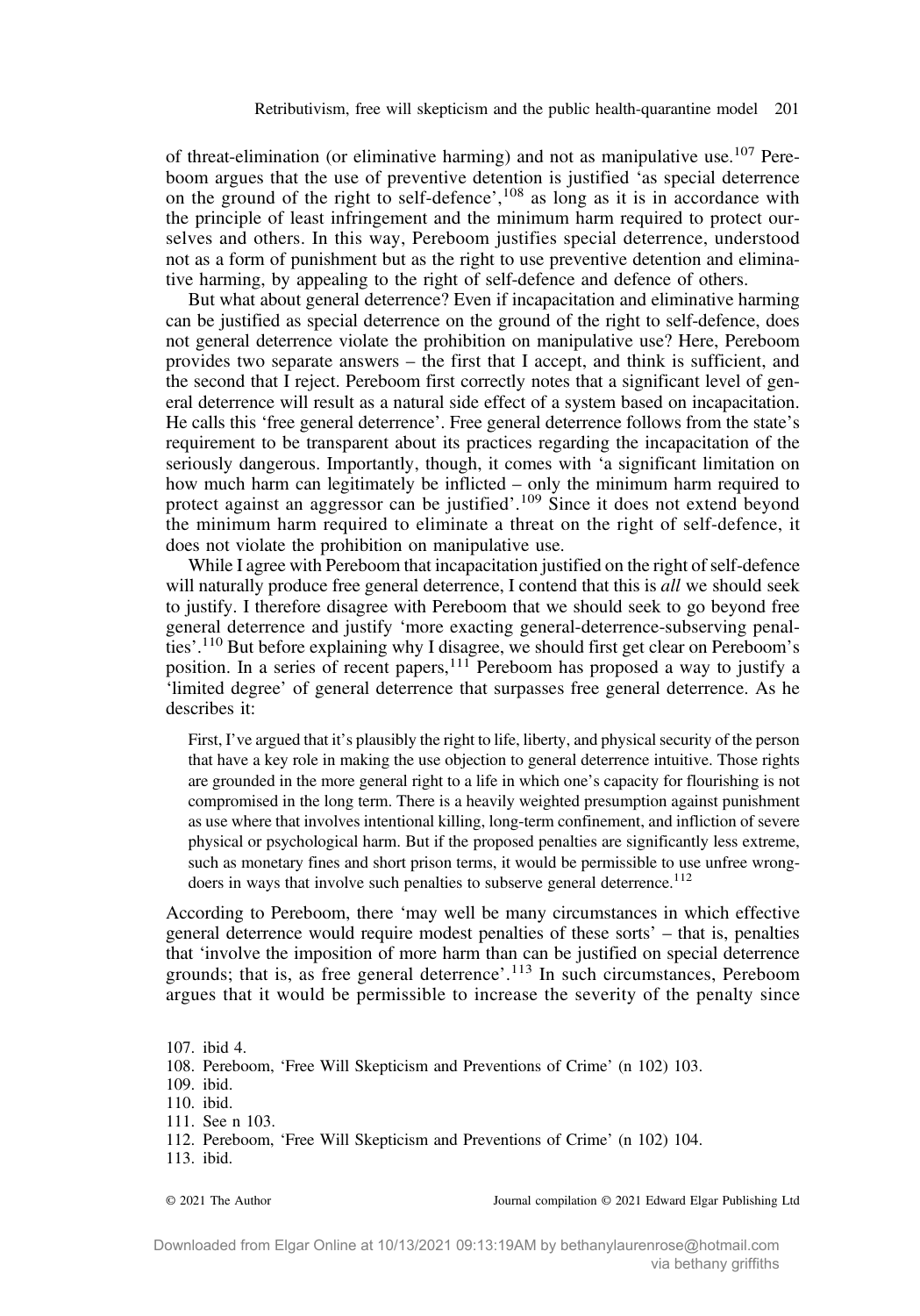of threat-elimination (or eliminative harming) and not as manipulative use.[107] Pereboom argues that the use of preventive detention is justified 'as special deterrence on the ground of the right to self-defence',[108] as long as it is in accordance with the principle of least infringement and the minimum harm required to protect ourselves and others. In this way, Pereboom justifies special deterrence, understood not as a form of punishment but as the right to use preventive detention and eliminative harming, by appealing to the right of self-defence and defence of others.

But what about general deterrence? Even if incapacitation and eliminative harming can be justified as special deterrence on the ground of the right to self-defence, does not general deterrence violate the prohibition on manipulative use? Here, Pereboom provides two separate answers – the first that I accept, and think is sufficient, and the second that I reject. Pereboom first correctly notes that a significant level of general deterrence will result as a natural side effect of a system based on incapacitation. He calls this 'free general deterrence'. Free general deterrence follows from the state's requirement to be transparent about its practices regarding the incapacitation of the seriously dangerous. Importantly, though, it comes with 'a significant limitation on how much harm can legitimately be inflicted – only the minimum harm required to protect against an aggressor can be justified'.[109] Since it does not extend beyond the minimum harm required to eliminate a threat on the right of self-defence, it does not violate the prohibition on manipulative use.

While I agree with Pereboom that incapacitation justified on the right of self-defence will naturally produce free general deterrence, I contend that this is *all* we should seek to justify. I therefore disagree with Pereboom that we should seek to go beyond free general deterrence and justify 'more exacting general-deterrence-subserving penalties'.[110] But before explaining why I disagree, we should first get clear on Pereboom's position. In a series of recent papers,[111] Pereboom has proposed a way to justify a 'limited degree' of general deterrence that surpasses free general deterrence. As he describes it:

> First, I've argued that it's plausibly the right to life, liberty, and physical security of the person that have a key role in making the use objection to general deterrence intuitive. Those rights are grounded in the more general right to a life in which one's capacity for flourishing is not compromised in the long term. There is a heavily weighted presumption against punishment as use where that involves intentional killing, long-term confinement, and infliction of severe physical or psychological harm. But if the proposed penalties are significantly less extreme, such as monetary fines and short prison terms, it would be permissible to use unfree wrongdoers in ways that involve such penalties to subserve general deterrence.[112]

According to Pereboom, there 'may well be many circumstances in which effective general deterrence would require modest penalties of these sorts' – that is, penalties that 'involve the imposition of more harm than can be justified on special deterrence grounds; that is, as free general deterrence'.[113] In such circumstances, Pereboom argues that it would be permissible to increase the severity of the penalty since

107. ibid 4.
108. Pereboom, 'Free Will Skepticism and Preventions of Crime' (n 102) 103.
109. ibid.
110. ibid.
111. See n 103.
112. Pereboom, 'Free Will Skepticism and Preventions of Crime' (n 102) 104.
113. ibid.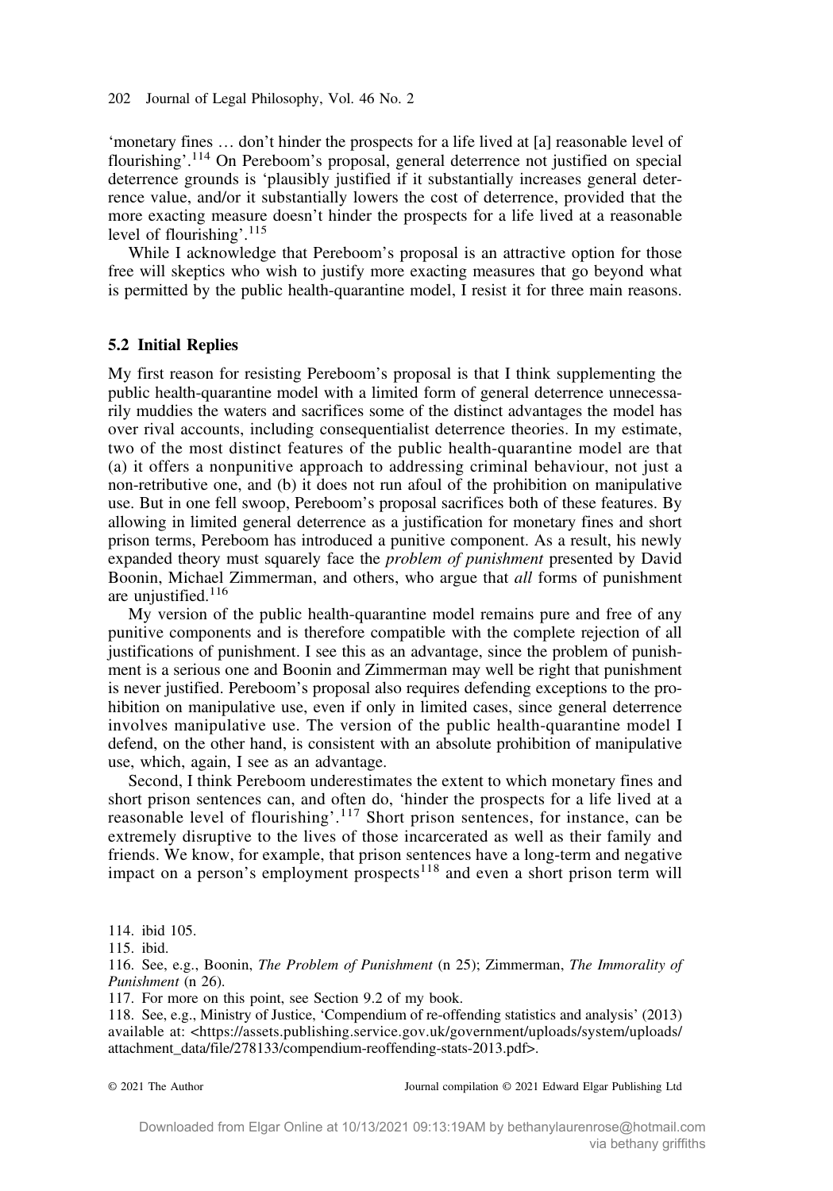'monetary fines … don't hinder the prospects for a life lived at [a] reasonable level of flourishing'.[114] On Pereboom's proposal, general deterrence not justified on special deterrence grounds is 'plausibly justified if it substantially increases general deterrence value, and/or it substantially lowers the cost of deterrence, provided that the more exacting measure doesn't hinder the prospects for a life lived at a reasonable level of flourishing'.[115]

While I acknowledge that Pereboom's proposal is an attractive option for those free will skeptics who wish to justify more exacting measures that go beyond what is permitted by the public health-quarantine model, I resist it for three main reasons.

### 5.2 Initial Replies

My first reason for resisting Pereboom's proposal is that I think supplementing the public health-quarantine model with a limited form of general deterrence unnecessarily muddies the waters and sacrifices some of the distinct advantages the model has over rival accounts, including consequentialist deterrence theories. In my estimate, two of the most distinct features of the public health-quarantine model are that (a) it offers a nonpunitive approach to addressing criminal behaviour, not just a non-retributive one, and (b) it does not run afoul of the prohibition on manipulative use. But in one fell swoop, Pereboom's proposal sacrifices both of these features. By allowing in limited general deterrence as a justification for monetary fines and short prison terms, Pereboom has introduced a punitive component. As a result, his newly expanded theory must squarely face the *problem of punishment* presented by David Boonin, Michael Zimmerman, and others, who argue that *all* forms of punishment are unjustified.[116]

My version of the public health-quarantine model remains pure and free of any punitive components and is therefore compatible with the complete rejection of all justifications of punishment. I see this as an advantage, since the problem of punishment is a serious one and Boonin and Zimmerman may well be right that punishment is never justified. Pereboom's proposal also requires defending exceptions to the prohibition on manipulative use, even if only in limited cases, since general deterrence involves manipulative use. The version of the public health-quarantine model I defend, on the other hand, is consistent with an absolute prohibition of manipulative use, which, again, I see as an advantage.

Second, I think Pereboom underestimates the extent to which monetary fines and short prison sentences can, and often do, 'hinder the prospects for a life lived at a reasonable level of flourishing'.[117] Short prison sentences, for instance, can be extremely disruptive to the lives of those incarcerated as well as their family and friends. We know, for example, that prison sentences have a long-term and negative impact on a person's employment prospects[118] and even a short prison term will

114. ibid 105.

115. ibid.

116. See, e.g., Boonin, *The Problem of Punishment* (n 25); Zimmerman, *The Immorality of Punishment* (n 26).

117. For more on this point, see Section 9.2 of my book.

118. See, e.g., Ministry of Justice, 'Compendium of re-offending statistics and analysis' (2013) available at: <https://assets.publishing.service.gov.uk/government/uploads/system/uploads/attachment_data/file/278133/compendium-reoffending-stats-2013.pdf>.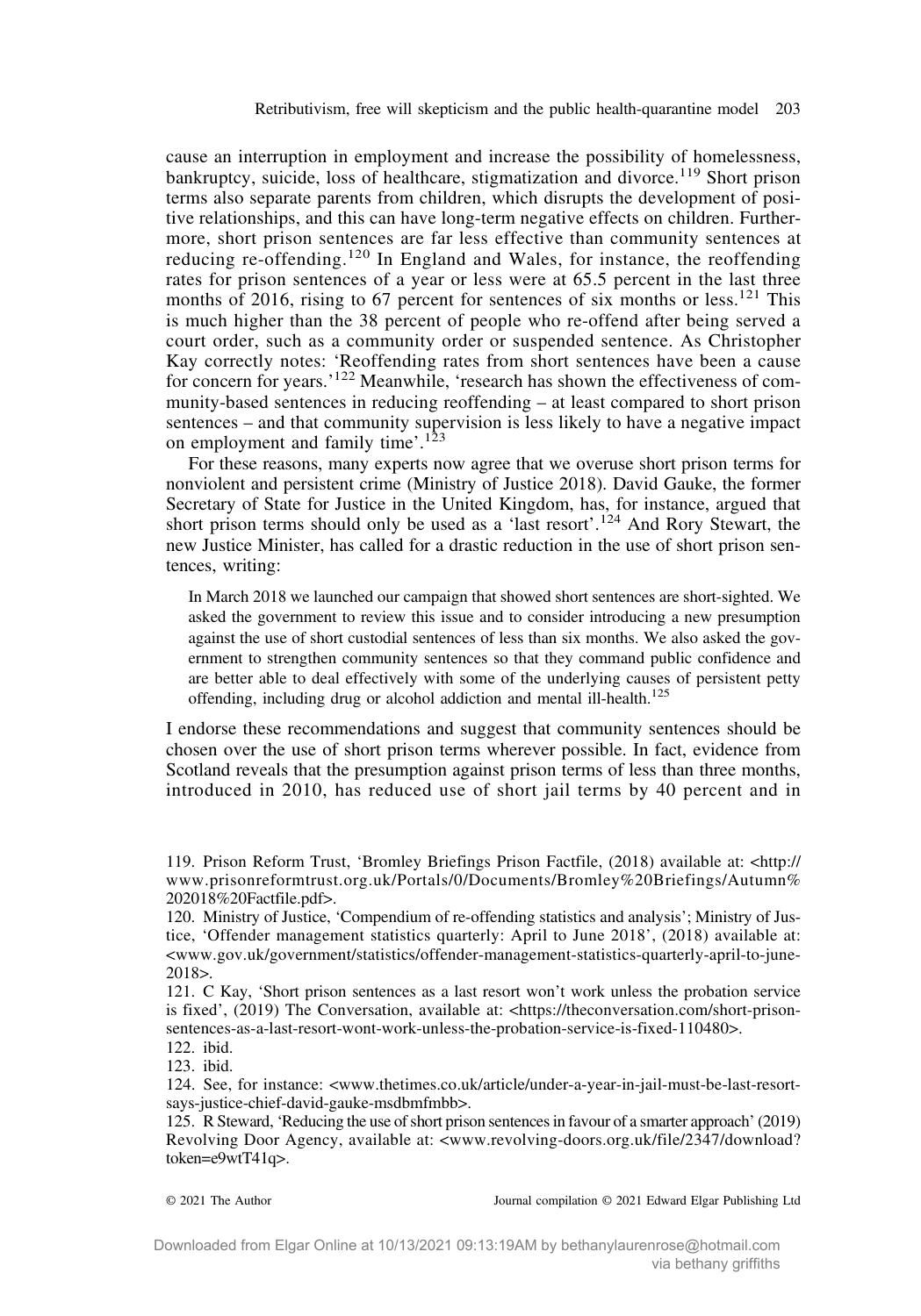cause an interruption in employment and increase the possibility of homelessness, bankruptcy, suicide, loss of healthcare, stigmatization and divorce.[119] Short prison terms also separate parents from children, which disrupts the development of positive relationships, and this can have long-term negative effects on children. Furthermore, short prison sentences are far less effective than community sentences at reducing re-offending.[120] In England and Wales, for instance, the reoffending rates for prison sentences of a year or less were at 65.5 percent in the last three months of 2016, rising to 67 percent for sentences of six months or less.[121] This is much higher than the 38 percent of people who re-offend after being served a court order, such as a community order or suspended sentence. As Christopher Kay correctly notes: 'Reoffending rates from short sentences have been a cause for concern for years.'[122] Meanwhile, 'research has shown the effectiveness of community-based sentences in reducing reoffending – at least compared to short prison sentences – and that community supervision is less likely to have a negative impact on employment and family time'.[123]

For these reasons, many experts now agree that we overuse short prison terms for nonviolent and persistent crime (Ministry of Justice 2018). David Gauke, the former Secretary of State for Justice in the United Kingdom, has, for instance, argued that short prison terms should only be used as a 'last resort'.[124] And Rory Stewart, the new Justice Minister, has called for a drastic reduction in the use of short prison sentences, writing:

> In March 2018 we launched our campaign that showed short sentences are short-sighted. We asked the government to review this issue and to consider introducing a new presumption against the use of short custodial sentences of less than six months. We also asked the government to strengthen community sentences so that they command public confidence and are better able to deal effectively with some of the underlying causes of persistent petty offending, including drug or alcohol addiction and mental ill-health.[125]

I endorse these recommendations and suggest that community sentences should be chosen over the use of short prison terms wherever possible. In fact, evidence from Scotland reveals that the presumption against prison terms of less than three months, introduced in 2010, has reduced use of short jail terms by 40 percent and in

---

119. Prison Reform Trust, 'Bromley Briefings Prison Factfile, (2018) available at: <http://www.prisonreformtrust.org.uk/Portals/0/Documents/Bromley%20Briefings/Autumn%202018%20Factfile.pdf>.

120. Ministry of Justice, 'Compendium of re-offending statistics and analysis'; Ministry of Justice, 'Offender management statistics quarterly: April to June 2018', (2018) available at: <www.gov.uk/government/statistics/offender-management-statistics-quarterly-april-to-june-2018>.

121. C Kay, 'Short prison sentences as a last resort won't work unless the probation service is fixed', (2019) The Conversation, available at: <https://theconversation.com/short-prison-sentences-as-a-last-resort-wont-work-unless-the-probation-service-is-fixed-110480>.

122. ibid.

123. ibid.

124. See, for instance: <www.thetimes.co.uk/article/under-a-year-in-jail-must-be-last-resort-says-justice-chief-david-gauke-msdbmfmbb>.

125. R Steward, 'Reducing the use of short prison sentences in favour of a smarter approach' (2019) Revolving Door Agency, available at: <www.revolving-doors.org.uk/file/2347/download?token=e9wtT41q>.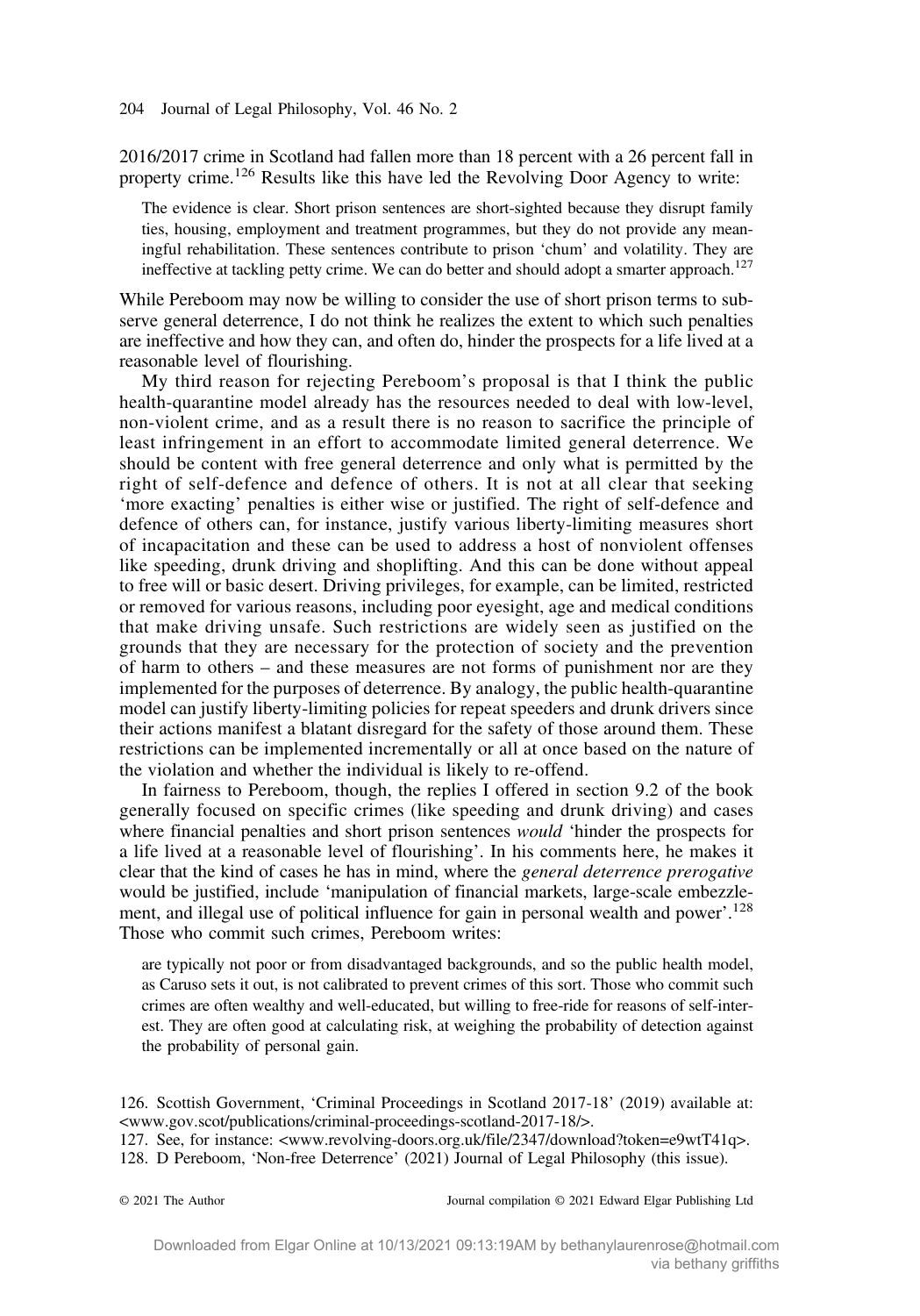2016/2017 crime in Scotland had fallen more than 18 percent with a 26 percent fall in property crime.[126] Results like this have led the Revolving Door Agency to write:

> The evidence is clear. Short prison sentences are short-sighted because they disrupt family ties, housing, employment and treatment programmes, but they do not provide any meaningful rehabilitation. These sentences contribute to prison 'chum' and volatility. They are ineffective at tackling petty crime. We can do better and should adopt a smarter approach.[127]

While Pereboom may now be willing to consider the use of short prison terms to subserve general deterrence, I do not think he realizes the extent to which such penalties are ineffective and how they can, and often do, hinder the prospects for a life lived at a reasonable level of flourishing.

My third reason for rejecting Pereboom's proposal is that I think the public health-quarantine model already has the resources needed to deal with low-level, non-violent crime, and as a result there is no reason to sacrifice the principle of least infringement in an effort to accommodate limited general deterrence. We should be content with free general deterrence and only what is permitted by the right of self-defence and defence of others. It is not at all clear that seeking 'more exacting' penalties is either wise or justified. The right of self-defence and defence of others can, for instance, justify various liberty-limiting measures short of incapacitation and these can be used to address a host of nonviolent offenses like speeding, drunk driving and shoplifting. And this can be done without appeal to free will or basic desert. Driving privileges, for example, can be limited, restricted or removed for various reasons, including poor eyesight, age and medical conditions that make driving unsafe. Such restrictions are widely seen as justified on the grounds that they are necessary for the protection of society and the prevention of harm to others – and these measures are not forms of punishment nor are they implemented for the purposes of deterrence. By analogy, the public health-quarantine model can justify liberty-limiting policies for repeat speeders and drunk drivers since their actions manifest a blatant disregard for the safety of those around them. These restrictions can be implemented incrementally or all at once based on the nature of the violation and whether the individual is likely to re-offend.

In fairness to Pereboom, though, the replies I offered in section 9.2 of the book generally focused on specific crimes (like speeding and drunk driving) and cases where financial penalties and short prison sentences *would* 'hinder the prospects for a life lived at a reasonable level of flourishing'. In his comments here, he makes it clear that the kind of cases he has in mind, where the *general deterrence prerogative* would be justified, include 'manipulation of financial markets, large-scale embezzlement, and illegal use of political influence for gain in personal wealth and power'.[128] Those who commit such crimes, Pereboom writes:

> are typically not poor or from disadvantaged backgrounds, and so the public health model, as Caruso sets it out, is not calibrated to prevent crimes of this sort. Those who commit such crimes are often wealthy and well-educated, but willing to free-ride for reasons of self-interest. They are often good at calculating risk, at weighing the probability of detection against the probability of personal gain.

126. Scottish Government, 'Criminal Proceedings in Scotland 2017-18' (2019) available at: <www.gov.scot/publications/criminal-proceedings-scotland-2017-18/>.
127. See, for instance: <www.revolving-doors.org.uk/file/2347/download?token=e9wtT41q>.
128. D Pereboom, 'Non-free Deterrence' (2021) Journal of Legal Philosophy (this issue).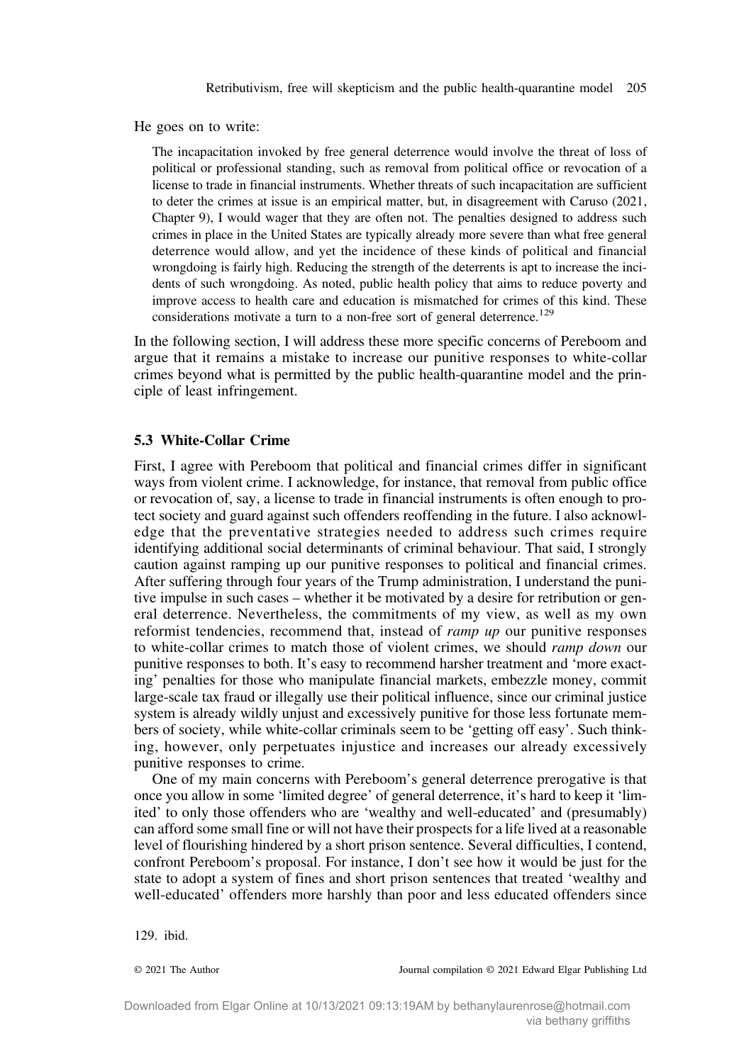He goes on to write:

> The incapacitation invoked by free general deterrence would involve the threat of loss of political or professional standing, such as removal from political office or revocation of a license to trade in financial instruments. Whether threats of such incapacitation are sufficient to deter the crimes at issue is an empirical matter, but, in disagreement with Caruso (2021, Chapter 9), I would wager that they are often not. The penalties designed to address such crimes in place in the United States are typically already more severe than what free general deterrence would allow, and yet the incidence of these kinds of political and financial wrongdoing is fairly high. Reducing the strength of the deterrents is apt to increase the incidents of such wrongdoing. As noted, public health policy that aims to reduce poverty and improve access to health care and education is mismatched for crimes of this kind. These considerations motivate a turn to a non-free sort of general deterrence.[129]

In the following section, I will address these more specific concerns of Pereboom and argue that it remains a mistake to increase our punitive responses to white-collar crimes beyond what is permitted by the public health-quarantine model and the principle of least infringement.

### 5.3 White-Collar Crime

First, I agree with Pereboom that political and financial crimes differ in significant ways from violent crime. I acknowledge, for instance, that removal from public office or revocation of, say, a license to trade in financial instruments is often enough to protect society and guard against such offenders reoffending in the future. I also acknowledge that the preventative strategies needed to address such crimes require identifying additional social determinants of criminal behaviour. That said, I strongly caution against ramping up our punitive responses to political and financial crimes. After suffering through four years of the Trump administration, I understand the punitive impulse in such cases – whether it be motivated by a desire for retribution or general deterrence. Nevertheless, the commitments of my view, as well as my own reformist tendencies, recommend that, instead of *ramp up* our punitive responses to white-collar crimes to match those of violent crimes, we should *ramp down* our punitive responses to both. It's easy to recommend harsher treatment and 'more exacting' penalties for those who manipulate financial markets, embezzle money, commit large-scale tax fraud or illegally use their political influence, since our criminal justice system is already wildly unjust and excessively punitive for those less fortunate members of society, while white-collar criminals seem to be 'getting off easy'. Such thinking, however, only perpetuates injustice and increases our already excessively punitive responses to crime.

One of my main concerns with Pereboom's general deterrence prerogative is that once you allow in some 'limited degree' of general deterrence, it's hard to keep it 'limited' to only those offenders who are 'wealthy and well-educated' and (presumably) can afford some small fine or will not have their prospects for a life lived at a reasonable level of flourishing hindered by a short prison sentence. Several difficulties, I contend, confront Pereboom's proposal. For instance, I don't see how it would be just for the state to adopt a system of fines and short prison sentences that treated 'wealthy and well-educated' offenders more harshly than poor and less educated offenders since

129. ibid.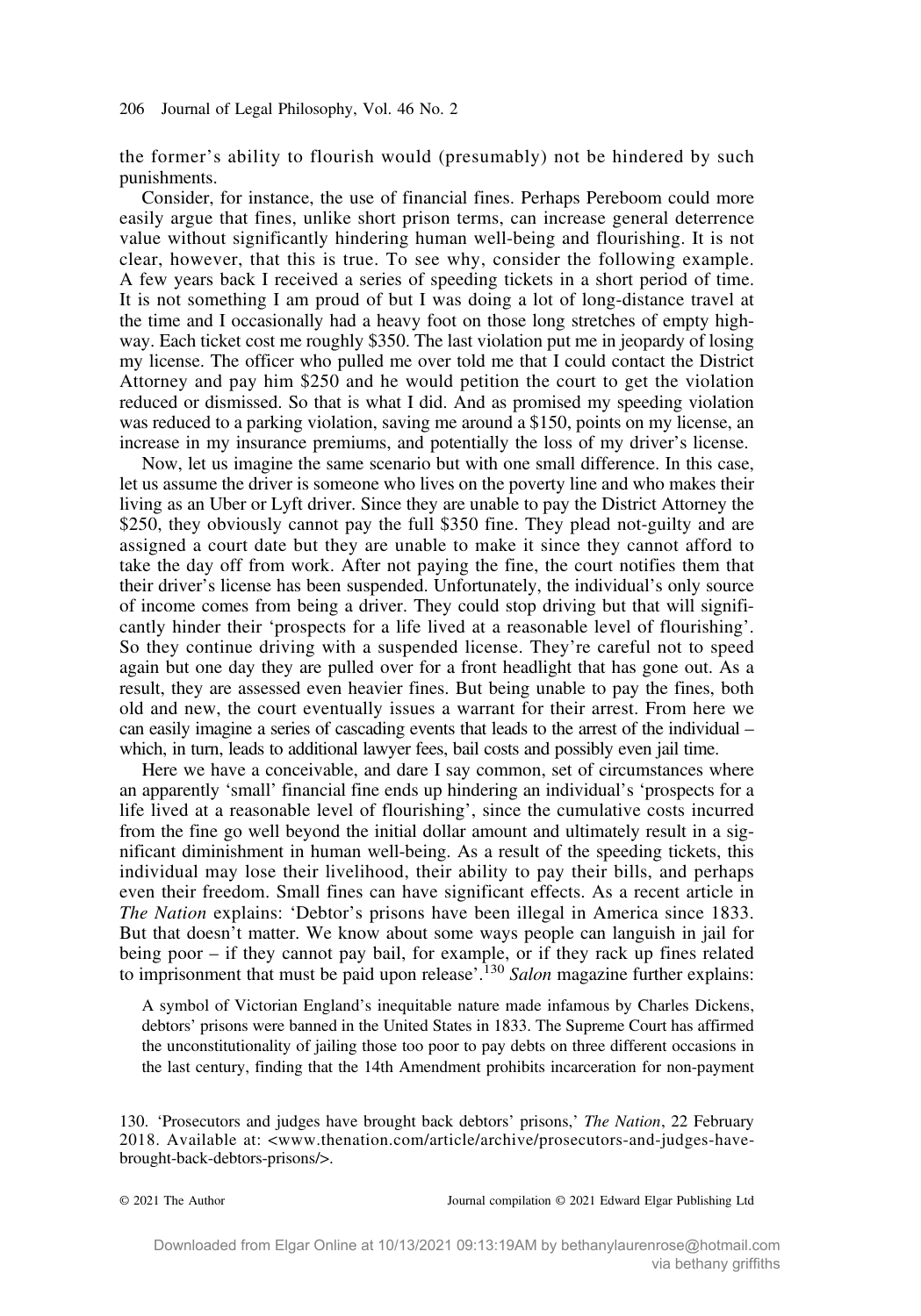the former's ability to flourish would (presumably) not be hindered by such punishments.

Consider, for instance, the use of financial fines. Perhaps Pereboom could more easily argue that fines, unlike short prison terms, can increase general deterrence value without significantly hindering human well-being and flourishing. It is not clear, however, that this is true. To see why, consider the following example. A few years back I received a series of speeding tickets in a short period of time. It is not something I am proud of but I was doing a lot of long-distance travel at the time and I occasionally had a heavy foot on those long stretches of empty highway. Each ticket cost me roughly $350. The last violation put me in jeopardy of losing my license. The officer who pulled me over told me that I could contact the District Attorney and pay him $250 and he would petition the court to get the violation reduced or dismissed. So that is what I did. And as promised my speeding violation was reduced to a parking violation, saving me around a $150, points on my license, an increase in my insurance premiums, and potentially the loss of my driver's license.

Now, let us imagine the same scenario but with one small difference. In this case, let us assume the driver is someone who lives on the poverty line and who makes their living as an Uber or Lyft driver. Since they are unable to pay the District Attorney the $250, they obviously cannot pay the full $350 fine. They plead not-guilty and are assigned a court date but they are unable to make it since they cannot afford to take the day off from work. After not paying the fine, the court notifies them that their driver's license has been suspended. Unfortunately, the individual's only source of income comes from being a driver. They could stop driving but that will significantly hinder their 'prospects for a life lived at a reasonable level of flourishing'. So they continue driving with a suspended license. They're careful not to speed again but one day they are pulled over for a front headlight that has gone out. As a result, they are assessed even heavier fines. But being unable to pay the fines, both old and new, the court eventually issues a warrant for their arrest. From here we can easily imagine a series of cascading events that leads to the arrest of the individual – which, in turn, leads to additional lawyer fees, bail costs and possibly even jail time.

Here we have a conceivable, and dare I say common, set of circumstances where an apparently 'small' financial fine ends up hindering an individual's 'prospects for a life lived at a reasonable level of flourishing', since the cumulative costs incurred from the fine go well beyond the initial dollar amount and ultimately result in a significant diminishment in human well-being. As a result of the speeding tickets, this individual may lose their livelihood, their ability to pay their bills, and perhaps even their freedom. Small fines can have significant effects. As a recent article in *The Nation* explains: 'Debtor's prisons have been illegal in America since 1833. But that doesn't matter. We know about some ways people can languish in jail for being poor – if they cannot pay bail, for example, or if they rack up fines related to imprisonment that must be paid upon release'.[130] *Salon* magazine further explains:

> A symbol of Victorian England's inequitable nature made infamous by Charles Dickens, debtors' prisons were banned in the United States in 1833. The Supreme Court has affirmed the unconstitutionality of jailing those too poor to pay debts on three different occasions in the last century, finding that the 14th Amendment prohibits incarceration for non-payment

130. 'Prosecutors and judges have brought back debtors' prisons,' *The Nation*, 22 February 2018. Available at: <www.thenation.com/article/archive/prosecutors-and-judges-have-brought-back-debtors-prisons/>.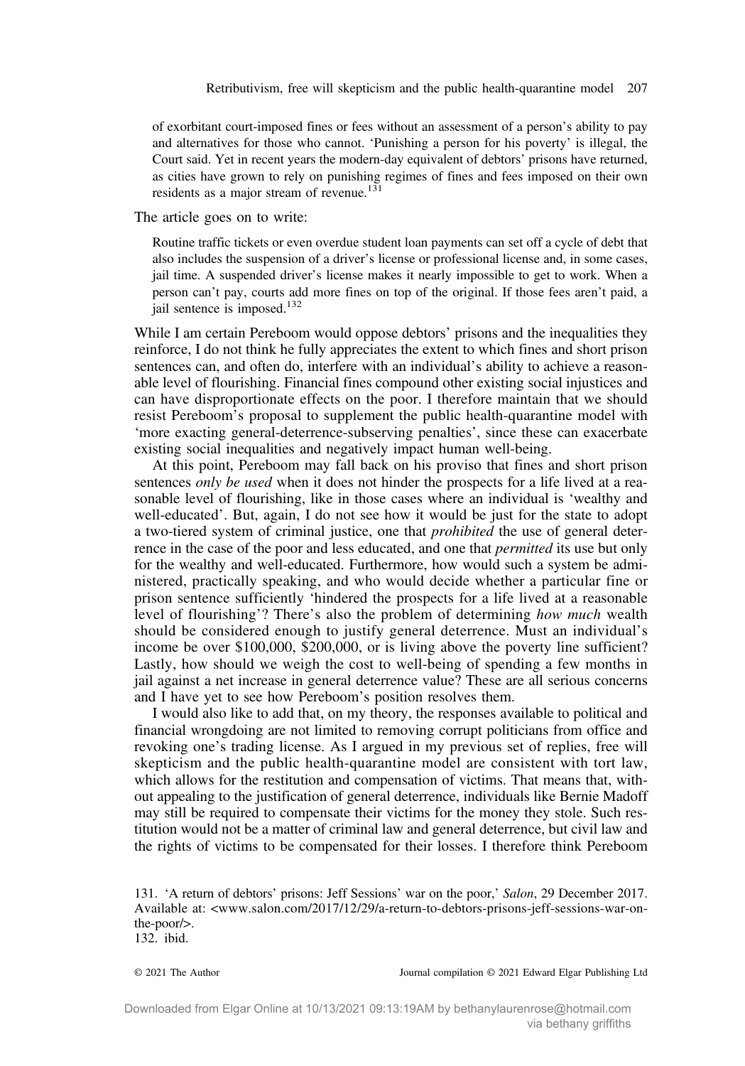> of exorbitant court-imposed fines or fees without an assessment of a person's ability to pay and alternatives for those who cannot. 'Punishing a person for his poverty' is illegal, the Court said. Yet in recent years the modern-day equivalent of debtors' prisons have returned, as cities have grown to rely on punishing regimes of fines and fees imposed on their own residents as a major stream of revenue.[131]

The article goes on to write:

> Routine traffic tickets or even overdue student loan payments can set off a cycle of debt that also includes the suspension of a driver's license or professional license and, in some cases, jail time. A suspended driver's license makes it nearly impossible to get to work. When a person can't pay, courts add more fines on top of the original. If those fees aren't paid, a jail sentence is imposed.[132]

While I am certain Pereboom would oppose debtors' prisons and the inequalities they reinforce, I do not think he fully appreciates the extent to which fines and short prison sentences can, and often do, interfere with an individual's ability to achieve a reasonable level of flourishing. Financial fines compound other existing social injustices and can have disproportionate effects on the poor. I therefore maintain that we should resist Pereboom's proposal to supplement the public health-quarantine model with 'more exacting general-deterrence-subserving penalties', since these can exacerbate existing social inequalities and negatively impact human well-being.

At this point, Pereboom may fall back on his proviso that fines and short prison sentences *only be used* when it does not hinder the prospects for a life lived at a reasonable level of flourishing, like in those cases where an individual is 'wealthy and well-educated'. But, again, I do not see how it would be just for the state to adopt a two-tiered system of criminal justice, one that *prohibited* the use of general deterrence in the case of the poor and less educated, and one that *permitted* its use but only for the wealthy and well-educated. Furthermore, how would such a system be administered, practically speaking, and who would decide whether a particular fine or prison sentence sufficiently 'hindered the prospects for a life lived at a reasonable level of flourishing'? There's also the problem of determining *how much* wealth should be considered enough to justify general deterrence. Must an individual's income be over $100,000, $200,000, or is living above the poverty line sufficient? Lastly, how should we weigh the cost to well-being of spending a few months in jail against a net increase in general deterrence value? These are all serious concerns and I have yet to see how Pereboom's position resolves them.

I would also like to add that, on my theory, the responses available to political and financial wrongdoing are not limited to removing corrupt politicians from office and revoking one's trading license. As I argued in my previous set of replies, free will skepticism and the public health-quarantine model are consistent with tort law, which allows for the restitution and compensation of victims. That means that, without appealing to the justification of general deterrence, individuals like Bernie Madoff may still be required to compensate their victims for the money they stole. Such restitution would not be a matter of criminal law and general deterrence, but civil law and the rights of victims to be compensated for their losses. I therefore think Pereboom

131. 'A return of debtors' prisons: Jeff Sessions' war on the poor,' *Salon*, 29 December 2017. Available at: <www.salon.com/2017/12/29/a-return-to-debtors-prisons-jeff-sessions-war-on-the-poor/>.

132. ibid.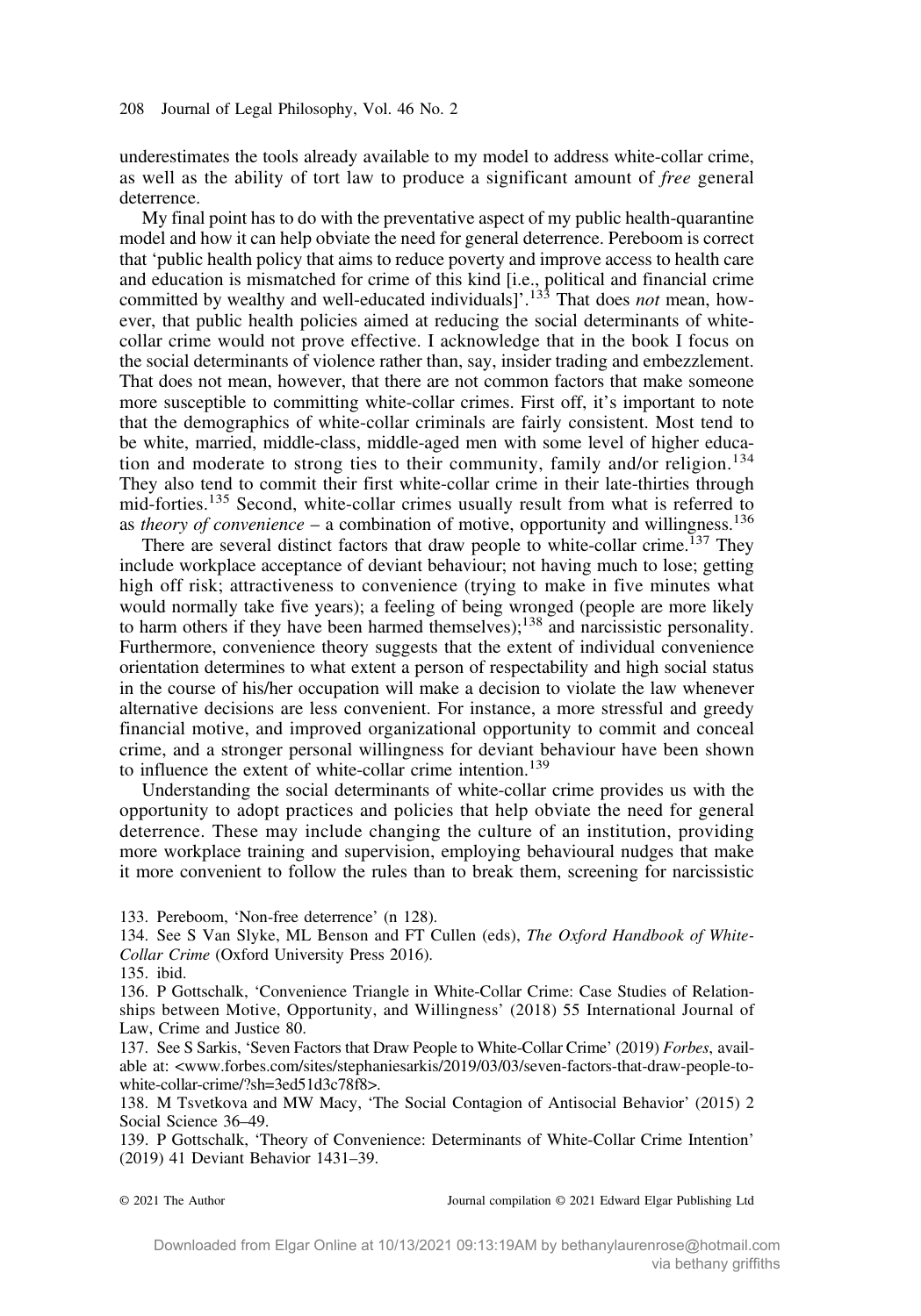underestimates the tools already available to my model to address white-collar crime, as well as the ability of tort law to produce a significant amount of *free* general deterrence.

My final point has to do with the preventative aspect of my public health-quarantine model and how it can help obviate the need for general deterrence. Pereboom is correct that 'public health policy that aims to reduce poverty and improve access to health care and education is mismatched for crime of this kind [i.e., political and financial crime committed by wealthy and well-educated individuals]'.[133] That does *not* mean, however, that public health policies aimed at reducing the social determinants of white-collar crime would not prove effective. I acknowledge that in the book I focus on the social determinants of violence rather than, say, insider trading and embezzlement. That does not mean, however, that there are not common factors that make someone more susceptible to committing white-collar crimes. First off, it's important to note that the demographics of white-collar criminals are fairly consistent. Most tend to be white, married, middle-class, middle-aged men with some level of higher education and moderate to strong ties to their community, family and/or religion.[134] They also tend to commit their first white-collar crime in their late-thirties through mid-forties.[135] Second, white-collar crimes usually result from what is referred to as *theory of convenience* – a combination of motive, opportunity and willingness.[136]

There are several distinct factors that draw people to white-collar crime.[137] They include workplace acceptance of deviant behaviour; not having much to lose; getting high off risk; attractiveness to convenience (trying to make in five minutes what would normally take five years); a feeling of being wronged (people are more likely to harm others if they have been harmed themselves);[138] and narcissistic personality. Furthermore, convenience theory suggests that the extent of individual convenience orientation determines to what extent a person of respectability and high social status in the course of his/her occupation will make a decision to violate the law whenever alternative decisions are less convenient. For instance, a more stressful and greedy financial motive, and improved organizational opportunity to commit and conceal crime, and a stronger personal willingness for deviant behaviour have been shown to influence the extent of white-collar crime intention.[139]

Understanding the social determinants of white-collar crime provides us with the opportunity to adopt practices and policies that help obviate the need for general deterrence. These may include changing the culture of an institution, providing more workplace training and supervision, employing behavioural nudges that make it more convenient to follow the rules than to break them, screening for narcissistic

133. Pereboom, 'Non-free deterrence' (n 128).

134. See S Van Slyke, ML Benson and FT Cullen (eds), *The Oxford Handbook of White-Collar Crime* (Oxford University Press 2016).

135. ibid.

136. P Gottschalk, 'Convenience Triangle in White-Collar Crime: Case Studies of Relationships between Motive, Opportunity, and Willingness' (2018) 55 International Journal of Law, Crime and Justice 80.

137. See S Sarkis, 'Seven Factors that Draw People to White-Collar Crime' (2019) *Forbes*, available at: <www.forbes.com/sites/stephaniesarkis/2019/03/03/seven-factors-that-draw-people-to-white-collar-crime/?sh=3ed51d3c78f8>.

138. M Tsvetkova and MW Macy, 'The Social Contagion of Antisocial Behavior' (2015) 2 Social Science 36–49.

139. P Gottschalk, 'Theory of Convenience: Determinants of White-Collar Crime Intention' (2019) 41 Deviant Behavior 1431–39.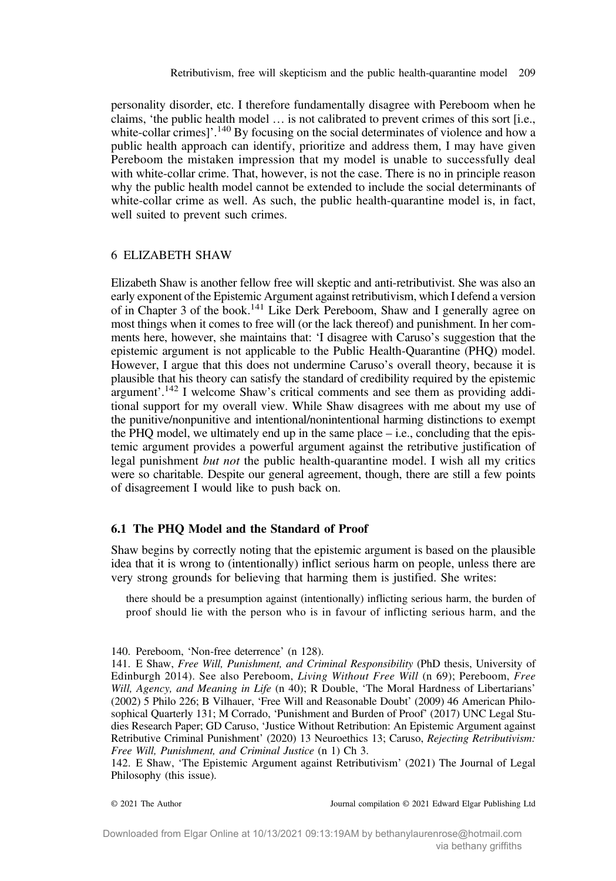personality disorder, etc. I therefore fundamentally disagree with Pereboom when he claims, 'the public health model … is not calibrated to prevent crimes of this sort [i.e., white-collar crimes]'.[140] By focusing on the social determinates of violence and how a public health approach can identify, prioritize and address them, I may have given Pereboom the mistaken impression that my model is unable to successfully deal with white-collar crime. That, however, is not the case. There is no in principle reason why the public health model cannot be extended to include the social determinants of white-collar crime as well. As such, the public health-quarantine model is, in fact, well suited to prevent such crimes.

## 6 ELIZABETH SHAW

Elizabeth Shaw is another fellow free will skeptic and anti-retributivist. She was also an early exponent of the Epistemic Argument against retributivism, which I defend a version of in Chapter 3 of the book.[141] Like Derk Pereboom, Shaw and I generally agree on most things when it comes to free will (or the lack thereof) and punishment. In her comments here, however, she maintains that: 'I disagree with Caruso's suggestion that the epistemic argument is not applicable to the Public Health-Quarantine (PHQ) model. However, I argue that this does not undermine Caruso's overall theory, because it is plausible that his theory can satisfy the standard of credibility required by the epistemic argument'.[142] I welcome Shaw's critical comments and see them as providing additional support for my overall view. While Shaw disagrees with me about my use of the punitive/nonpunitive and intentional/nonintentional harming distinctions to exempt the PHQ model, we ultimately end up in the same place – i.e., concluding that the epistemic argument provides a powerful argument against the retributive justification of legal punishment *but not* the public health-quarantine model. I wish all my critics were so charitable. Despite our general agreement, though, there are still a few points of disagreement I would like to push back on.

### 6.1 The PHQ Model and the Standard of Proof

Shaw begins by correctly noting that the epistemic argument is based on the plausible idea that it is wrong to (intentionally) inflict serious harm on people, unless there are very strong grounds for believing that harming them is justified. She writes:

> there should be a presumption against (intentionally) inflicting serious harm, the burden of proof should lie with the person who is in favour of inflicting serious harm, and the

140. Pereboom, 'Non-free deterrence' (n 128).

141. E Shaw, *Free Will, Punishment, and Criminal Responsibility* (PhD thesis, University of Edinburgh 2014). See also Pereboom, *Living Without Free Will* (n 69); Pereboom, *Free Will, Agency, and Meaning in Life* (n 40); R Double, 'The Moral Hardness of Libertarians' (2002) 5 Philo 226; B Vilhauer, 'Free Will and Reasonable Doubt' (2009) 46 American Philosophical Quarterly 131; M Corrado, 'Punishment and Burden of Proof' (2017) UNC Legal Studies Research Paper; GD Caruso, 'Justice Without Retribution: An Epistemic Argument against Retributive Criminal Punishment' (2020) 13 Neuroethics 13; Caruso, *Rejecting Retributivism: Free Will, Punishment, and Criminal Justice* (n 1) Ch 3.

142. E Shaw, 'The Epistemic Argument against Retributivism' (2021) The Journal of Legal Philosophy (this issue).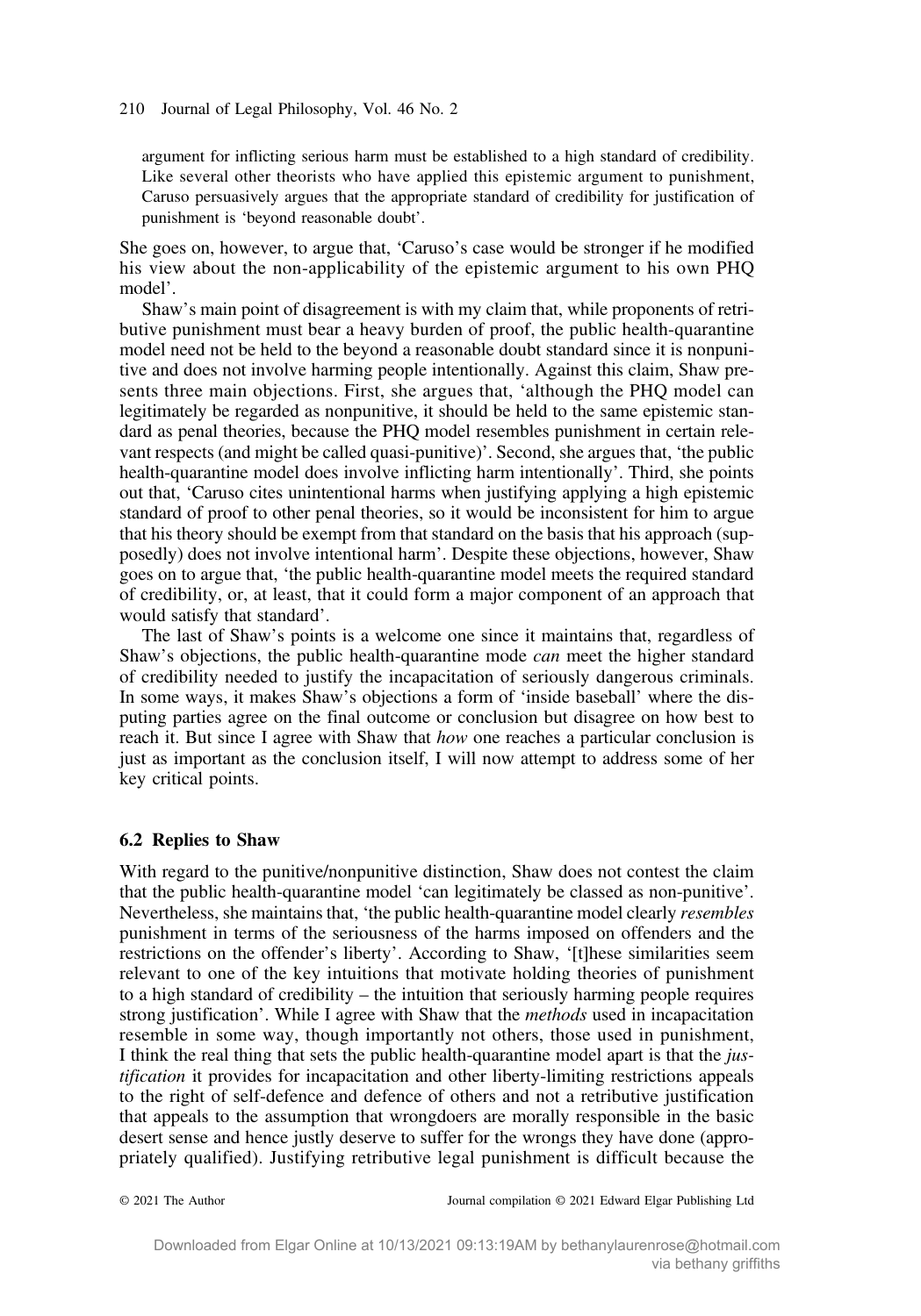> argument for inflicting serious harm must be established to a high standard of credibility. Like several other theorists who have applied this epistemic argument to punishment, Caruso persuasively argues that the appropriate standard of credibility for justification of punishment is 'beyond reasonable doubt'.

She goes on, however, to argue that, 'Caruso's case would be stronger if he modified his view about the non-applicability of the epistemic argument to his own PHQ model'.

Shaw's main point of disagreement is with my claim that, while proponents of retributive punishment must bear a heavy burden of proof, the public health-quarantine model need not be held to the beyond a reasonable doubt standard since it is nonpunitive and does not involve harming people intentionally. Against this claim, Shaw presents three main objections. First, she argues that, 'although the PHQ model can legitimately be regarded as nonpunitive, it should be held to the same epistemic standard as penal theories, because the PHQ model resembles punishment in certain relevant respects (and might be called quasi-punitive)'. Second, she argues that, 'the public health-quarantine model does involve inflicting harm intentionally'. Third, she points out that, 'Caruso cites unintentional harms when justifying applying a high epistemic standard of proof to other penal theories, so it would be inconsistent for him to argue that his theory should be exempt from that standard on the basis that his approach (supposedly) does not involve intentional harm'. Despite these objections, however, Shaw goes on to argue that, 'the public health-quarantine model meets the required standard of credibility, or, at least, that it could form a major component of an approach that would satisfy that standard'.

The last of Shaw's points is a welcome one since it maintains that, regardless of Shaw's objections, the public health-quarantine mode *can* meet the higher standard of credibility needed to justify the incapacitation of seriously dangerous criminals. In some ways, it makes Shaw's objections a form of 'inside baseball' where the disputing parties agree on the final outcome or conclusion but disagree on how best to reach it. But since I agree with Shaw that *how* one reaches a particular conclusion is just as important as the conclusion itself, I will now attempt to address some of her key critical points.

### 6.2 Replies to Shaw

With regard to the punitive/nonpunitive distinction, Shaw does not contest the claim that the public health-quarantine model 'can legitimately be classed as non-punitive'. Nevertheless, she maintains that, 'the public health-quarantine model clearly *resembles* punishment in terms of the seriousness of the harms imposed on offenders and the restrictions on the offender's liberty'. According to Shaw, '[t]hese similarities seem relevant to one of the key intuitions that motivate holding theories of punishment to a high standard of credibility – the intuition that seriously harming people requires strong justification'. While I agree with Shaw that the *methods* used in incapacitation resemble in some way, though importantly not others, those used in punishment, I think the real thing that sets the public health-quarantine model apart is that the *justification* it provides for incapacitation and other liberty-limiting restrictions appeals to the right of self-defence and defence of others and not a retributive justification that appeals to the assumption that wrongdoers are morally responsible in the basic desert sense and hence justly deserve to suffer for the wrongs they have done (appropriately qualified). Justifying retributive legal punishment is difficult because the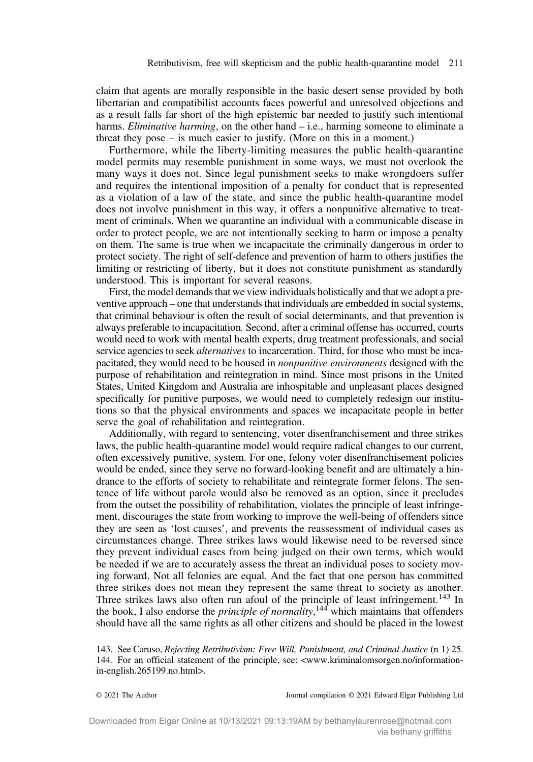claim that agents are morally responsible in the basic desert sense provided by both libertarian and compatibilist accounts faces powerful and unresolved objections and as a result falls far short of the high epistemic bar needed to justify such intentional harms. *Eliminative harming*, on the other hand – i.e., harming someone to eliminate a threat they pose – is much easier to justify. (More on this in a moment.)

Furthermore, while the liberty-limiting measures the public health-quarantine model permits may resemble punishment in some ways, we must not overlook the many ways it does not. Since legal punishment seeks to make wrongdoers suffer and requires the intentional imposition of a penalty for conduct that is represented as a violation of a law of the state, and since the public health-quarantine model does not involve punishment in this way, it offers a nonpunitive alternative to treatment of criminals. When we quarantine an individual with a communicable disease in order to protect people, we are not intentionally seeking to harm or impose a penalty on them. The same is true when we incapacitate the criminally dangerous in order to protect society. The right of self-defence and prevention of harm to others justifies the limiting or restricting of liberty, but it does not constitute punishment as standardly understood. This is important for several reasons.

First, the model demands that we view individuals holistically and that we adopt a preventive approach – one that understands that individuals are embedded in social systems, that criminal behaviour is often the result of social determinants, and that prevention is always preferable to incapacitation. Second, after a criminal offense has occurred, courts would need to work with mental health experts, drug treatment professionals, and social service agencies to seek *alternatives* to incarceration. Third, for those who must be incapacitated, they would need to be housed in *nonpunitive environments* designed with the purpose of rehabilitation and reintegration in mind. Since most prisons in the United States, United Kingdom and Australia are inhospitable and unpleasant places designed specifically for punitive purposes, we would need to completely redesign our institutions so that the physical environments and spaces we incapacitate people in better serve the goal of rehabilitation and reintegration.

Additionally, with regard to sentencing, voter disenfranchisement and three strikes laws, the public health-quarantine model would require radical changes to our current, often excessively punitive, system. For one, felony voter disenfranchisement policies would be ended, since they serve no forward-looking benefit and are ultimately a hindrance to the efforts of society to rehabilitate and reintegrate former felons. The sentence of life without parole would also be removed as an option, since it precludes from the outset the possibility of rehabilitation, violates the principle of least infringement, discourages the state from working to improve the well-being of offenders since they are seen as 'lost causes', and prevents the reassessment of individual cases as circumstances change. Three strikes laws would likewise need to be reversed since they prevent individual cases from being judged on their own terms, which would be needed if we are to accurately assess the threat an individual poses to society moving forward. Not all felonies are equal. And the fact that one person has committed three strikes does not mean they represent the same threat to society as another. Three strikes laws also often run afoul of the principle of least infringement.[143] In the book, I also endorse the *principle of normality*,[144] which maintains that offenders should have all the same rights as all other citizens and should be placed in the lowest

143. See Caruso, *Rejecting Retributivism: Free Will, Punishment, and Criminal Justice* (n 1) 25.
144. For an official statement of the principle, see: <www.kriminalomsorgen.no/information-in-english.265199.no.html>.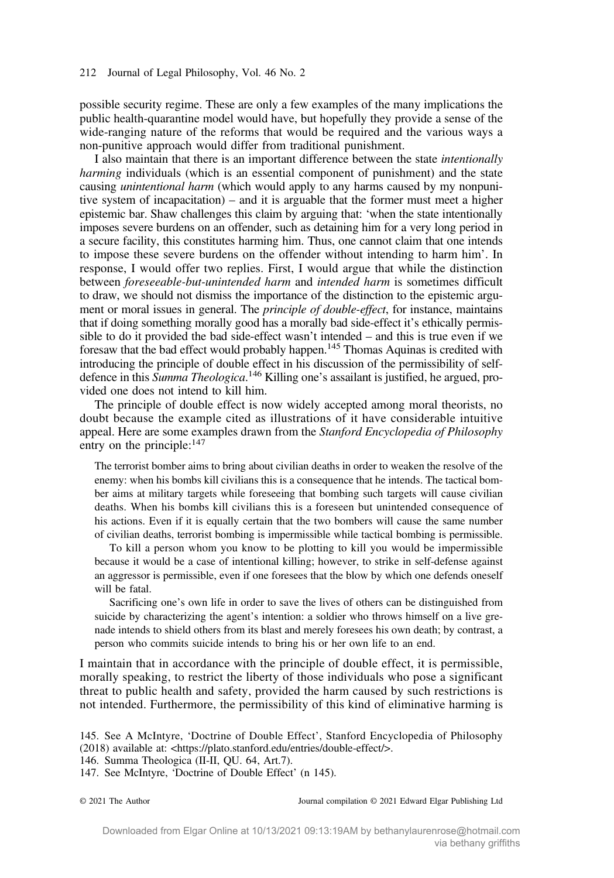possible security regime. These are only a few examples of the many implications the public health-quarantine model would have, but hopefully they provide a sense of the wide-ranging nature of the reforms that would be required and the various ways a non-punitive approach would differ from traditional punishment.

I also maintain that there is an important difference between the state *intentionally harming* individuals (which is an essential component of punishment) and the state causing *unintentional harm* (which would apply to any harms caused by my nonpunitive system of incapacitation) – and it is arguable that the former must meet a higher epistemic bar. Shaw challenges this claim by arguing that: 'when the state intentionally imposes severe burdens on an offender, such as detaining him for a very long period in a secure facility, this constitutes harming him. Thus, one cannot claim that one intends to impose these severe burdens on the offender without intending to harm him'. In response, I would offer two replies. First, I would argue that while the distinction between *foreseeable-but-unintended harm* and *intended harm* is sometimes difficult to draw, we should not dismiss the importance of the distinction to the epistemic argument or moral issues in general. The *principle of double-effect*, for instance, maintains that if doing something morally good has a morally bad side-effect it's ethically permissible to do it provided the bad side-effect wasn't intended – and this is true even if we foresaw that the bad effect would probably happen.[145] Thomas Aquinas is credited with introducing the principle of double effect in his discussion of the permissibility of self-defence in this *Summa Theologica*.[146] Killing one's assailant is justified, he argued, provided one does not intend to kill him.

The principle of double effect is now widely accepted among moral theorists, no doubt because the example cited as illustrations of it have considerable intuitive appeal. Here are some examples drawn from the *Stanford Encyclopedia of Philosophy* entry on the principle:[147]

> The terrorist bomber aims to bring about civilian deaths in order to weaken the resolve of the enemy: when his bombs kill civilians this is a consequence that he intends. The tactical bomber aims at military targets while foreseeing that bombing such targets will cause civilian deaths. When his bombs kill civilians this is a foreseen but unintended consequence of his actions. Even if it is equally certain that the two bombers will cause the same number of civilian deaths, terrorist bombing is impermissible while tactical bombing is permissible.
>
> To kill a person whom you know to be plotting to kill you would be impermissible because it would be a case of intentional killing; however, to strike in self-defense against an aggressor is permissible, even if one foresees that the blow by which one defends oneself will be fatal.
>
> Sacrificing one's own life in order to save the lives of others can be distinguished from suicide by characterizing the agent's intention: a soldier who throws himself on a live grenade intends to shield others from its blast and merely foresees his own death; by contrast, a person who commits suicide intends to bring his or her own life to an end.

I maintain that in accordance with the principle of double effect, it is permissible, morally speaking, to restrict the liberty of those individuals who pose a significant threat to public health and safety, provided the harm caused by such restrictions is not intended. Furthermore, the permissibility of this kind of eliminative harming is

145. See A McIntyre, 'Doctrine of Double Effect', Stanford Encyclopedia of Philosophy (2018) available at: <https://plato.stanford.edu/entries/double-effect/>.

146. Summa Theologica (II-II, QU. 64, Art.7).

147. See McIntyre, 'Doctrine of Double Effect' (n 145).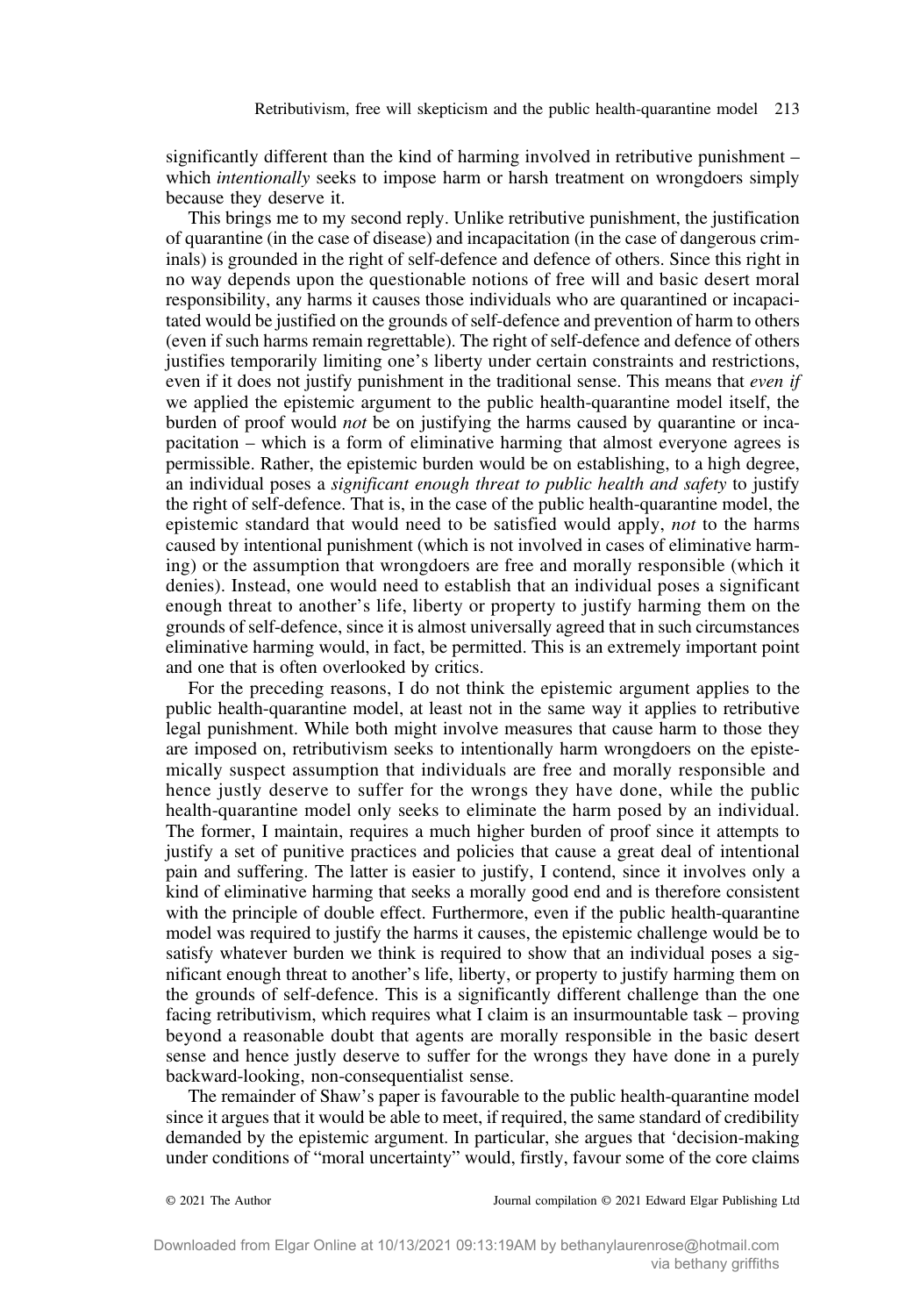significantly different than the kind of harming involved in retributive punishment – which *intentionally* seeks to impose harm or harsh treatment on wrongdoers simply because they deserve it.

This brings me to my second reply. Unlike retributive punishment, the justification of quarantine (in the case of disease) and incapacitation (in the case of dangerous criminals) is grounded in the right of self-defence and defence of others. Since this right in no way depends upon the questionable notions of free will and basic desert moral responsibility, any harms it causes those individuals who are quarantined or incapacitated would be justified on the grounds of self-defence and prevention of harm to others (even if such harms remain regrettable). The right of self-defence and defence of others justifies temporarily limiting one's liberty under certain constraints and restrictions, even if it does not justify punishment in the traditional sense. This means that *even if* we applied the epistemic argument to the public health-quarantine model itself, the burden of proof would *not* be on justifying the harms caused by quarantine or incapacitation – which is a form of eliminative harming that almost everyone agrees is permissible. Rather, the epistemic burden would be on establishing, to a high degree, an individual poses a *significant enough threat to public health and safety* to justify the right of self-defence. That is, in the case of the public health-quarantine model, the epistemic standard that would need to be satisfied would apply, *not* to the harms caused by intentional punishment (which is not involved in cases of eliminative harming) or the assumption that wrongdoers are free and morally responsible (which it denies). Instead, one would need to establish that an individual poses a significant enough threat to another's life, liberty or property to justify harming them on the grounds of self-defence, since it is almost universally agreed that in such circumstances eliminative harming would, in fact, be permitted. This is an extremely important point and one that is often overlooked by critics.

For the preceding reasons, I do not think the epistemic argument applies to the public health-quarantine model, at least not in the same way it applies to retributive legal punishment. While both might involve measures that cause harm to those they are imposed on, retributivism seeks to intentionally harm wrongdoers on the epistemically suspect assumption that individuals are free and morally responsible and hence justly deserve to suffer for the wrongs they have done, while the public health-quarantine model only seeks to eliminate the harm posed by an individual. The former, I maintain, requires a much higher burden of proof since it attempts to justify a set of punitive practices and policies that cause a great deal of intentional pain and suffering. The latter is easier to justify, I contend, since it involves only a kind of eliminative harming that seeks a morally good end and is therefore consistent with the principle of double effect. Furthermore, even if the public health-quarantine model was required to justify the harms it causes, the epistemic challenge would be to satisfy whatever burden we think is required to show that an individual poses a significant enough threat to another's life, liberty, or property to justify harming them on the grounds of self-defence. This is a significantly different challenge than the one facing retributivism, which requires what I claim is an insurmountable task – proving beyond a reasonable doubt that agents are morally responsible in the basic desert sense and hence justly deserve to suffer for the wrongs they have done in a purely backward-looking, non-consequentialist sense.

The remainder of Shaw's paper is favourable to the public health-quarantine model since it argues that it would be able to meet, if required, the same standard of credibility demanded by the epistemic argument. In particular, she argues that 'decision-making under conditions of "moral uncertainty" would, firstly, favour some of the core claims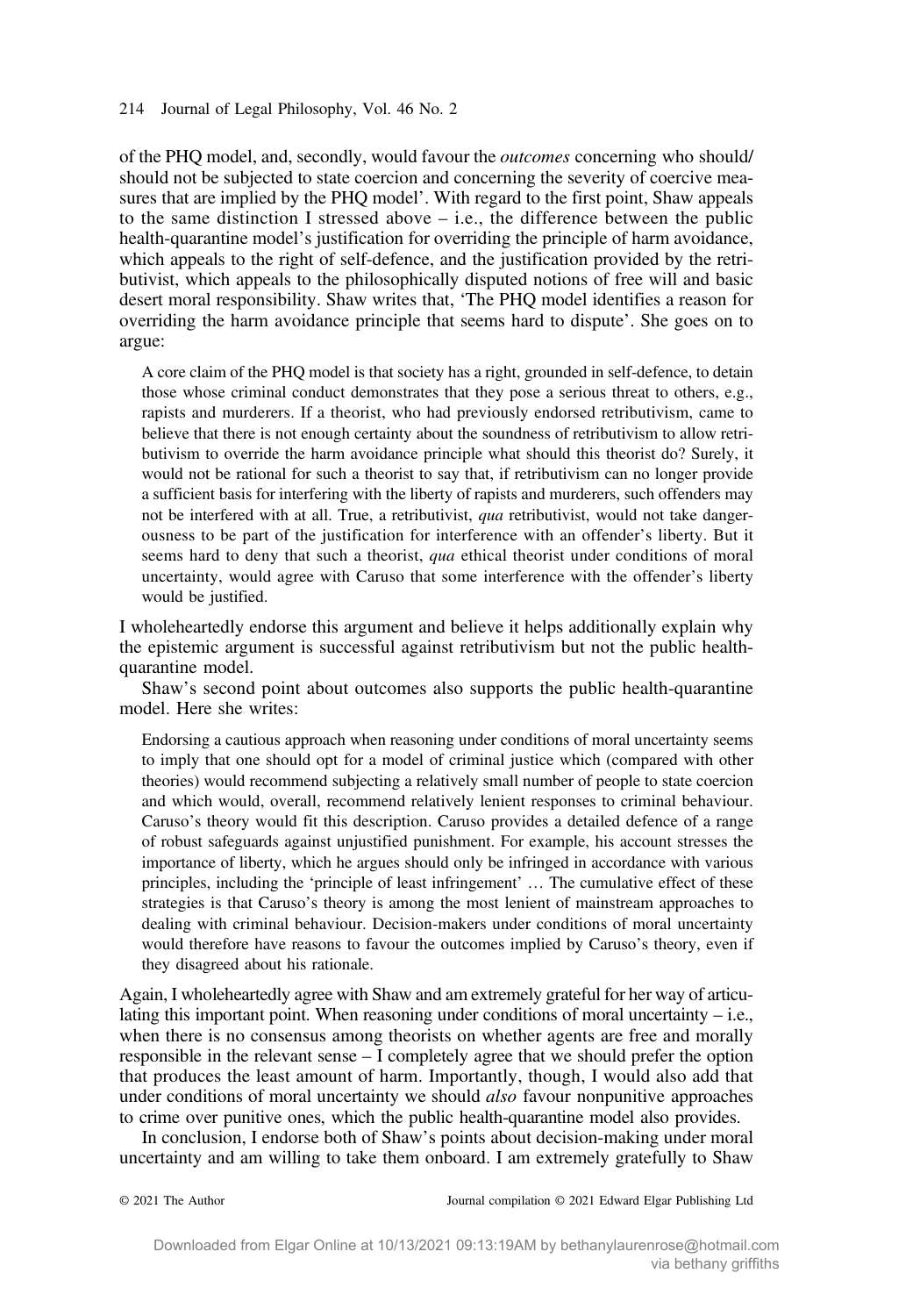of the PHQ model, and, secondly, would favour the *outcomes* concerning who should/should not be subjected to state coercion and concerning the severity of coercive measures that are implied by the PHQ model'. With regard to the first point, Shaw appeals to the same distinction I stressed above – i.e., the difference between the public health-quarantine model's justification for overriding the principle of harm avoidance, which appeals to the right of self-defence, and the justification provided by the retributivist, which appeals to the philosophically disputed notions of free will and basic desert moral responsibility. Shaw writes that, 'The PHQ model identifies a reason for overriding the harm avoidance principle that seems hard to dispute'. She goes on to argue:

> A core claim of the PHQ model is that society has a right, grounded in self-defence, to detain those whose criminal conduct demonstrates that they pose a serious threat to others, e.g., rapists and murderers. If a theorist, who had previously endorsed retributivism, came to believe that there is not enough certainty about the soundness of retributivism to allow retributivism to override the harm avoidance principle what should this theorist do? Surely, it would not be rational for such a theorist to say that, if retributivism can no longer provide a sufficient basis for interfering with the liberty of rapists and murderers, such offenders may not be interfered with at all. True, a retributivist, *qua* retributivist, would not take dangerousness to be part of the justification for interference with an offender's liberty. But it seems hard to deny that such a theorist, *qua* ethical theorist under conditions of moral uncertainty, would agree with Caruso that some interference with the offender's liberty would be justified.

I wholeheartedly endorse this argument and believe it helps additionally explain why the epistemic argument is successful against retributivism but not the public health-quarantine model.

Shaw's second point about outcomes also supports the public health-quarantine model. Here she writes:

> Endorsing a cautious approach when reasoning under conditions of moral uncertainty seems to imply that one should opt for a model of criminal justice which (compared with other theories) would recommend subjecting a relatively small number of people to state coercion and which would, overall, recommend relatively lenient responses to criminal behaviour. Caruso's theory would fit this description. Caruso provides a detailed defence of a range of robust safeguards against unjustified punishment. For example, his account stresses the importance of liberty, which he argues should only be infringed in accordance with various principles, including the 'principle of least infringement' … The cumulative effect of these strategies is that Caruso's theory is among the most lenient of mainstream approaches to dealing with criminal behaviour. Decision-makers under conditions of moral uncertainty would therefore have reasons to favour the outcomes implied by Caruso's theory, even if they disagreed about his rationale.

Again, I wholeheartedly agree with Shaw and am extremely grateful for her way of articulating this important point. When reasoning under conditions of moral uncertainty – i.e., when there is no consensus among theorists on whether agents are free and morally responsible in the relevant sense – I completely agree that we should prefer the option that produces the least amount of harm. Importantly, though, I would also add that under conditions of moral uncertainty we should *also* favour nonpunitive approaches to crime over punitive ones, which the public health-quarantine model also provides.

In conclusion, I endorse both of Shaw's points about decision-making under moral uncertainty and am willing to take them onboard. I am extremely gratefully to Shaw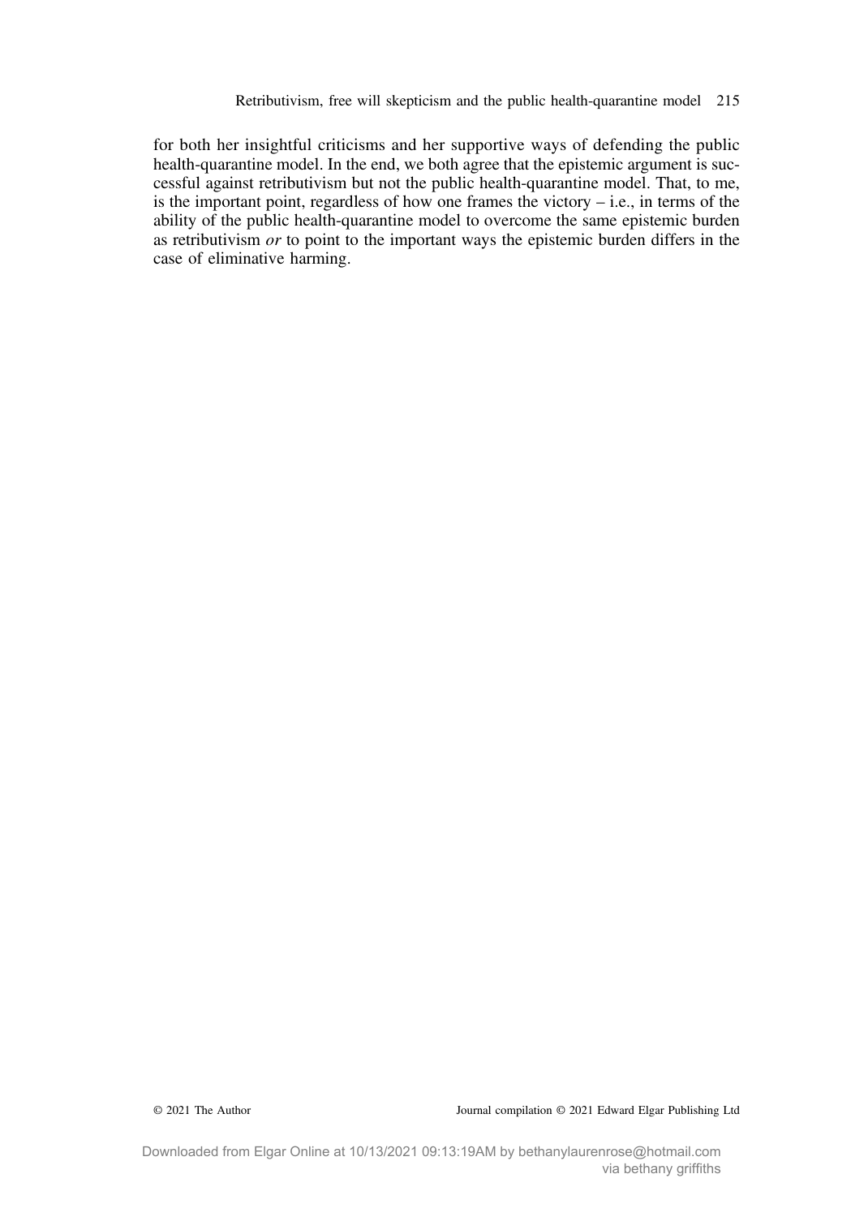for both her insightful criticisms and her supportive ways of defending the public health-quarantine model. In the end, we both agree that the epistemic argument is successful against retributivism but not the public health-quarantine model. That, to me, is the important point, regardless of how one frames the victory – i.e., in terms of the ability of the public health-quarantine model to overcome the same epistemic burden as retributivism *or* to point to the important ways the epistemic burden differs in the case of eliminative harming.